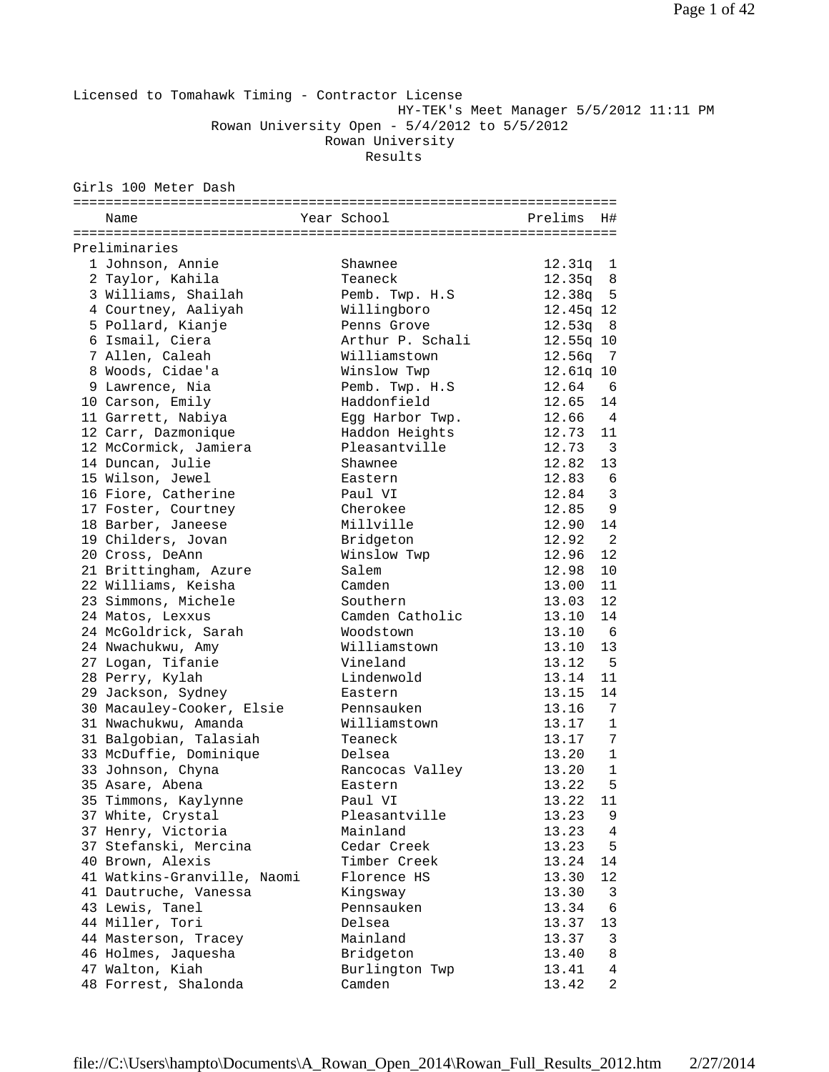Licensed to Tomahawk Timing - Contractor License

HY-TEK's Meet Manager 5/5/2012 11:11 PM

Rowan University Open - 5/4/2012 to 5/5/2012

Rowan University

Results

## Girls 100 Meter Dash

| | Name | Year | School | Prelims | H# |
|---|---|---|---|---|---|
| **Preliminaries** | | | | | |
| 1 | Johnson, Annie | | Shawnee | 12.31q | 1 |
| 2 | Taylor, Kahila | | Teaneck | 12.35q | 8 |
| 3 | Williams, Shailah | | Pemb. Twp. H.S | 12.38q | 5 |
| 4 | Courtney, Aaliyah | | Willingboro | 12.45q | 12 |
| 5 | Pollard, Kianje | | Penns Grove | 12.53q | 8 |
| 6 | Ismail, Ciera | | Arthur P. Schali | 12.55q | 10 |
| 7 | Allen, Caleah | | Williamstown | 12.56q | 7 |
| 8 | Woods, Cidae'a | | Winslow Twp | 12.61q | 10 |
| 9 | Lawrence, Nia | | Pemb. Twp. H.S | 12.64 | 6 |
| 10 | Carson, Emily | | Haddonfield | 12.65 | 14 |
| 11 | Garrett, Nabiya | | Egg Harbor Twp. | 12.66 | 4 |
| 12 | Carr, Dazmonique | | Haddon Heights | 12.73 | 11 |
| 12 | McCormick, Jamiera | | Pleasantville | 12.73 | 3 |
| 14 | Duncan, Julie | | Shawnee | 12.82 | 13 |
| 15 | Wilson, Jewel | | Eastern | 12.83 | 6 |
| 16 | Fiore, Catherine | | Paul VI | 12.84 | 3 |
| 17 | Foster, Courtney | | Cherokee | 12.85 | 9 |
| 18 | Barber, Janeese | | Millville | 12.90 | 14 |
| 19 | Childers, Jovan | | Bridgeton | 12.92 | 2 |
| 20 | Cross, DeAnn | | Winslow Twp | 12.96 | 12 |
| 21 | Brittingham, Azure | | Salem | 12.98 | 10 |
| 22 | Williams, Keisha | | Camden | 13.00 | 11 |
| 23 | Simmons, Michele | | Southern | 13.03 | 12 |
| 24 | Matos, Lexxus | | Camden Catholic | 13.10 | 14 |
| 24 | McGoldrick, Sarah | | Woodstown | 13.10 | 6 |
| 24 | Nwachukwu, Amy | | Williamstown | 13.10 | 13 |
| 27 | Logan, Tifanie | | Vineland | 13.12 | 5 |
| 28 | Perry, Kylah | | Lindenwold | 13.14 | 11 |
| 29 | Jackson, Sydney | | Eastern | 13.15 | 14 |
| 30 | Macauley-Cooker, Elsie | | Pennsauken | 13.16 | 7 |
| 31 | Nwachukwu, Amanda | | Williamstown | 13.17 | 1 |
| 31 | Balgobian, Talasiah | | Teaneck | 13.17 | 7 |
| 33 | McDuffie, Dominique | | Delsea | 13.20 | 1 |
| 33 | Johnson, Chyna | | Rancocas Valley | 13.20 | 1 |
| 35 | Asare, Abena | | Eastern | 13.22 | 5 |
| 35 | Timmons, Kaylynne | | Paul VI | 13.22 | 11 |
| 37 | White, Crystal | | Pleasantville | 13.23 | 9 |
| 37 | Henry, Victoria | | Mainland | 13.23 | 4 |
| 37 | Stefanski, Mercina | | Cedar Creek | 13.23 | 5 |
| 40 | Brown, Alexis | | Timber Creek | 13.24 | 14 |
| 41 | Watkins-Granville, Naomi | | Florence HS | 13.30 | 12 |
| 41 | Dautruche, Vanessa | | Kingsway | 13.30 | 3 |
| 43 | Lewis, Tanel | | Pennsauken | 13.34 | 6 |
| 44 | Miller, Tori | | Delsea | 13.37 | 13 |
| 44 | Masterson, Tracey | | Mainland | 13.37 | 3 |
| 46 | Holmes, Jaquesha | | Bridgeton | 13.40 | 8 |
| 47 | Walton, Kiah | | Burlington Twp | 13.41 | 4 |
| 48 | Forrest, Shalonda | | Camden | 13.42 | 2 |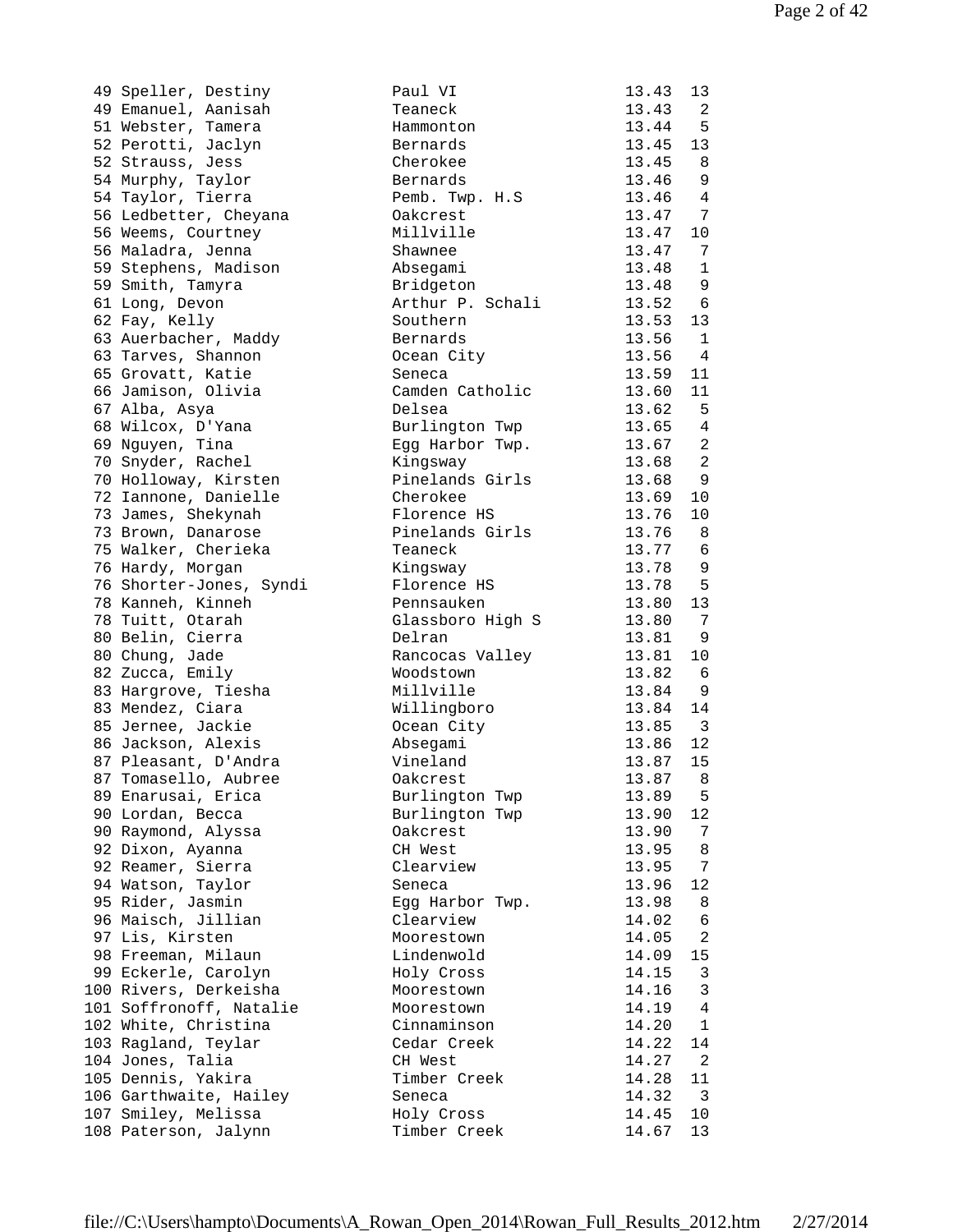```
 49 Speller, Destiny            Paul VI                13.43  13
 49 Emanuel, Aanisah            Teaneck                13.43   2
 51 Webster, Tamera             Hammonton              13.44   5
 52 Perotti, Jaclyn             Bernards               13.45  13
 52 Strauss, Jess               Cherokee               13.45   8
 54 Murphy, Taylor              Bernards               13.46   9
 54 Taylor, Tierra              Pemb. Twp. H.S         13.46   4
 56 Ledbetter, Cheyana          Oakcrest               13.47   7
 56 Weems, Courtney             Millville              13.47  10
 56 Maladra, Jenna              Shawnee                13.47   7
 59 Stephens, Madison           Absegami               13.48   1
 59 Smith, Tamyra               Bridgeton              13.48   9
 61 Long, Devon                 Arthur P. Schali       13.52   6
 62 Fay, Kelly                  Southern               13.53  13
 63 Auerbacher, Maddy           Bernards               13.56   1
 63 Tarves, Shannon             Ocean City             13.56   4
 65 Grovatt, Katie              Seneca                 13.59  11
 66 Jamison, Olivia             Camden Catholic        13.60  11
 67 Alba, Asya                  Delsea                 13.62   5
 68 Wilcox, D'Yana              Burlington Twp         13.65   4
 69 Nguyen, Tina                Egg Harbor Twp.        13.67   2
 70 Snyder, Rachel              Kingsway               13.68   2
 70 Holloway, Kirsten           Pinelands Girls        13.68   9
 72 Iannone, Danielle           Cherokee               13.69  10
 73 James, Shekynah             Florence HS            13.76  10
 73 Brown, Danarose             Pinelands Girls        13.76   8
 75 Walker, Cherieka            Teaneck                13.77   6
 76 Hardy, Morgan               Kingsway               13.78   9
 76 Shorter-Jones, Syndi        Florence HS            13.78   5
 78 Kanneh, Kinneh              Pennsauken             13.80  13
 78 Tuitt, Otarah               Glassboro High S       13.80   7
 80 Belin, Cierra               Delran                 13.81   9
 80 Chung, Jade                 Rancocas Valley        13.81  10
 82 Zucca, Emily                Woodstown              13.82   6
 83 Hargrove, Tiesha            Millville              13.84   9
 83 Mendez, Ciara               Willingboro            13.84  14
 85 Jernee, Jackie              Ocean City             13.85   3
 86 Jackson, Alexis             Absegami               13.86  12
 87 Pleasant, D'Andra           Vineland               13.87  15
 87 Tomasello, Aubree           Oakcrest               13.87   8
 89 Enarusai, Erica             Burlington Twp         13.89   5
 90 Lordan, Becca               Burlington Twp         13.90  12
 90 Raymond, Alyssa             Oakcrest               13.90   7
 92 Dixon, Ayanna               CH West                13.95   8
 92 Reamer, Sierra              Clearview              13.95   7
 94 Watson, Taylor              Seneca                 13.96  12
 95 Rider, Jasmin               Egg Harbor Twp.        13.98   8
 96 Maisch, Jillian             Clearview              14.02   6
 97 Lis, Kirsten                Moorestown             14.05   2
 98 Freeman, Milaun             Lindenwold             14.09  15
 99 Eckerle, Carolyn            Holy Cross             14.15   3
100 Rivers, Derkeisha           Moorestown             14.16   3
101 Soffronoff, Natalie         Moorestown             14.19   4
102 White, Christina            Cinnaminson            14.20   1
103 Ragland, Teylar             Cedar Creek            14.22  14
104 Jones, Talia                CH West                14.27   2
105 Dennis, Yakira              Timber Creek           14.28  11
106 Garthwaite, Hailey          Seneca                 14.32   3
107 Smiley, Melissa             Holy Cross             14.45  10
108 Paterson, Jalynn            Timber Creek           14.67  13
```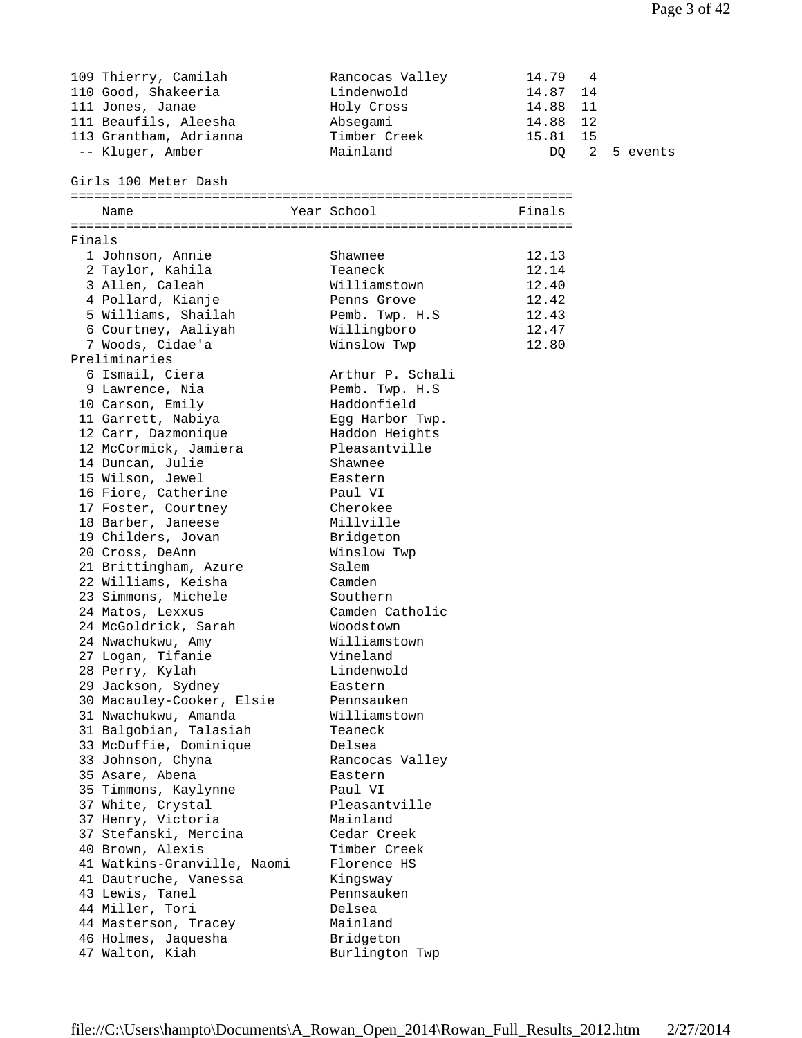| Place | Name | Year | School | Finals | Points | |
|---|---|---|---|---|---|---|
| 109 | Thierry, Camilah | | Rancocas Valley | 14.79 | 4 | |
| 110 | Good, Shakeeria | | Lindenwold | 14.87 | 14 | |
| 111 | Jones, Janae | | Holy Cross | 14.88 | 11 | |
| 111 | Beaufils, Aleesha | | Absegami | 14.88 | 12 | |
| 113 | Grantham, Adrianna | | Timber Creek | 15.81 | 15 | |
| -- | Kluger, Amber | | Mainland | DQ | 2 | 5 events |

## Girls 100 Meter Dash

| Place | Name | Year | School | Finals |
|---|---|---|---|---|
| **Finals** | | | | |
| 1 | Johnson, Annie | | Shawnee | 12.13 |
| 2 | Taylor, Kahila | | Teaneck | 12.14 |
| 3 | Allen, Caleah | | Williamstown | 12.40 |
| 4 | Pollard, Kianje | | Penns Grove | 12.42 |
| 5 | Williams, Shailah | | Pemb. Twp. H.S | 12.43 |
| 6 | Courtney, Aaliyah | | Willingboro | 12.47 |
| 7 | Woods, Cidae'a | | Winslow Twp | 12.80 |
| **Preliminaries** | | | | |
| 6 | Ismail, Ciera | | Arthur P. Schali | |
| 9 | Lawrence, Nia | | Pemb. Twp. H.S | |
| 10 | Carson, Emily | | Haddonfield | |
| 11 | Garrett, Nabiya | | Egg Harbor Twp. | |
| 12 | Carr, Dazmonique | | Haddon Heights | |
| 12 | McCormick, Jamiera | | Pleasantville | |
| 14 | Duncan, Julie | | Shawnee | |
| 15 | Wilson, Jewel | | Eastern | |
| 16 | Fiore, Catherine | | Paul VI | |
| 17 | Foster, Courtney | | Cherokee | |
| 18 | Barber, Janeese | | Millville | |
| 19 | Childers, Jovan | | Bridgeton | |
| 20 | Cross, DeAnn | | Winslow Twp | |
| 21 | Brittingham, Azure | | Salem | |
| 22 | Williams, Keisha | | Camden | |
| 23 | Simmons, Michele | | Southern | |
| 24 | Matos, Lexxus | | Camden Catholic | |
| 24 | McGoldrick, Sarah | | Woodstown | |
| 24 | Nwachukwu, Amy | | Williamstown | |
| 27 | Logan, Tifanie | | Vineland | |
| 28 | Perry, Kylah | | Lindenwold | |
| 29 | Jackson, Sydney | | Eastern | |
| 30 | Macauley-Cooker, Elsie | | Pennsauken | |
| 31 | Nwachukwu, Amanda | | Williamstown | |
| 31 | Balgobian, Talasiah | | Teaneck | |
| 33 | McDuffie, Dominique | | Delsea | |
| 33 | Johnson, Chyna | | Rancocas Valley | |
| 35 | Asare, Abena | | Eastern | |
| 35 | Timmons, Kaylynne | | Paul VI | |
| 37 | White, Crystal | | Pleasantville | |
| 37 | Henry, Victoria | | Mainland | |
| 37 | Stefanski, Mercina | | Cedar Creek | |
| 40 | Brown, Alexis | | Timber Creek | |
| 41 | Watkins-Granville, Naomi | | Florence HS | |
| 41 | Dautruche, Vanessa | | Kingsway | |
| 43 | Lewis, Tanel | | Pennsauken | |
| 44 | Miller, Tori | | Delsea | |
| 44 | Masterson, Tracey | | Mainland | |
| 46 | Holmes, Jaquesha | | Bridgeton | |
| 47 | Walton, Kiah | | Burlington Twp | |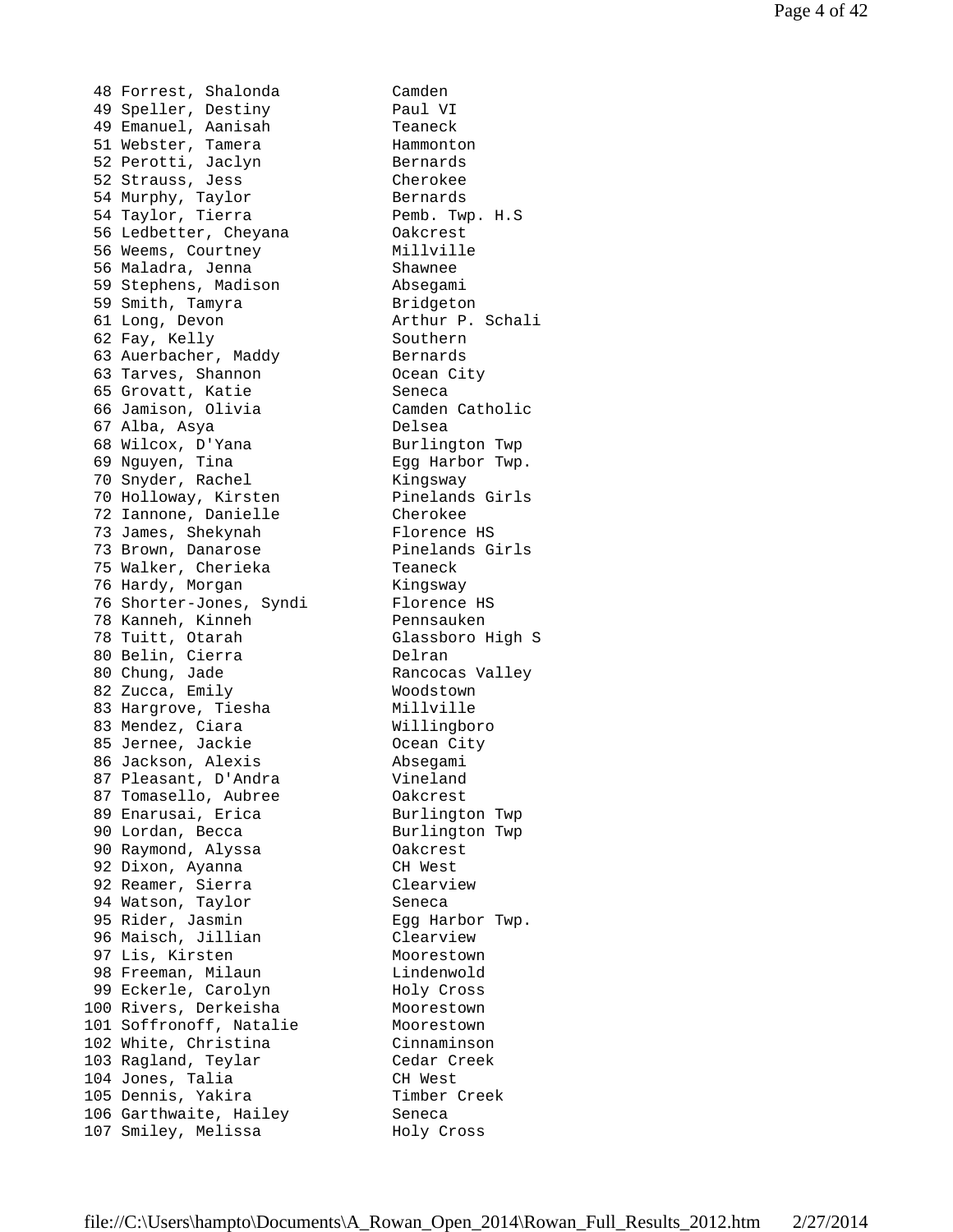```
 48 Forrest, Shalonda           Camden
 49 Speller, Destiny            Paul VI
 49 Emanuel, Aanisah            Teaneck
 51 Webster, Tamera             Hammonton
 52 Perotti, Jaclyn             Bernards
 52 Strauss, Jess               Cherokee
 54 Murphy, Taylor              Bernards
 54 Taylor, Tierra              Pemb. Twp. H.S
 56 Ledbetter, Cheyana          Oakcrest
 56 Weems, Courtney             Millville
 56 Maladra, Jenna              Shawnee
 59 Stephens, Madison           Absegami
 59 Smith, Tamyra               Bridgeton
 61 Long, Devon                 Arthur P. Schali
 62 Fay, Kelly                  Southern
 63 Auerbacher, Maddy           Bernards
 63 Tarves, Shannon             Ocean City
 65 Grovatt, Katie              Seneca
 66 Jamison, Olivia             Camden Catholic
 67 Alba, Asya                  Delsea
 68 Wilcox, D'Yana              Burlington Twp
 69 Nguyen, Tina                Egg Harbor Twp.
 70 Snyder, Rachel              Kingsway
 70 Holloway, Kirsten           Pinelands Girls
 72 Iannone, Danielle           Cherokee
 73 James, Shekynah             Florence HS
 73 Brown, Danarose             Pinelands Girls
 75 Walker, Cherieka            Teaneck
 76 Hardy, Morgan               Kingsway
 76 Shorter-Jones, Syndi        Florence HS
 78 Kanneh, Kinneh              Pennsauken
 78 Tuitt, Otarah               Glassboro High S
 80 Belin, Cierra               Delran
 80 Chung, Jade                 Rancocas Valley
 82 Zucca, Emily                Woodstown
 83 Hargrove, Tiesha            Millville
 83 Mendez, Ciara               Willingboro
 85 Jernee, Jackie              Ocean City
 86 Jackson, Alexis             Absegami
 87 Pleasant, D'Andra           Vineland
 87 Tomasello, Aubree           Oakcrest
 89 Enarusai, Erica             Burlington Twp
 90 Lordan, Becca               Burlington Twp
 90 Raymond, Alyssa             Oakcrest
 92 Dixon, Ayanna               CH West
 92 Reamer, Sierra              Clearview
 94 Watson, Taylor              Seneca
 95 Rider, Jasmin               Egg Harbor Twp.
 96 Maisch, Jillian             Clearview
 97 Lis, Kirsten                Moorestown
 98 Freeman, Milaun             Lindenwold
 99 Eckerle, Carolyn            Holy Cross
100 Rivers, Derkeisha           Moorestown
101 Soffronoff, Natalie         Moorestown
102 White, Christina            Cinnaminson
103 Ragland, Teylar             Cedar Creek
104 Jones, Talia                CH West
105 Dennis, Yakira              Timber Creek
106 Garthwaite, Hailey          Seneca
107 Smiley, Melissa             Holy Cross
```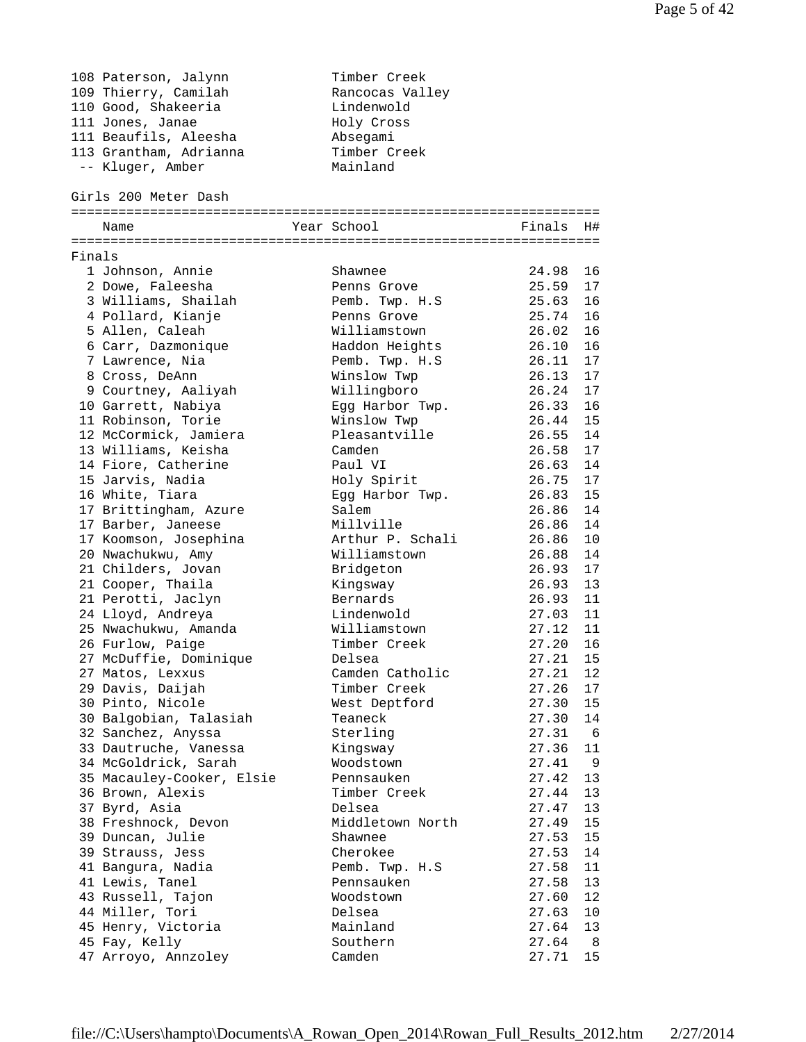| Place | Name | Year | School | Finals | H# |
|---|---|---|---|---|---|
| 108 | Paterson, Jalynn | | Timber Creek | | |
| 109 | Thierry, Camilah | | Rancocas Valley | | |
| 110 | Good, Shakeeria | | Lindenwold | | |
| 111 | Jones, Janae | | Holy Cross | | |
| 111 | Beaufils, Aleesha | | Absegami | | |
| 113 | Grantham, Adrianna | | Timber Creek | | |
| -- | Kluger, Amber | | Mainland | | |

## Girls 200 Meter Dash

**Finals**

| Place | Name | Year | School | Finals | H# |
|---|---|---|---|---|---|
| 1 | Johnson, Annie | | Shawnee | 24.98 | 16 |
| 2 | Dowe, Faleesha | | Penns Grove | 25.59 | 17 |
| 3 | Williams, Shailah | | Pemb. Twp. H.S | 25.63 | 16 |
| 4 | Pollard, Kianje | | Penns Grove | 25.74 | 16 |
| 5 | Allen, Caleah | | Williamstown | 26.02 | 16 |
| 6 | Carr, Dazmonique | | Haddon Heights | 26.10 | 16 |
| 7 | Lawrence, Nia | | Pemb. Twp. H.S | 26.11 | 17 |
| 8 | Cross, DeAnn | | Winslow Twp | 26.13 | 17 |
| 9 | Courtney, Aaliyah | | Willingboro | 26.24 | 17 |
| 10 | Garrett, Nabiya | | Egg Harbor Twp. | 26.33 | 16 |
| 11 | Robinson, Torie | | Winslow Twp | 26.44 | 15 |
| 12 | McCormick, Jamiera | | Pleasantville | 26.55 | 14 |
| 13 | Williams, Keisha | | Camden | 26.58 | 17 |
| 14 | Fiore, Catherine | | Paul VI | 26.63 | 14 |
| 15 | Jarvis, Nadia | | Holy Spirit | 26.75 | 17 |
| 16 | White, Tiara | | Egg Harbor Twp. | 26.83 | 15 |
| 17 | Brittingham, Azure | | Salem | 26.86 | 14 |
| 17 | Barber, Janeese | | Millville | 26.86 | 14 |
| 17 | Koomson, Josephina | | Arthur P. Schali | 26.86 | 10 |
| 20 | Nwachukwu, Amy | | Williamstown | 26.88 | 14 |
| 21 | Childers, Jovan | | Bridgeton | 26.93 | 17 |
| 21 | Cooper, Thaila | | Kingsway | 26.93 | 13 |
| 21 | Perotti, Jaclyn | | Bernards | 26.93 | 11 |
| 24 | Lloyd, Andreya | | Lindenwold | 27.03 | 11 |
| 25 | Nwachukwu, Amanda | | Williamstown | 27.12 | 11 |
| 26 | Furlow, Paige | | Timber Creek | 27.20 | 16 |
| 27 | McDuffie, Dominique | | Delsea | 27.21 | 15 |
| 27 | Matos, Lexxus | | Camden Catholic | 27.21 | 12 |
| 29 | Davis, Daijah | | Timber Creek | 27.26 | 17 |
| 30 | Pinto, Nicole | | West Deptford | 27.30 | 15 |
| 30 | Balgobian, Talasiah | | Teaneck | 27.30 | 14 |
| 32 | Sanchez, Anyssa | | Sterling | 27.31 | 6 |
| 33 | Dautruche, Vanessa | | Kingsway | 27.36 | 11 |
| 34 | McGoldrick, Sarah | | Woodstown | 27.41 | 9 |
| 35 | Macauley-Cooker, Elsie | | Pennsauken | 27.42 | 13 |
| 36 | Brown, Alexis | | Timber Creek | 27.44 | 13 |
| 37 | Byrd, Asia | | Delsea | 27.47 | 13 |
| 38 | Freshnock, Devon | | Middletown North | 27.49 | 15 |
| 39 | Duncan, Julie | | Shawnee | 27.53 | 15 |
| 39 | Strauss, Jess | | Cherokee | 27.53 | 14 |
| 41 | Bangura, Nadia | | Pemb. Twp. H.S | 27.58 | 11 |
| 41 | Lewis, Tanel | | Pennsauken | 27.58 | 13 |
| 43 | Russell, Tajon | | Woodstown | 27.60 | 12 |
| 44 | Miller, Tori | | Delsea | 27.63 | 10 |
| 45 | Henry, Victoria | | Mainland | 27.64 | 13 |
| 45 | Fay, Kelly | | Southern | 27.64 | 8 |
| 47 | Arroyo, Annzoley | | Camden | 27.71 | 15 |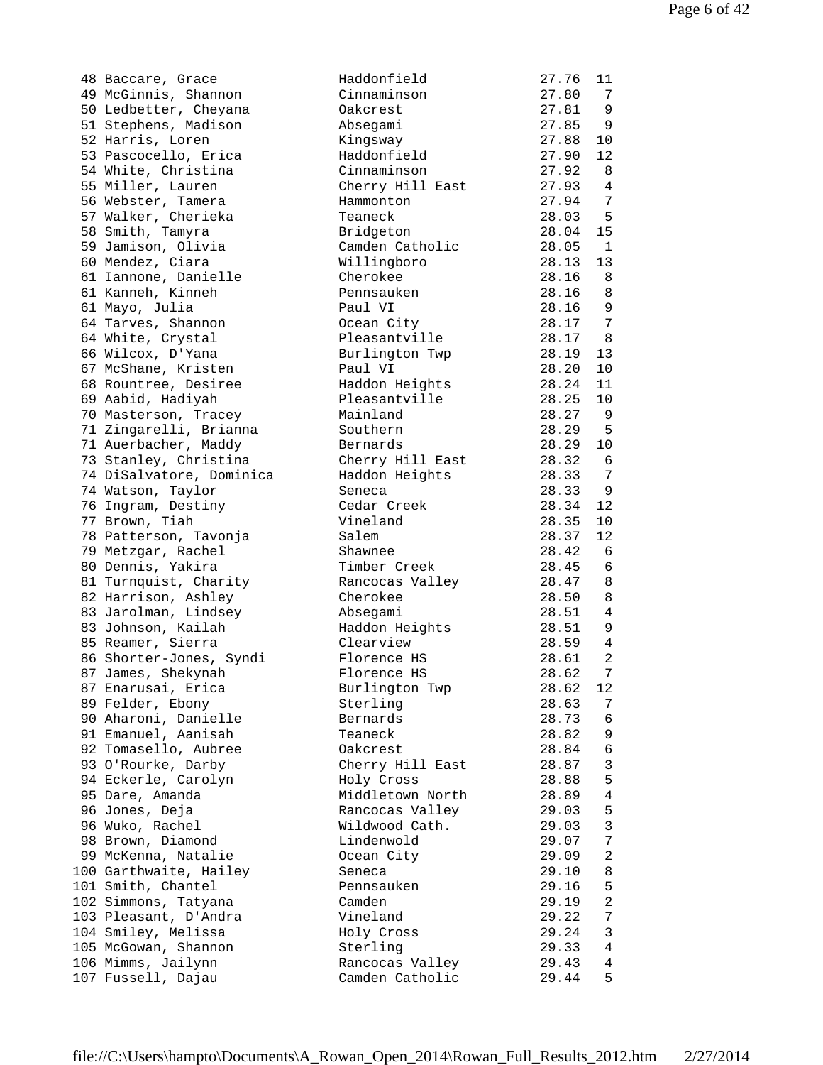```
 48 Baccare, Grace             Haddonfield             27.76  11
 49 McGinnis, Shannon          Cinnaminson             27.80   7
 50 Ledbetter, Cheyana         Oakcrest                27.81   9
 51 Stephens, Madison          Absegami                27.85   9
 52 Harris, Loren              Kingsway                27.88  10
 53 Pascocello, Erica          Haddonfield             27.90  12
 54 White, Christina           Cinnaminson             27.92   8
 55 Miller, Lauren             Cherry Hill East        27.93   4
 56 Webster, Tamera            Hammonton               27.94   7
 57 Walker, Cherieka           Teaneck                 28.03   5
 58 Smith, Tamyra              Bridgeton               28.04  15
 59 Jamison, Olivia            Camden Catholic         28.05   1
 60 Mendez, Ciara              Willingboro             28.13  13
 61 Iannone, Danielle          Cherokee                28.16   8
 61 Kanneh, Kinneh             Pennsauken              28.16   8
 61 Mayo, Julia                Paul VI                 28.16   9
 64 Tarves, Shannon            Ocean City              28.17   7
 64 White, Crystal             Pleasantville           28.17   8
 66 Wilcox, D'Yana             Burlington Twp          28.19  13
 67 McShane, Kristen           Paul VI                 28.20  10
 68 Rountree, Desiree          Haddon Heights          28.24  11
 69 Aabid, Hadiyah             Pleasantville           28.25  10
 70 Masterson, Tracey          Mainland                28.27   9
 71 Zingarelli, Brianna        Southern                28.29   5
 71 Auerbacher, Maddy          Bernards                28.29  10
 73 Stanley, Christina         Cherry Hill East        28.32   6
 74 DiSalvatore, Dominica      Haddon Heights          28.33   7
 74 Watson, Taylor             Seneca                  28.33   9
 76 Ingram, Destiny            Cedar Creek             28.34  12
 77 Brown, Tiah                Vineland                28.35  10
 78 Patterson, Tavonja         Salem                   28.37  12
 79 Metzgar, Rachel            Shawnee                 28.42   6
 80 Dennis, Yakira             Timber Creek            28.45   6
 81 Turnquist, Charity         Rancocas Valley         28.47   8
 82 Harrison, Ashley           Cherokee                28.50   8
 83 Jarolman, Lindsey          Absegami                28.51   4
 83 Johnson, Kailah            Haddon Heights          28.51   9
 85 Reamer, Sierra             Clearview               28.59   4
 86 Shorter-Jones, Syndi       Florence HS             28.61   2
 87 James, Shekynah            Florence HS             28.62   7
 87 Enarusai, Erica            Burlington Twp          28.62  12
 89 Felder, Ebony              Sterling                28.63   7
 90 Aharoni, Danielle          Bernards                28.73   6
 91 Emanuel, Aanisah           Teaneck                 28.82   9
 92 Tomasello, Aubree          Oakcrest                28.84   6
 93 O'Rourke, Darby            Cherry Hill East        28.87   3
 94 Eckerle, Carolyn           Holy Cross              28.88   5
 95 Dare, Amanda               Middletown North        28.89   4
 96 Jones, Deja                Rancocas Valley         29.03   5
 96 Wuko, Rachel               Wildwood Cath.          29.03   3
 98 Brown, Diamond             Lindenwold              29.07   7
 99 McKenna, Natalie           Ocean City              29.09   2
100 Garthwaite, Hailey         Seneca                  29.10   8
101 Smith, Chantel             Pennsauken              29.16   5
102 Simmons, Tatyana           Camden                  29.19   2
103 Pleasant, D'Andra          Vineland                29.22   7
104 Smiley, Melissa            Holy Cross              29.24   3
105 McGowan, Shannon           Sterling                29.33   4
106 Mimms, Jailynn             Rancocas Valley         29.43   4
107 Fussell, Dajau             Camden Catholic         29.44   5
```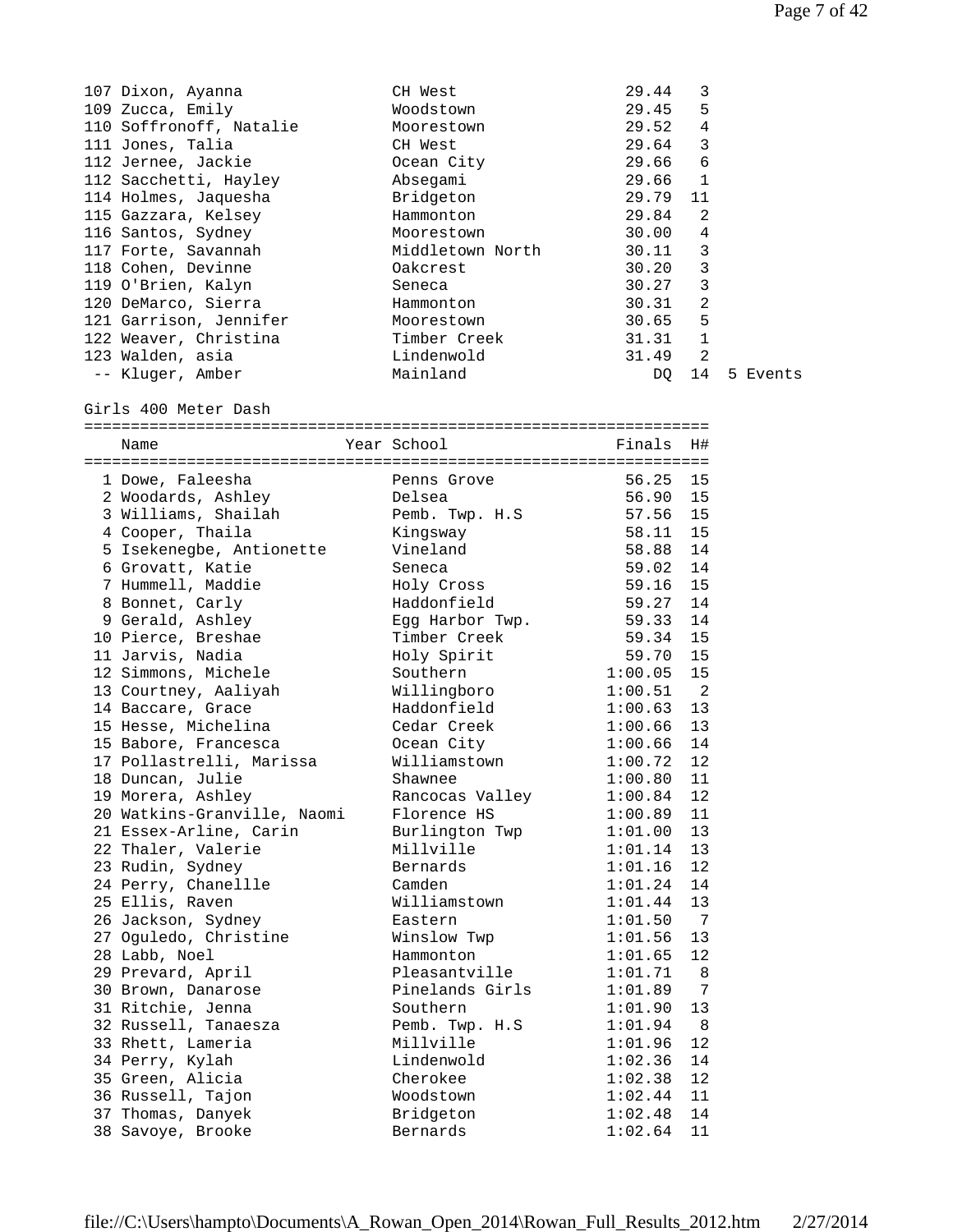| Place | Name | Year | School | Finals | H# | |
|---|---|---|---|---|---|---|
| 107 | Dixon, Ayanna | | CH West | 29.44 | 3 | |
| 109 | Zucca, Emily | | Woodstown | 29.45 | 5 | |
| 110 | Soffronoff, Natalie | | Moorestown | 29.52 | 4 | |
| 111 | Jones, Talia | | CH West | 29.64 | 3 | |
| 112 | Jernee, Jackie | | Ocean City | 29.66 | 6 | |
| 112 | Sacchetti, Hayley | | Absegami | 29.66 | 1 | |
| 114 | Holmes, Jaquesha | | Bridgeton | 29.79 | 11 | |
| 115 | Gazzara, Kelsey | | Hammonton | 29.84 | 2 | |
| 116 | Santos, Sydney | | Moorestown | 30.00 | 4 | |
| 117 | Forte, Savannah | | Middletown North | 30.11 | 3 | |
| 118 | Cohen, Devinne | | Oakcrest | 30.20 | 3 | |
| 119 | O'Brien, Kalyn | | Seneca | 30.27 | 3 | |
| 120 | DeMarco, Sierra | | Hammonton | 30.31 | 2 | |
| 121 | Garrison, Jennifer | | Moorestown | 30.65 | 5 | |
| 122 | Weaver, Christina | | Timber Creek | 31.31 | 1 | |
| 123 | Walden, asia | | Lindenwold | 31.49 | 2 | |
| -- | Kluger, Amber | | Mainland | DQ | 14 | 5 Events |

## Girls 400 Meter Dash

| Place | Name | Year | School | Finals | H# |
|---|---|---|---|---|---|
| 1 | Dowe, Faleesha | | Penns Grove | 56.25 | 15 |
| 2 | Woodards, Ashley | | Delsea | 56.90 | 15 |
| 3 | Williams, Shailah | | Pemb. Twp. H.S | 57.56 | 15 |
| 4 | Cooper, Thaila | | Kingsway | 58.11 | 15 |
| 5 | Isekenegbe, Antionette | | Vineland | 58.88 | 14 |
| 6 | Grovatt, Katie | | Seneca | 59.02 | 14 |
| 7 | Hummell, Maddie | | Holy Cross | 59.16 | 15 |
| 8 | Bonnet, Carly | | Haddonfield | 59.27 | 14 |
| 9 | Gerald, Ashley | | Egg Harbor Twp. | 59.33 | 14 |
| 10 | Pierce, Breshae | | Timber Creek | 59.34 | 15 |
| 11 | Jarvis, Nadia | | Holy Spirit | 59.70 | 15 |
| 12 | Simmons, Michele | | Southern | 1:00.05 | 15 |
| 13 | Courtney, Aaliyah | | Willingboro | 1:00.51 | 2 |
| 14 | Baccare, Grace | | Haddonfield | 1:00.63 | 13 |
| 15 | Hesse, Michelina | | Cedar Creek | 1:00.66 | 13 |
| 15 | Babore, Francesca | | Ocean City | 1:00.66 | 14 |
| 17 | Pollastrelli, Marissa | | Williamstown | 1:00.72 | 12 |
| 18 | Duncan, Julie | | Shawnee | 1:00.80 | 11 |
| 19 | Morera, Ashley | | Rancocas Valley | 1:00.84 | 12 |
| 20 | Watkins-Granville, Naomi | | Florence HS | 1:00.89 | 11 |
| 21 | Essex-Arline, Carin | | Burlington Twp | 1:01.00 | 13 |
| 22 | Thaler, Valerie | | Millville | 1:01.14 | 13 |
| 23 | Rudin, Sydney | | Bernards | 1:01.16 | 12 |
| 24 | Perry, Chanellle | | Camden | 1:01.24 | 14 |
| 25 | Ellis, Raven | | Williamstown | 1:01.44 | 13 |
| 26 | Jackson, Sydney | | Eastern | 1:01.50 | 7 |
| 27 | Oguledo, Christine | | Winslow Twp | 1:01.56 | 13 |
| 28 | Labb, Noel | | Hammonton | 1:01.65 | 12 |
| 29 | Prevard, April | | Pleasantville | 1:01.71 | 8 |
| 30 | Brown, Danarose | | Pinelands Girls | 1:01.89 | 7 |
| 31 | Ritchie, Jenna | | Southern | 1:01.90 | 13 |
| 32 | Russell, Tanaesza | | Pemb. Twp. H.S | 1:01.94 | 8 |
| 33 | Rhett, Lameria | | Millville | 1:01.96 | 12 |
| 34 | Perry, Kylah | | Lindenwold | 1:02.36 | 14 |
| 35 | Green, Alicia | | Cherokee | 1:02.38 | 12 |
| 36 | Russell, Tajon | | Woodstown | 1:02.44 | 11 |
| 37 | Thomas, Danyek | | Bridgeton | 1:02.48 | 14 |
| 38 | Savoye, Brooke | | Bernards | 1:02.64 | 11 |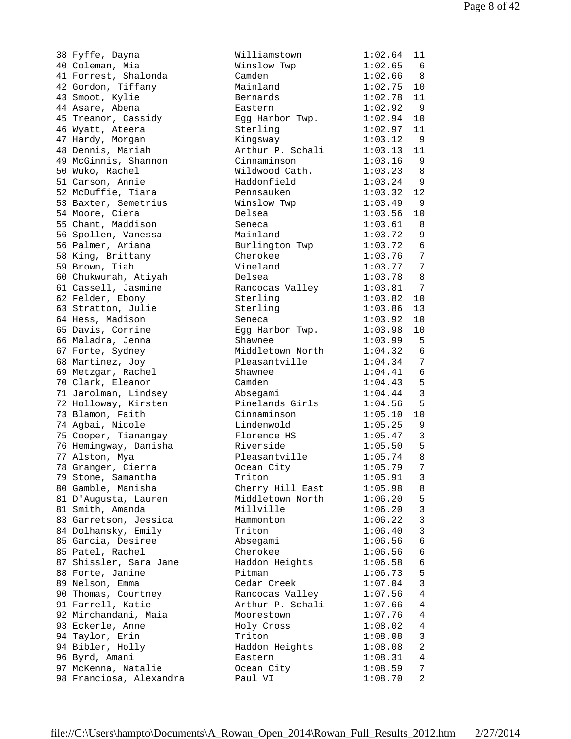```
 38 Fyffe, Dayna              Williamstown          1:02.64  11
 40 Coleman, Mia              Winslow Twp           1:02.65   6
 41 Forrest, Shalonda         Camden                1:02.66   8
 42 Gordon, Tiffany           Mainland              1:02.75  10
 43 Smoot, Kylie              Bernards              1:02.78  11
 44 Asare, Abena              Eastern               1:02.92   9
 45 Treanor, Cassidy          Egg Harbor Twp.       1:02.94  10
 46 Wyatt, Ateera             Sterling              1:02.97  11
 47 Hardy, Morgan             Kingsway              1:03.12   9
 48 Dennis, Mariah            Arthur P. Schali      1:03.13  11
 49 McGinnis, Shannon         Cinnaminson           1:03.16   9
 50 Wuko, Rachel              Wildwood Cath.        1:03.23   8
 51 Carson, Annie             Haddonfield           1:03.24   9
 52 McDuffie, Tiara           Pennsauken            1:03.32  12
 53 Baxter, Semetrius         Winslow Twp           1:03.49   9
 54 Moore, Ciera              Delsea                1:03.56  10
 55 Chant, Maddison           Seneca                1:03.61   8
 56 Spollen, Vanessa          Mainland              1:03.72   9
 56 Palmer, Ariana            Burlington Twp        1:03.72   6
 58 King, Brittany            Cherokee              1:03.76   7
 59 Brown, Tiah               Vineland              1:03.77   7
 60 Chukwurah, Atiyah         Delsea                1:03.78   8
 61 Cassell, Jasmine          Rancocas Valley       1:03.81   7
 62 Felder, Ebony             Sterling              1:03.82  10
 63 Stratton, Julie           Sterling              1:03.86  13
 64 Hess, Madison             Seneca                1:03.92  10
 65 Davis, Corrine            Egg Harbor Twp.       1:03.98  10
 66 Maladra, Jenna            Shawnee               1:03.99   5
 67 Forte, Sydney             Middletown North      1:04.32   6
 68 Martinez, Joy             Pleasantville         1:04.34   7
 69 Metzgar, Rachel           Shawnee               1:04.41   6
 70 Clark, Eleanor            Camden                1:04.43   5
 71 Jarolman, Lindsey         Absegami              1:04.44   3
 72 Holloway, Kirsten         Pinelands Girls       1:04.56   5
 73 Blamon, Faith             Cinnaminson           1:05.10  10
 74 Agbai, Nicole             Lindenwold            1:05.25   9
 75 Cooper, Tianangay         Florence HS           1:05.47   3
 76 Hemingway, Danisha        Riverside             1:05.50   5
 77 Alston, Mya               Pleasantville         1:05.74   8
 78 Granger, Cierra           Ocean City            1:05.79   7
 79 Stone, Samantha           Triton                1:05.91   3
 80 Gamble, Manisha           Cherry Hill East      1:05.98   8
 81 D'Augusta, Lauren         Middletown North      1:06.20   5
 81 Smith, Amanda             Millville             1:06.20   3
 83 Garretson, Jessica        Hammonton             1:06.22   3
 84 Dolhansky, Emily          Triton                1:06.40   3
 85 Garcia, Desiree           Absegami              1:06.56   6
 85 Patel, Rachel             Cherokee              1:06.56   6
 87 Shissler, Sara Jane       Haddon Heights        1:06.58   6
 88 Forte, Janine             Pitman                1:06.73   5
 89 Nelson, Emma              Cedar Creek           1:07.04   3
 90 Thomas, Courtney          Rancocas Valley       1:07.56   4
 91 Farrell, Katie            Arthur P. Schali      1:07.66   4
 92 Mirchandani, Maia         Moorestown            1:07.76   4
 93 Eckerle, Anne             Holy Cross            1:08.02   4
 94 Taylor, Erin              Triton                1:08.08   3
 94 Bibler, Holly             Haddon Heights        1:08.08   2
 96 Byrd, Amani               Eastern               1:08.31   4
 97 McKenna, Natalie          Ocean City            1:08.59   7
 98 Franciosa, Alexandra      Paul VI               1:08.70   2
```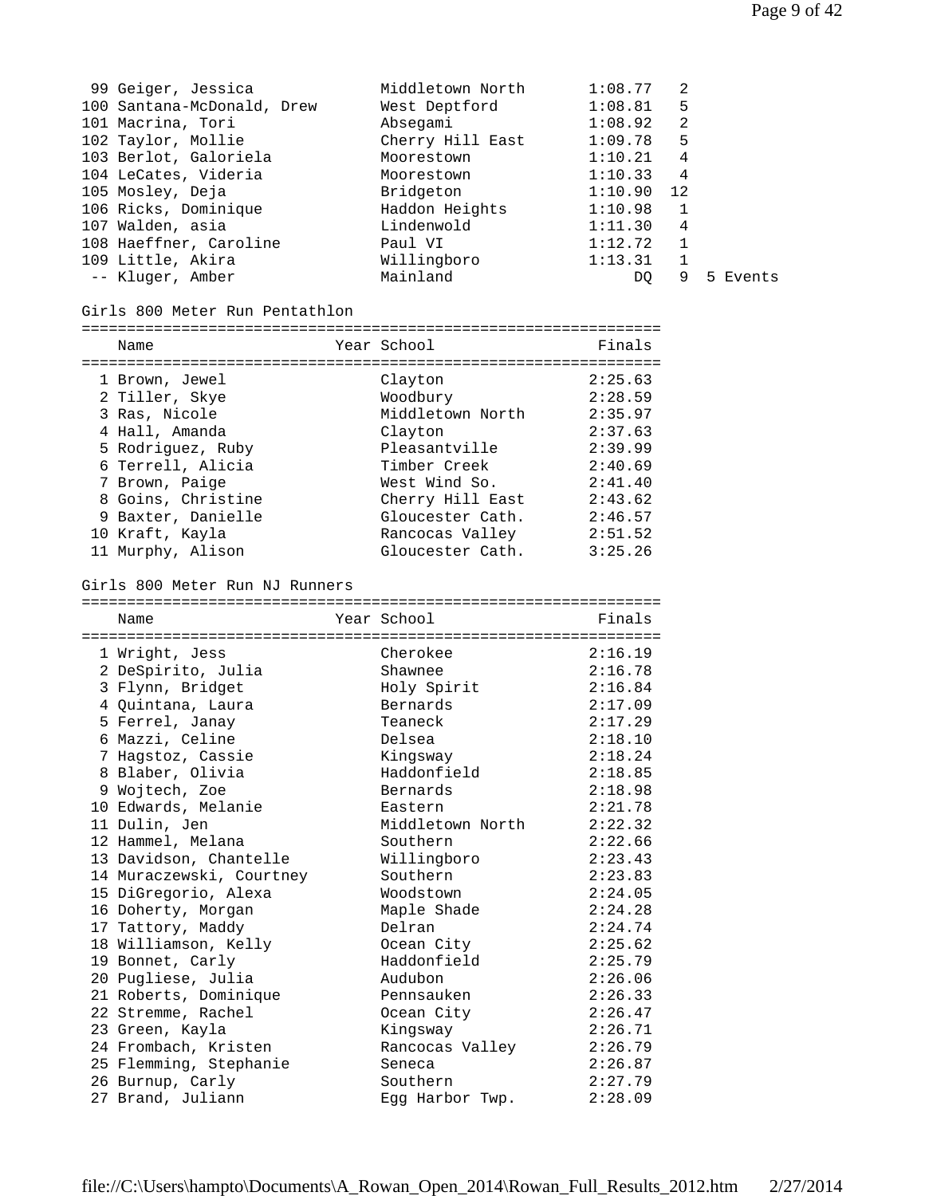| Place | Name | Year | School | Finals | Heat | |
|---|---|---|---|---|---|---|
| 99 | Geiger, Jessica | | Middletown North | 1:08.77 | 2 | |
| 100 | Santana-McDonald, Drew | | West Deptford | 1:08.81 | 5 | |
| 101 | Macrina, Tori | | Absegami | 1:08.92 | 2 | |
| 102 | Taylor, Mollie | | Cherry Hill East | 1:09.78 | 5 | |
| 103 | Berlot, Galoriela | | Moorestown | 1:10.21 | 4 | |
| 104 | LeCates, Videria | | Moorestown | 1:10.33 | 4 | |
| 105 | Mosley, Deja | | Bridgeton | 1:10.90 | 12 | |
| 106 | Ricks, Dominique | | Haddon Heights | 1:10.98 | 1 | |
| 107 | Walden, asia | | Lindenwold | 1:11.30 | 4 | |
| 108 | Haeffner, Caroline | | Paul VI | 1:12.72 | 1 | |
| 109 | Little, Akira | | Willingboro | 1:13.31 | 1 | |
| -- | Kluger, Amber | | Mainland | DQ | 9 | 5 Events |

## Girls 800 Meter Run Pentathlon

| Place | Name | Year | School | Finals |
|---|---|---|---|---|
| 1 | Brown, Jewel | | Clayton | 2:25.63 |
| 2 | Tiller, Skye | | Woodbury | 2:28.59 |
| 3 | Ras, Nicole | | Middletown North | 2:35.97 |
| 4 | Hall, Amanda | | Clayton | 2:37.63 |
| 5 | Rodriguez, Ruby | | Pleasantville | 2:39.99 |
| 6 | Terrell, Alicia | | Timber Creek | 2:40.69 |
| 7 | Brown, Paige | | West Wind So. | 2:41.40 |
| 8 | Goins, Christine | | Cherry Hill East | 2:43.62 |
| 9 | Baxter, Danielle | | Gloucester Cath. | 2:46.57 |
| 10 | Kraft, Kayla | | Rancocas Valley | 2:51.52 |
| 11 | Murphy, Alison | | Gloucester Cath. | 3:25.26 |

## Girls 800 Meter Run NJ Runners

| Place | Name | Year | School | Finals |
|---|---|---|---|---|
| 1 | Wright, Jess | | Cherokee | 2:16.19 |
| 2 | DeSpirito, Julia | | Shawnee | 2:16.78 |
| 3 | Flynn, Bridget | | Holy Spirit | 2:16.84 |
| 4 | Quintana, Laura | | Bernards | 2:17.09 |
| 5 | Ferrel, Janay | | Teaneck | 2:17.29 |
| 6 | Mazzi, Celine | | Delsea | 2:18.10 |
| 7 | Hagstoz, Cassie | | Kingsway | 2:18.24 |
| 8 | Blaber, Olivia | | Haddonfield | 2:18.85 |
| 9 | Wojtech, Zoe | | Bernards | 2:18.98 |
| 10 | Edwards, Melanie | | Eastern | 2:21.78 |
| 11 | Dulin, Jen | | Middletown North | 2:22.32 |
| 12 | Hammel, Melana | | Southern | 2:22.66 |
| 13 | Davidson, Chantelle | | Willingboro | 2:23.43 |
| 14 | Muraczewski, Courtney | | Southern | 2:23.83 |
| 15 | DiGregorio, Alexa | | Woodstown | 2:24.05 |
| 16 | Doherty, Morgan | | Maple Shade | 2:24.28 |
| 17 | Tattory, Maddy | | Delran | 2:24.74 |
| 18 | Williamson, Kelly | | Ocean City | 2:25.62 |
| 19 | Bonnet, Carly | | Haddonfield | 2:25.79 |
| 20 | Pugliese, Julia | | Audubon | 2:26.06 |
| 21 | Roberts, Dominique | | Pennsauken | 2:26.33 |
| 22 | Stremme, Rachel | | Ocean City | 2:26.47 |
| 23 | Green, Kayla | | Kingsway | 2:26.71 |
| 24 | Frombach, Kristen | | Rancocas Valley | 2:26.79 |
| 25 | Flemming, Stephanie | | Seneca | 2:26.87 |
| 26 | Burnup, Carly | | Southern | 2:27.79 |
| 27 | Brand, Juliann | | Egg Harbor Twp. | 2:28.09 |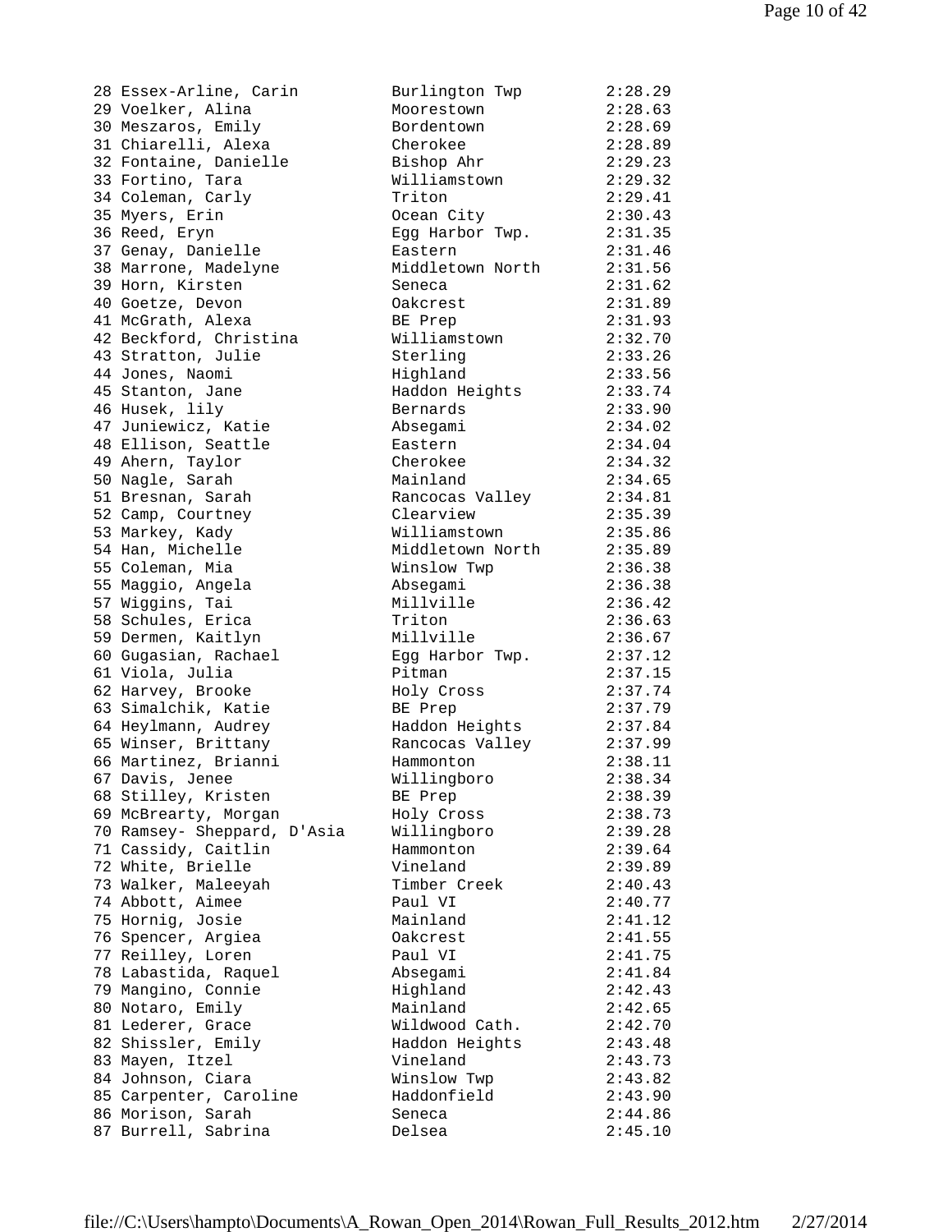```
 28 Essex-Arline, Carin         Burlington Twp         2:28.29
 29 Voelker, Alina              Moorestown             2:28.63
 30 Meszaros, Emily             Bordentown             2:28.69
 31 Chiarelli, Alexa            Cherokee               2:28.89
 32 Fontaine, Danielle          Bishop Ahr             2:29.23
 33 Fortino, Tara               Williamstown           2:29.32
 34 Coleman, Carly              Triton                 2:29.41
 35 Myers, Erin                 Ocean City             2:30.43
 36 Reed, Eryn                  Egg Harbor Twp.        2:31.35
 37 Genay, Danielle             Eastern                2:31.46
 38 Marrone, Madelyne           Middletown North       2:31.56
 39 Horn, Kirsten               Seneca                 2:31.62
 40 Goetze, Devon               Oakcrest               2:31.89
 41 McGrath, Alexa              BE Prep                2:31.93
 42 Beckford, Christina         Williamstown           2:32.70
 43 Stratton, Julie             Sterling               2:33.26
 44 Jones, Naomi                Highland               2:33.56
 45 Stanton, Jane               Haddon Heights         2:33.74
 46 Husek, lily                 Bernards               2:33.90
 47 Juniewicz, Katie            Absegami               2:34.02
 48 Ellison, Seattle            Eastern                2:34.04
 49 Ahern, Taylor               Cherokee               2:34.32
 50 Nagle, Sarah                Mainland               2:34.65
 51 Bresnan, Sarah              Rancocas Valley        2:34.81
 52 Camp, Courtney              Clearview              2:35.39
 53 Markey, Kady                Williamstown           2:35.86
 54 Han, Michelle               Middletown North       2:35.89
 55 Coleman, Mia                Winslow Twp            2:36.38
 55 Maggio, Angela              Absegami               2:36.38
 57 Wiggins, Tai                Millville              2:36.42
 58 Schules, Erica              Triton                 2:36.63
 59 Dermen, Kaitlyn             Millville              2:36.67
 60 Gugasian, Rachael           Egg Harbor Twp.        2:37.12
 61 Viola, Julia                Pitman                 2:37.15
 62 Harvey, Brooke              Holy Cross             2:37.74
 63 Simalchik, Katie            BE Prep                2:37.79
 64 Heylmann, Audrey            Haddon Heights         2:37.84
 65 Winser, Brittany            Rancocas Valley        2:37.99
 66 Martinez, Brianni           Hammonton              2:38.11
 67 Davis, Jenee                Willingboro            2:38.34
 68 Stilley, Kristen            BE Prep                2:38.39
 69 McBrearty, Morgan           Holy Cross             2:38.73
 70 Ramsey- Sheppard, D'Asia    Willingboro            2:39.28
 71 Cassidy, Caitlin            Hammonton              2:39.64
 72 White, Brielle              Vineland               2:39.89
 73 Walker, Maleeyah            Timber Creek           2:40.43
 74 Abbott, Aimee               Paul VI                2:40.77
 75 Hornig, Josie               Mainland               2:41.12
 76 Spencer, Argiea             Oakcrest               2:41.55
 77 Reilley, Loren              Paul VI                2:41.75
 78 Labastida, Raquel           Absegami               2:41.84
 79 Mangino, Connie             Highland               2:42.43
 80 Notaro, Emily               Mainland               2:42.65
 81 Lederer, Grace              Wildwood Cath.         2:42.70
 82 Shissler, Emily             Haddon Heights         2:43.48
 83 Mayen, Itzel                Vineland               2:43.73
 84 Johnson, Ciara              Winslow Twp            2:43.82
 85 Carpenter, Caroline         Haddonfield            2:43.90
 86 Morison, Sarah              Seneca                 2:44.86
 87 Burrell, Sabrina            Delsea                 2:45.10
```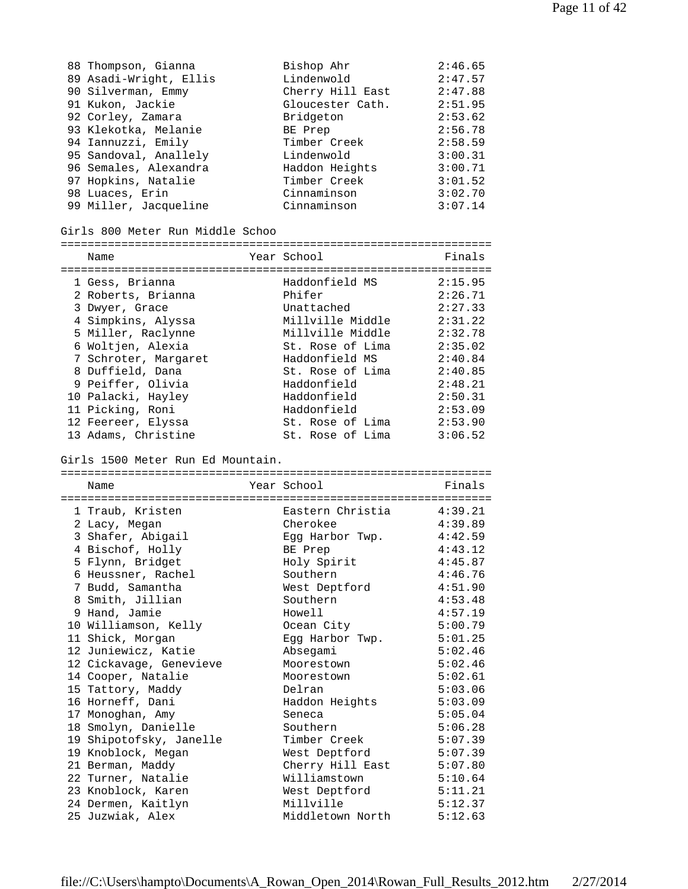| | Name | Year | School | Finals |
|---|---|---|---|---|
| 88 | Thompson, Gianna | | Bishop Ahr | 2:46.65 |
| 89 | Asadi-Wright, Ellis | | Lindenwold | 2:47.57 |
| 90 | Silverman, Emmy | | Cherry Hill East | 2:47.88 |
| 91 | Kukon, Jackie | | Gloucester Cath. | 2:51.95 |
| 92 | Corley, Zamara | | Bridgeton | 2:53.62 |
| 93 | Klekotka, Melanie | | BE Prep | 2:56.78 |
| 94 | Iannuzzi, Emily | | Timber Creek | 2:58.59 |
| 95 | Sandoval, Anallely | | Lindenwold | 3:00.31 |
| 96 | Semales, Alexandra | | Haddon Heights | 3:00.71 |
| 97 | Hopkins, Natalie | | Timber Creek | 3:01.52 |
| 98 | Luaces, Erin | | Cinnaminson | 3:02.70 |
| 99 | Miller, Jacqueline | | Cinnaminson | 3:07.14 |

## Girls 800 Meter Run Middle Schoo

| | Name | Year | School | Finals |
|---|---|---|---|---|
| 1 | Gess, Brianna | | Haddonfield MS | 2:15.95 |
| 2 | Roberts, Brianna | | Phifer | 2:26.71 |
| 3 | Dwyer, Grace | | Unattached | 2:27.33 |
| 4 | Simpkins, Alyssa | | Millville Middle | 2:31.22 |
| 5 | Miller, Raclynne | | Millville Middle | 2:32.78 |
| 6 | Woltjen, Alexia | | St. Rose of Lima | 2:35.02 |
| 7 | Schroter, Margaret | | Haddonfield MS | 2:40.84 |
| 8 | Duffield, Dana | | St. Rose of Lima | 2:40.85 |
| 9 | Peiffer, Olivia | | Haddonfield | 2:48.21 |
| 10 | Palacki, Hayley | | Haddonfield | 2:50.31 |
| 11 | Picking, Roni | | Haddonfield | 2:53.09 |
| 12 | Feereer, Elyssa | | St. Rose of Lima | 2:53.90 |
| 13 | Adams, Christine | | St. Rose of Lima | 3:06.52 |

## Girls 1500 Meter Run Ed Mountain.

| | Name | Year | School | Finals |
|---|---|---|---|---|
| 1 | Traub, Kristen | | Eastern Christia | 4:39.21 |
| 2 | Lacy, Megan | | Cherokee | 4:39.89 |
| 3 | Shafer, Abigail | | Egg Harbor Twp. | 4:42.59 |
| 4 | Bischof, Holly | | BE Prep | 4:43.12 |
| 5 | Flynn, Bridget | | Holy Spirit | 4:45.87 |
| 6 | Heussner, Rachel | | Southern | 4:46.76 |
| 7 | Budd, Samantha | | West Deptford | 4:51.90 |
| 8 | Smith, Jillian | | Southern | 4:53.48 |
| 9 | Hand, Jamie | | Howell | 4:57.19 |
| 10 | Williamson, Kelly | | Ocean City | 5:00.79 |
| 11 | Shick, Morgan | | Egg Harbor Twp. | 5:01.25 |
| 12 | Juniewicz, Katie | | Absegami | 5:02.46 |
| 12 | Cickavage, Genevieve | | Moorestown | 5:02.46 |
| 14 | Cooper, Natalie | | Moorestown | 5:02.61 |
| 15 | Tattory, Maddy | | Delran | 5:03.06 |
| 16 | Horneff, Dani | | Haddon Heights | 5:03.09 |
| 17 | Monoghan, Amy | | Seneca | 5:05.04 |
| 18 | Smolyn, Danielle | | Southern | 5:06.28 |
| 19 | Shipotofsky, Janelle | | Timber Creek | 5:07.39 |
| 19 | Knoblock, Megan | | West Deptford | 5:07.39 |
| 21 | Berman, Maddy | | Cherry Hill East | 5:07.80 |
| 22 | Turner, Natalie | | Williamstown | 5:10.64 |
| 23 | Knoblock, Karen | | West Deptford | 5:11.21 |
| 24 | Dermen, Kaitlyn | | Millville | 5:12.37 |
| 25 | Juzwiak, Alex | | Middletown North | 5:12.63 |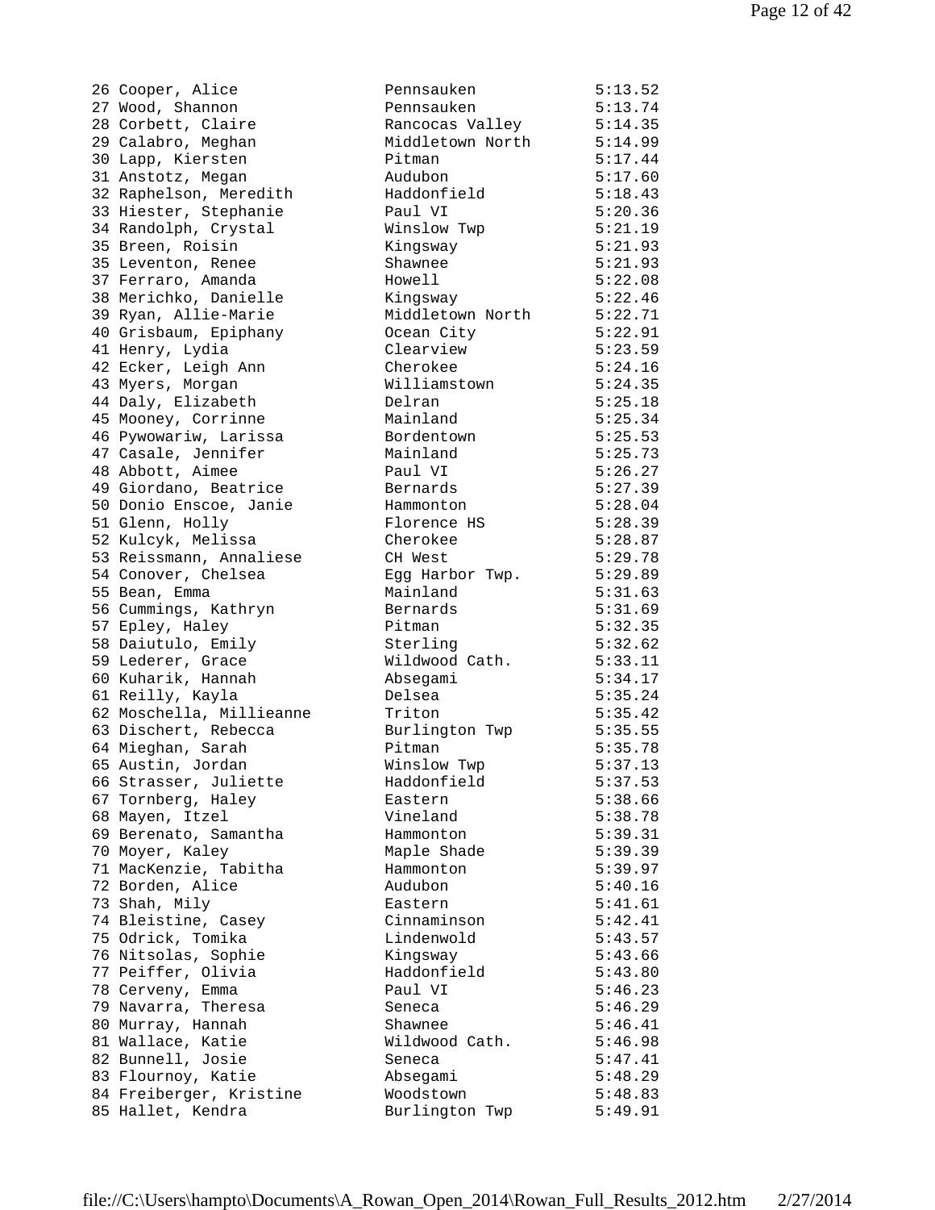```
 26 Cooper, Alice              Pennsauken            5:13.52
 27 Wood, Shannon              Pennsauken            5:13.74
 28 Corbett, Claire            Rancocas Valley       5:14.35
 29 Calabro, Meghan            Middletown North      5:14.99
 30 Lapp, Kiersten             Pitman                5:17.44
 31 Anstotz, Megan             Audubon               5:17.60
 32 Raphelson, Meredith        Haddonfield           5:18.43
 33 Hiester, Stephanie         Paul VI               5:20.36
 34 Randolph, Crystal          Winslow Twp           5:21.19
 35 Breen, Roisin              Kingsway              5:21.93
 35 Leventon, Renee            Shawnee               5:21.93
 37 Ferraro, Amanda            Howell                5:22.08
 38 Merichko, Danielle         Kingsway              5:22.46
 39 Ryan, Allie-Marie          Middletown North      5:22.71
 40 Grisbaum, Epiphany         Ocean City            5:22.91
 41 Henry, Lydia               Clearview             5:23.59
 42 Ecker, Leigh Ann           Cherokee              5:24.16
 43 Myers, Morgan              Williamstown          5:24.35
 44 Daly, Elizabeth            Delran                5:25.18
 45 Mooney, Corinne            Mainland              5:25.34
 46 Pywowariw, Larissa         Bordentown            5:25.53
 47 Casale, Jennifer           Mainland              5:25.73
 48 Abbott, Aimee              Paul VI               5:26.27
 49 Giordano, Beatrice         Bernards              5:27.39
 50 Donio Enscoe, Janie        Hammonton             5:28.04
 51 Glenn, Holly               Florence HS           5:28.39
 52 Kulcyk, Melissa            Cherokee              5:28.87
 53 Reissmann, Annaliese       CH West               5:29.78
 54 Conover, Chelsea           Egg Harbor Twp.       5:29.89
 55 Bean, Emma                 Mainland              5:31.63
 56 Cummings, Kathryn          Bernards              5:31.69
 57 Epley, Haley               Pitman                5:32.35
 58 Daiutulo, Emily            Sterling              5:32.62
 59 Lederer, Grace             Wildwood Cath.        5:33.11
 60 Kuharik, Hannah            Absegami              5:34.17
 61 Reilly, Kayla              Delsea                5:35.24
 62 Moschella, Millieanne      Triton                5:35.42
 63 Dischert, Rebecca          Burlington Twp        5:35.55
 64 Mieghan, Sarah             Pitman                5:35.78
 65 Austin, Jordan             Winslow Twp           5:37.13
 66 Strasser, Juliette         Haddonfield           5:37.53
 67 Tornberg, Haley            Eastern               5:38.66
 68 Mayen, Itzel               Vineland              5:38.78
 69 Berenato, Samantha         Hammonton             5:39.31
 70 Moyer, Kaley               Maple Shade           5:39.39
 71 MacKenzie, Tabitha         Hammonton             5:39.97
 72 Borden, Alice              Audubon               5:40.16
 73 Shah, Mily                 Eastern               5:41.61
 74 Bleistine, Casey           Cinnaminson           5:42.41
 75 Odrick, Tomika             Lindenwold            5:43.57
 76 Nitsolas, Sophie           Kingsway              5:43.66
 77 Peiffer, Olivia            Haddonfield           5:43.80
 78 Cerveny, Emma              Paul VI               5:46.23
 79 Navarra, Theresa           Seneca                5:46.29
 80 Murray, Hannah             Shawnee               5:46.41
 81 Wallace, Katie             Wildwood Cath.        5:46.98
 82 Bunnell, Josie             Seneca                5:47.41
 83 Flournoy, Katie            Absegami              5:48.29
 84 Freiberger, Kristine       Woodstown             5:48.83
 85 Hallet, Kendra             Burlington Twp        5:49.91
```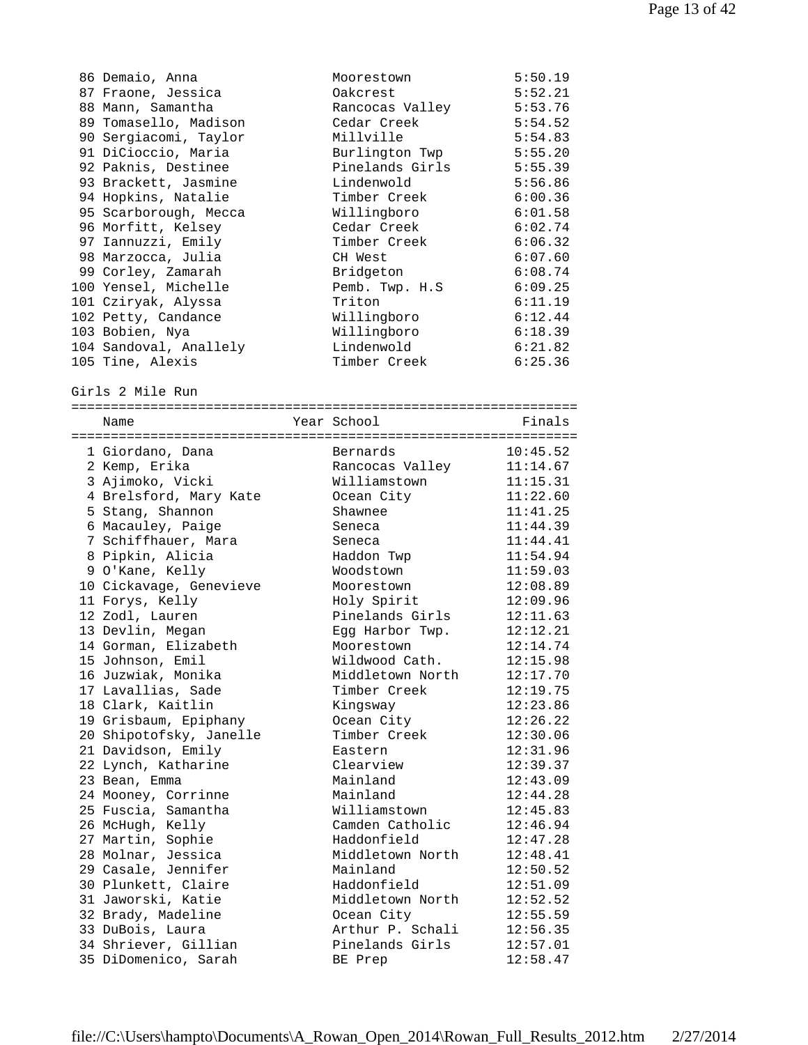| Place | Name | Year | School | Finals |
|---|---|---|---|---|
| 86 | Demaio, Anna | | Moorestown | 5:50.19 |
| 87 | Fraone, Jessica | | Oakcrest | 5:52.21 |
| 88 | Mann, Samantha | | Rancocas Valley | 5:53.76 |
| 89 | Tomasello, Madison | | Cedar Creek | 5:54.52 |
| 90 | Sergiacomi, Taylor | | Millville | 5:54.83 |
| 91 | DiCioccio, Maria | | Burlington Twp | 5:55.20 |
| 92 | Paknis, Destinee | | Pinelands Girls | 5:55.39 |
| 93 | Brackett, Jasmine | | Lindenwold | 5:56.86 |
| 94 | Hopkins, Natalie | | Timber Creek | 6:00.36 |
| 95 | Scarborough, Mecca | | Willingboro | 6:01.58 |
| 96 | Morfitt, Kelsey | | Cedar Creek | 6:02.74 |
| 97 | Iannuzzi, Emily | | Timber Creek | 6:06.32 |
| 98 | Marzocca, Julia | | CH West | 6:07.60 |
| 99 | Corley, Zamarah | | Bridgeton | 6:08.74 |
| 100 | Yensel, Michelle | | Pemb. Twp. H.S | 6:09.25 |
| 101 | Cziryak, Alyssa | | Triton | 6:11.19 |
| 102 | Petty, Candance | | Willingboro | 6:12.44 |
| 103 | Bobien, Nya | | Willingboro | 6:18.39 |
| 104 | Sandoval, Anallely | | Lindenwold | 6:21.82 |
| 105 | Tine, Alexis | | Timber Creek | 6:25.36 |

Girls 2 Mile Run

| Place | Name | Year | School | Finals |
|---|---|---|---|---|
| 1 | Giordano, Dana | | Bernards | 10:45.52 |
| 2 | Kemp, Erika | | Rancocas Valley | 11:14.67 |
| 3 | Ajimoko, Vicki | | Williamstown | 11:15.31 |
| 4 | Brelsford, Mary Kate | | Ocean City | 11:22.60 |
| 5 | Stang, Shannon | | Shawnee | 11:41.25 |
| 6 | Macauley, Paige | | Seneca | 11:44.39 |
| 7 | Schiffhauer, Mara | | Seneca | 11:44.41 |
| 8 | Pipkin, Alicia | | Haddon Twp | 11:54.94 |
| 9 | O'Kane, Kelly | | Woodstown | 11:59.03 |
| 10 | Cickavage, Genevieve | | Moorestown | 12:08.89 |
| 11 | Forys, Kelly | | Holy Spirit | 12:09.96 |
| 12 | Zodl, Lauren | | Pinelands Girls | 12:11.63 |
| 13 | Devlin, Megan | | Egg Harbor Twp. | 12:12.21 |
| 14 | Gorman, Elizabeth | | Moorestown | 12:14.74 |
| 15 | Johnson, Emil | | Wildwood Cath. | 12:15.98 |
| 16 | Juzwiak, Monika | | Middletown North | 12:17.70 |
| 17 | Lavallias, Sade | | Timber Creek | 12:19.75 |
| 18 | Clark, Kaitlin | | Kingsway | 12:23.86 |
| 19 | Grisbaum, Epiphany | | Ocean City | 12:26.22 |
| 20 | Shipotofsky, Janelle | | Timber Creek | 12:30.06 |
| 21 | Davidson, Emily | | Eastern | 12:31.96 |
| 22 | Lynch, Katharine | | Clearview | 12:39.37 |
| 23 | Bean, Emma | | Mainland | 12:43.09 |
| 24 | Mooney, Corrinne | | Mainland | 12:44.28 |
| 25 | Fuscia, Samantha | | Williamstown | 12:45.83 |
| 26 | McHugh, Kelly | | Camden Catholic | 12:46.94 |
| 27 | Martin, Sophie | | Haddonfield | 12:47.28 |
| 28 | Molnar, Jessica | | Middletown North | 12:48.41 |
| 29 | Casale, Jennifer | | Mainland | 12:50.52 |
| 30 | Plunkett, Claire | | Haddonfield | 12:51.09 |
| 31 | Jaworski, Katie | | Middletown North | 12:52.52 |
| 32 | Brady, Madeline | | Ocean City | 12:55.59 |
| 33 | DuBois, Laura | | Arthur P. Schali | 12:56.35 |
| 34 | Shriever, Gillian | | Pinelands Girls | 12:57.01 |
| 35 | DiDomenico, Sarah | | BE Prep | 12:58.47 |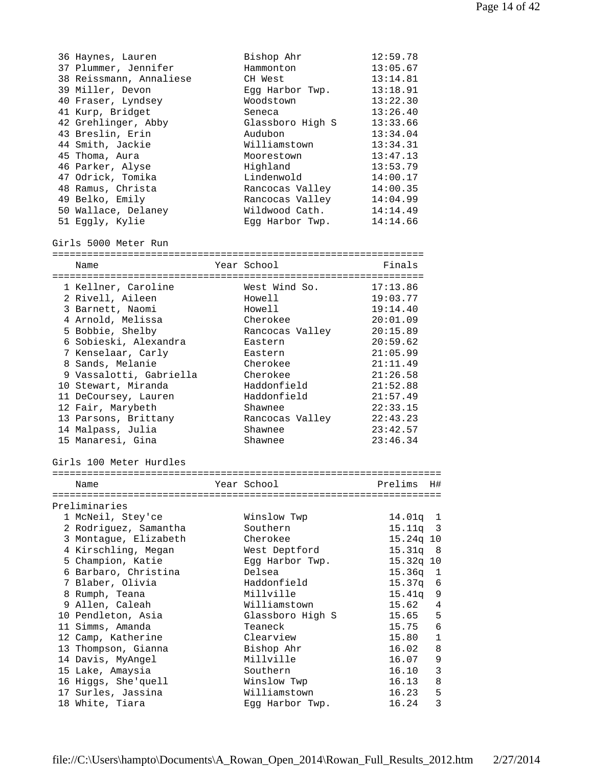| Place | Name | Year | School | Finals |
|---|---|---|---|---|
| 36 | Haynes, Lauren | | Bishop Ahr | 12:59.78 |
| 37 | Plummer, Jennifer | | Hammonton | 13:05.67 |
| 38 | Reissmann, Annaliese | | CH West | 13:14.81 |
| 39 | Miller, Devon | | Egg Harbor Twp. | 13:18.91 |
| 40 | Fraser, Lyndsey | | Woodstown | 13:22.30 |
| 41 | Kurp, Bridget | | Seneca | 13:26.40 |
| 42 | Grehlinger, Abby | | Glassboro High S | 13:33.66 |
| 43 | Breslin, Erin | | Audubon | 13:34.04 |
| 44 | Smith, Jackie | | Williamstown | 13:34.31 |
| 45 | Thoma, Aura | | Moorestown | 13:47.13 |
| 46 | Parker, Alyse | | Highland | 13:53.79 |
| 47 | Odrick, Tomika | | Lindenwold | 14:00.17 |
| 48 | Ramus, Christa | | Rancocas Valley | 14:00.35 |
| 49 | Belko, Emily | | Rancocas Valley | 14:04.99 |
| 50 | Wallace, Delaney | | Wildwood Cath. | 14:14.49 |
| 51 | Eggly, Kylie | | Egg Harbor Twp. | 14:14.66 |

## Girls 5000 Meter Run

| Place | Name | Year | School | Finals |
|---|---|---|---|---|
| 1 | Kellner, Caroline | | West Wind So. | 17:13.86 |
| 2 | Rivell, Aileen | | Howell | 19:03.77 |
| 3 | Barnett, Naomi | | Howell | 19:14.40 |
| 4 | Arnold, Melissa | | Cherokee | 20:01.09 |
| 5 | Bobbie, Shelby | | Rancocas Valley | 20:15.89 |
| 6 | Sobieski, Alexandra | | Eastern | 20:59.62 |
| 7 | Kenselaar, Carly | | Eastern | 21:05.99 |
| 8 | Sands, Melanie | | Cherokee | 21:11.49 |
| 9 | Vassalotti, Gabriella | | Cherokee | 21:26.58 |
| 10 | Stewart, Miranda | | Haddonfield | 21:52.88 |
| 11 | DeCoursey, Lauren | | Haddonfield | 21:57.49 |
| 12 | Fair, Marybeth | | Shawnee | 22:33.15 |
| 13 | Parsons, Brittany | | Rancocas Valley | 22:43.23 |
| 14 | Malpass, Julia | | Shawnee | 23:42.57 |
| 15 | Manaresi, Gina | | Shawnee | 23:46.34 |

## Girls 100 Meter Hurdles

Preliminaries

| Place | Name | Year | School | Prelims | H# |
|---|---|---|---|---|---|
| 1 | McNeil, Stey'ce | | Winslow Twp | 14.01q | 1 |
| 2 | Rodriguez, Samantha | | Southern | 15.11q | 3 |
| 3 | Montague, Elizabeth | | Cherokee | 15.24q | 10 |
| 4 | Kirschling, Megan | | West Deptford | 15.31q | 8 |
| 5 | Champion, Katie | | Egg Harbor Twp. | 15.32q | 10 |
| 6 | Barbaro, Christina | | Delsea | 15.36q | 1 |
| 7 | Blaber, Olivia | | Haddonfield | 15.37q | 6 |
| 8 | Rumph, Teana | | Millville | 15.41q | 9 |
| 9 | Allen, Caleah | | Williamstown | 15.62 | 4 |
| 10 | Pendleton, Asia | | Glassboro High S | 15.65 | 5 |
| 11 | Simms, Amanda | | Teaneck | 15.75 | 6 |
| 12 | Camp, Katherine | | Clearview | 15.80 | 1 |
| 13 | Thompson, Gianna | | Bishop Ahr | 16.02 | 8 |
| 14 | Davis, MyAngel | | Millville | 16.07 | 9 |
| 15 | Lake, Amaysia | | Southern | 16.10 | 3 |
| 16 | Higgs, She'quell | | Winslow Twp | 16.13 | 8 |
| 17 | Surles, Jassina | | Williamstown | 16.23 | 5 |
| 18 | White, Tiara | | Egg Harbor Twp. | 16.24 | 3 |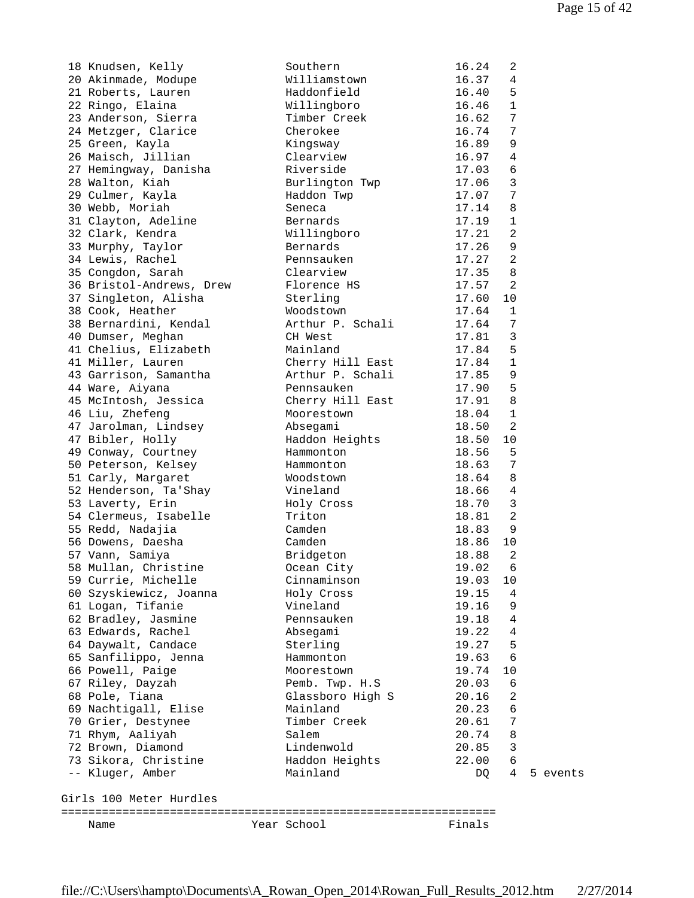| Place | Name | School | Finals | Heat | |
|---|---|---|---|---|---|
| 18 | Knudsen, Kelly | Southern | 16.24 | 2 | |
| 20 | Akinmade, Modupe | Williamstown | 16.37 | 4 | |
| 21 | Roberts, Lauren | Haddonfield | 16.40 | 5 | |
| 22 | Ringo, Elaina | Willingboro | 16.46 | 1 | |
| 23 | Anderson, Sierra | Timber Creek | 16.62 | 7 | |
| 24 | Metzger, Clarice | Cherokee | 16.74 | 7 | |
| 25 | Green, Kayla | Kingsway | 16.89 | 9 | |
| 26 | Maisch, Jillian | Clearview | 16.97 | 4 | |
| 27 | Hemingway, Danisha | Riverside | 17.03 | 6 | |
| 28 | Walton, Kiah | Burlington Twp | 17.06 | 3 | |
| 29 | Culmer, Kayla | Haddon Twp | 17.07 | 7 | |
| 30 | Webb, Moriah | Seneca | 17.14 | 8 | |
| 31 | Clayton, Adeline | Bernards | 17.19 | 1 | |
| 32 | Clark, Kendra | Willingboro | 17.21 | 2 | |
| 33 | Murphy, Taylor | Bernards | 17.26 | 9 | |
| 34 | Lewis, Rachel | Pennsauken | 17.27 | 2 | |
| 35 | Congdon, Sarah | Clearview | 17.35 | 8 | |
| 36 | Bristol-Andrews, Drew | Florence HS | 17.57 | 2 | |
| 37 | Singleton, Alisha | Sterling | 17.60 | 10 | |
| 38 | Cook, Heather | Woodstown | 17.64 | 1 | |
| 38 | Bernardini, Kendal | Arthur P. Schali | 17.64 | 7 | |
| 40 | Dumser, Meghan | CH West | 17.81 | 3 | |
| 41 | Chelius, Elizabeth | Mainland | 17.84 | 5 | |
| 41 | Miller, Lauren | Cherry Hill East | 17.84 | 1 | |
| 43 | Garrison, Samantha | Arthur P. Schali | 17.85 | 9 | |
| 44 | Ware, Aiyana | Pennsauken | 17.90 | 5 | |
| 45 | McIntosh, Jessica | Cherry Hill East | 17.91 | 8 | |
| 46 | Liu, Zhefeng | Moorestown | 18.04 | 1 | |
| 47 | Jarolman, Lindsey | Absegami | 18.50 | 2 | |
| 47 | Bibler, Holly | Haddon Heights | 18.50 | 10 | |
| 49 | Conway, Courtney | Hammonton | 18.56 | 5 | |
| 50 | Peterson, Kelsey | Hammonton | 18.63 | 7 | |
| 51 | Carly, Margaret | Woodstown | 18.64 | 8 | |
| 52 | Henderson, Ta'Shay | Vineland | 18.66 | 4 | |
| 53 | Laverty, Erin | Holy Cross | 18.70 | 3 | |
| 54 | Clermeus, Isabelle | Triton | 18.81 | 2 | |
| 55 | Redd, Nadajia | Camden | 18.83 | 9 | |
| 56 | Dowens, Daesha | Camden | 18.86 | 10 | |
| 57 | Vann, Samiya | Bridgeton | 18.88 | 2 | |
| 58 | Mullan, Christine | Ocean City | 19.02 | 6 | |
| 59 | Currie, Michelle | Cinnaminson | 19.03 | 10 | |
| 60 | Szyskiewicz, Joanna | Holy Cross | 19.15 | 4 | |
| 61 | Logan, Tifanie | Vineland | 19.16 | 9 | |
| 62 | Bradley, Jasmine | Pennsauken | 19.18 | 4 | |
| 63 | Edwards, Rachel | Absegami | 19.22 | 4 | |
| 64 | Daywalt, Candace | Sterling | 19.27 | 5 | |
| 65 | Sanfilippo, Jenna | Hammonton | 19.63 | 6 | |
| 66 | Powell, Paige | Moorestown | 19.74 | 10 | |
| 67 | Riley, Dayzah | Pemb. Twp. H.S | 20.03 | 6 | |
| 68 | Pole, Tiana | Glassboro High S | 20.16 | 2 | |
| 69 | Nachtigall, Elise | Mainland | 20.23 | 6 | |
| 70 | Grier, Destynee | Timber Creek | 20.61 | 7 | |
| 71 | Rhym, Aaliyah | Salem | 20.74 | 8 | |
| 72 | Brown, Diamond | Lindenwold | 20.85 | 3 | |
| 73 | Sikora, Christine | Haddon Heights | 22.00 | 6 | |
| -- | Kluger, Amber | Mainland | DQ | 4 | 5 events |

## Girls 100 Meter Hurdles

| Name | Year | School | Finals |
|---|---|---|---|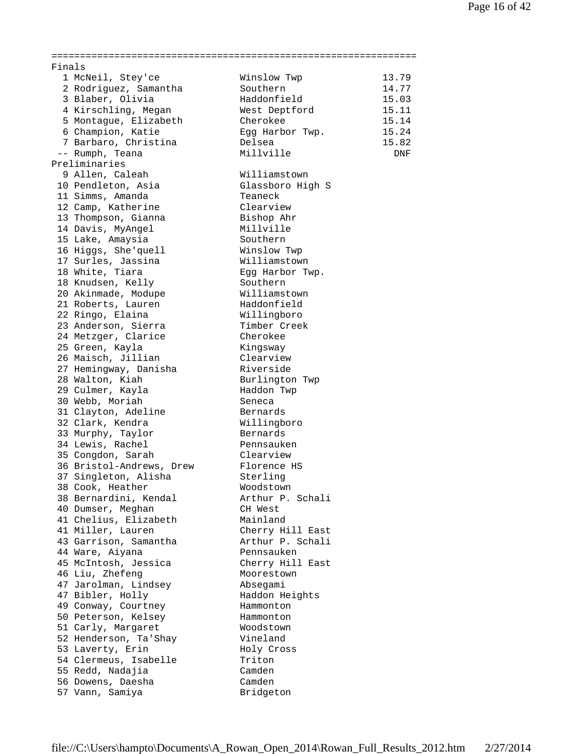## Finals

| Place | Name | School | Time |
|---|---|---|---|
| 1 | McNeil, Stey'ce | Winslow Twp | 13.79 |
| 2 | Rodriguez, Samantha | Southern | 14.77 |
| 3 | Blaber, Olivia | Haddonfield | 15.03 |
| 4 | Kirschling, Megan | West Deptford | 15.11 |
| 5 | Montague, Elizabeth | Cherokee | 15.14 |
| 6 | Champion, Katie | Egg Harbor Twp. | 15.24 |
| 7 | Barbaro, Christina | Delsea | 15.82 |
| -- | Rumph, Teana | Millville | DNF |

## Preliminaries

| Place | Name | School |
|---|---|---|
| 9 | Allen, Caleah | Williamstown |
| 10 | Pendleton, Asia | Glassboro High S |
| 11 | Simms, Amanda | Teaneck |
| 12 | Camp, Katherine | Clearview |
| 13 | Thompson, Gianna | Bishop Ahr |
| 14 | Davis, MyAngel | Millville |
| 15 | Lake, Amaysia | Southern |
| 16 | Higgs, She'quell | Winslow Twp |
| 17 | Surles, Jassina | Williamstown |
| 18 | White, Tiara | Egg Harbor Twp. |
| 18 | Knudsen, Kelly | Southern |
| 20 | Akinmade, Modupe | Williamstown |
| 21 | Roberts, Lauren | Haddonfield |
| 22 | Ringo, Elaina | Willingboro |
| 23 | Anderson, Sierra | Timber Creek |
| 24 | Metzger, Clarice | Cherokee |
| 25 | Green, Kayla | Kingsway |
| 26 | Maisch, Jillian | Clearview |
| 27 | Hemingway, Danisha | Riverside |
| 28 | Walton, Kiah | Burlington Twp |
| 29 | Culmer, Kayla | Haddon Twp |
| 30 | Webb, Moriah | Seneca |
| 31 | Clayton, Adeline | Bernards |
| 32 | Clark, Kendra | Willingboro |
| 33 | Murphy, Taylor | Bernards |
| 34 | Lewis, Rachel | Pennsauken |
| 35 | Congdon, Sarah | Clearview |
| 36 | Bristol-Andrews, Drew | Florence HS |
| 37 | Singleton, Alisha | Sterling |
| 38 | Cook, Heather | Woodstown |
| 38 | Bernardini, Kendal | Arthur P. Schali |
| 40 | Dumser, Meghan | CH West |
| 41 | Chelius, Elizabeth | Mainland |
| 41 | Miller, Lauren | Cherry Hill East |
| 43 | Garrison, Samantha | Arthur P. Schali |
| 44 | Ware, Aiyana | Pennsauken |
| 45 | McIntosh, Jessica | Cherry Hill East |
| 46 | Liu, Zhefeng | Moorestown |
| 47 | Jarolman, Lindsey | Absegami |
| 47 | Bibler, Holly | Haddon Heights |
| 49 | Conway, Courtney | Hammonton |
| 50 | Peterson, Kelsey | Hammonton |
| 51 | Carly, Margaret | Woodstown |
| 52 | Henderson, Ta'Shay | Vineland |
| 53 | Laverty, Erin | Holy Cross |
| 54 | Clermeus, Isabelle | Triton |
| 55 | Redd, Nadajia | Camden |
| 56 | Dowens, Daesha | Camden |
| 57 | Vann, Samiya | Bridgeton |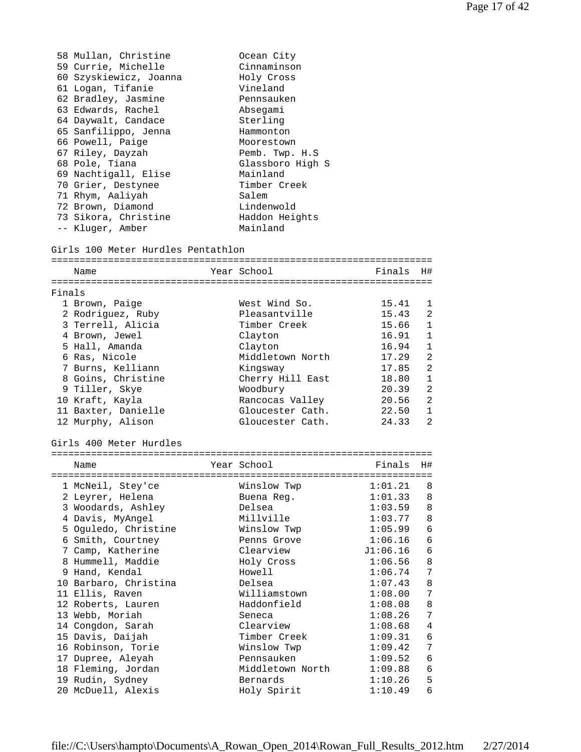| Place | Name | School |
|---|---|---|
| 58 | Mullan, Christine | Ocean City |
| 59 | Currie, Michelle | Cinnaminson |
| 60 | Szyskiewicz, Joanna | Holy Cross |
| 61 | Logan, Tifanie | Vineland |
| 62 | Bradley, Jasmine | Pennsauken |
| 63 | Edwards, Rachel | Absegami |
| 64 | Daywalt, Candace | Sterling |
| 65 | Sanfilippo, Jenna | Hammonton |
| 66 | Powell, Paige | Moorestown |
| 67 | Riley, Dayzah | Pemb. Twp. H.S |
| 68 | Pole, Tiana | Glassboro High S |
| 69 | Nachtigall, Elise | Mainland |
| 70 | Grier, Destynee | Timber Creek |
| 71 | Rhym, Aaliyah | Salem |
| 72 | Brown, Diamond | Lindenwold |
| 73 | Sikora, Christine | Haddon Heights |
| -- | Kluger, Amber | Mainland |

## Girls 100 Meter Hurdles Pentathlon

Finals

| Place | Name | Year | School | Finals | H# |
|---|---|---|---|---|---|
| 1 | Brown, Paige | | West Wind So. | 15.41 | 1 |
| 2 | Rodriguez, Ruby | | Pleasantville | 15.43 | 2 |
| 3 | Terrell, Alicia | | Timber Creek | 15.66 | 1 |
| 4 | Brown, Jewel | | Clayton | 16.91 | 1 |
| 5 | Hall, Amanda | | Clayton | 16.94 | 1 |
| 6 | Ras, Nicole | | Middletown North | 17.29 | 2 |
| 7 | Burns, Kelliann | | Kingsway | 17.85 | 2 |
| 8 | Goins, Christine | | Cherry Hill East | 18.80 | 1 |
| 9 | Tiller, Skye | | Woodbury | 20.39 | 2 |
| 10 | Kraft, Kayla | | Rancocas Valley | 20.56 | 2 |
| 11 | Baxter, Danielle | | Gloucester Cath. | 22.50 | 1 |
| 12 | Murphy, Alison | | Gloucester Cath. | 24.33 | 2 |

## Girls 400 Meter Hurdles

| Place | Name | Year | School | Finals | H# |
|---|---|---|---|---|---|
| 1 | McNeil, Stey'ce | | Winslow Twp | 1:01.21 | 8 |
| 2 | Leyrer, Helena | | Buena Reg. | 1:01.33 | 8 |
| 3 | Woodards, Ashley | | Delsea | 1:03.59 | 8 |
| 4 | Davis, MyAngel | | Millville | 1:03.77 | 8 |
| 5 | Oguledo, Christine | | Winslow Twp | 1:05.99 | 6 |
| 6 | Smith, Courtney | | Penns Grove | 1:06.16 | 6 |
| 7 | Camp, Katherine | | Clearview | J1:06.16 | 6 |
| 8 | Hummell, Maddie | | Holy Cross | 1:06.56 | 8 |
| 9 | Hand, Kendal | | Howell | 1:06.74 | 7 |
| 10 | Barbaro, Christina | | Delsea | 1:07.43 | 8 |
| 11 | Ellis, Raven | | Williamstown | 1:08.00 | 7 |
| 12 | Roberts, Lauren | | Haddonfield | 1:08.08 | 8 |
| 13 | Webb, Moriah | | Seneca | 1:08.26 | 7 |
| 14 | Congdon, Sarah | | Clearview | 1:08.68 | 4 |
| 15 | Davis, Daijah | | Timber Creek | 1:09.31 | 6 |
| 16 | Robinson, Torie | | Winslow Twp | 1:09.42 | 7 |
| 17 | Dupree, Aleyah | | Pennsauken | 1:09.52 | 6 |
| 18 | Fleming, Jordan | | Middletown North | 1:09.88 | 6 |
| 19 | Rudin, Sydney | | Bernards | 1:10.26 | 5 |
| 20 | McDuell, Alexis | | Holy Spirit | 1:10.49 | 6 |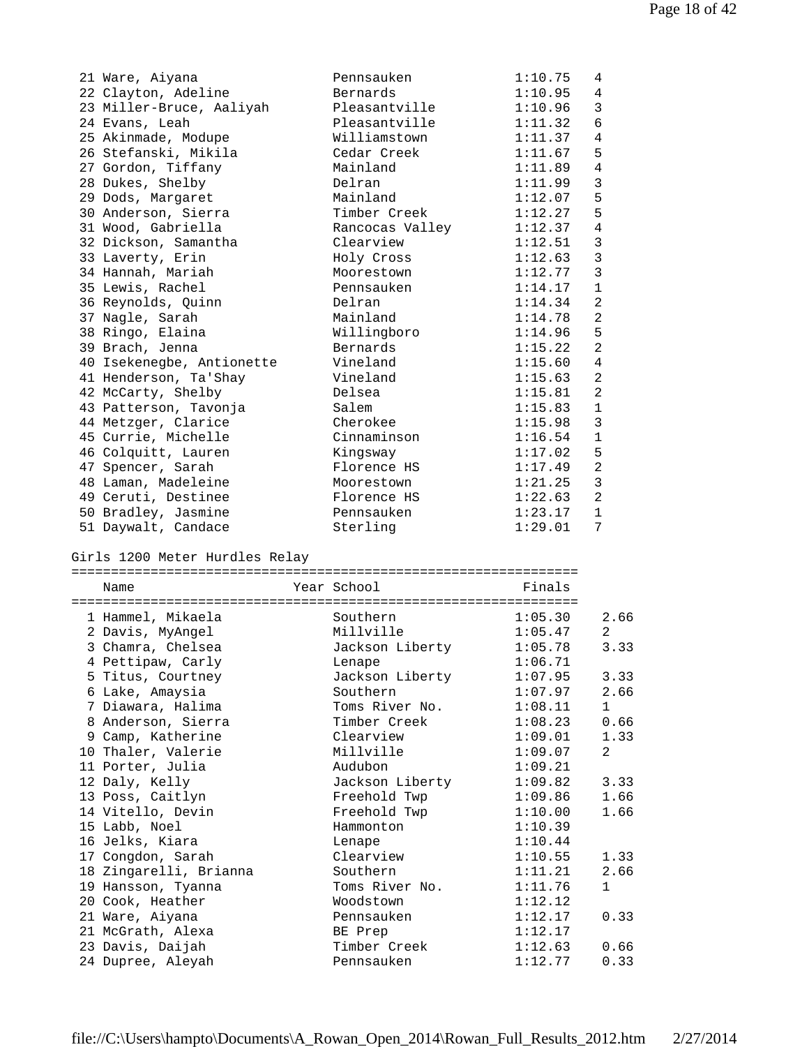| Place | Name | Year | School | Finals | Heat |
|---|---|---|---|---|---|
| 21 | Ware, Aiyana | | Pennsauken | 1:10.75 | 4 |
| 22 | Clayton, Adeline | | Bernards | 1:10.95 | 4 |
| 23 | Miller-Bruce, Aaliyah | | Pleasantville | 1:10.96 | 3 |
| 24 | Evans, Leah | | Pleasantville | 1:11.32 | 6 |
| 25 | Akinmade, Modupe | | Williamstown | 1:11.37 | 4 |
| 26 | Stefanski, Mikila | | Cedar Creek | 1:11.67 | 5 |
| 27 | Gordon, Tiffany | | Mainland | 1:11.89 | 4 |
| 28 | Dukes, Shelby | | Delran | 1:11.99 | 3 |
| 29 | Dods, Margaret | | Mainland | 1:12.07 | 5 |
| 30 | Anderson, Sierra | | Timber Creek | 1:12.27 | 5 |
| 31 | Wood, Gabriella | | Rancocas Valley | 1:12.37 | 4 |
| 32 | Dickson, Samantha | | Clearview | 1:12.51 | 3 |
| 33 | Laverty, Erin | | Holy Cross | 1:12.63 | 3 |
| 34 | Hannah, Mariah | | Moorestown | 1:12.77 | 3 |
| 35 | Lewis, Rachel | | Pennsauken | 1:14.17 | 1 |
| 36 | Reynolds, Quinn | | Delran | 1:14.34 | 2 |
| 37 | Nagle, Sarah | | Mainland | 1:14.78 | 2 |
| 38 | Ringo, Elaina | | Willingboro | 1:14.96 | 5 |
| 39 | Brach, Jenna | | Bernards | 1:15.22 | 2 |
| 40 | Isekenegbe, Antionette | | Vineland | 1:15.60 | 4 |
| 41 | Henderson, Ta'Shay | | Vineland | 1:15.63 | 2 |
| 42 | McCarty, Shelby | | Delsea | 1:15.81 | 2 |
| 43 | Patterson, Tavonja | | Salem | 1:15.83 | 1 |
| 44 | Metzger, Clarice | | Cherokee | 1:15.98 | 3 |
| 45 | Currie, Michelle | | Cinnaminson | 1:16.54 | 1 |
| 46 | Colquitt, Lauren | | Kingsway | 1:17.02 | 5 |
| 47 | Spencer, Sarah | | Florence HS | 1:17.49 | 2 |
| 48 | Laman, Madeleine | | Moorestown | 1:21.25 | 3 |
| 49 | Ceruti, Destinee | | Florence HS | 1:22.63 | 2 |
| 50 | Bradley, Jasmine | | Pennsauken | 1:23.17 | 1 |
| 51 | Daywalt, Candace | | Sterling | 1:29.01 | 7 |

Girls 1200 Meter Hurdles Relay

| Place | Name | Year | School | Finals | Points |
|---|---|---|---|---|---|
| 1 | Hammel, Mikaela | | Southern | 1:05.30 | 2.66 |
| 2 | Davis, MyAngel | | Millville | 1:05.47 | 2 |
| 3 | Chamra, Chelsea | | Jackson Liberty | 1:05.78 | 3.33 |
| 4 | Pettipaw, Carly | | Lenape | 1:06.71 | |
| 5 | Titus, Courtney | | Jackson Liberty | 1:07.95 | 3.33 |
| 6 | Lake, Amaysia | | Southern | 1:07.97 | 2.66 |
| 7 | Diawara, Halima | | Toms River No. | 1:08.11 | 1 |
| 8 | Anderson, Sierra | | Timber Creek | 1:08.23 | 0.66 |
| 9 | Camp, Katherine | | Clearview | 1:09.01 | 1.33 |
| 10 | Thaler, Valerie | | Millville | 1:09.07 | 2 |
| 11 | Porter, Julia | | Audubon | 1:09.21 | |
| 12 | Daly, Kelly | | Jackson Liberty | 1:09.82 | 3.33 |
| 13 | Poss, Caitlyn | | Freehold Twp | 1:09.86 | 1.66 |
| 14 | Vitello, Devin | | Freehold Twp | 1:10.00 | 1.66 |
| 15 | Labb, Noel | | Hammonton | 1:10.39 | |
| 16 | Jelks, Kiara | | Lenape | 1:10.44 | |
| 17 | Congdon, Sarah | | Clearview | 1:10.55 | 1.33 |
| 18 | Zingarelli, Brianna | | Southern | 1:11.21 | 2.66 |
| 19 | Hansson, Tyanna | | Toms River No. | 1:11.76 | 1 |
| 20 | Cook, Heather | | Woodstown | 1:12.12 | |
| 21 | Ware, Aiyana | | Pennsauken | 1:12.17 | 0.33 |
| 21 | McGrath, Alexa | | BE Prep | 1:12.17 | |
| 23 | Davis, Daijah | | Timber Creek | 1:12.63 | 0.66 |
| 24 | Dupree, Aleyah | | Pennsauken | 1:12.77 | 0.33 |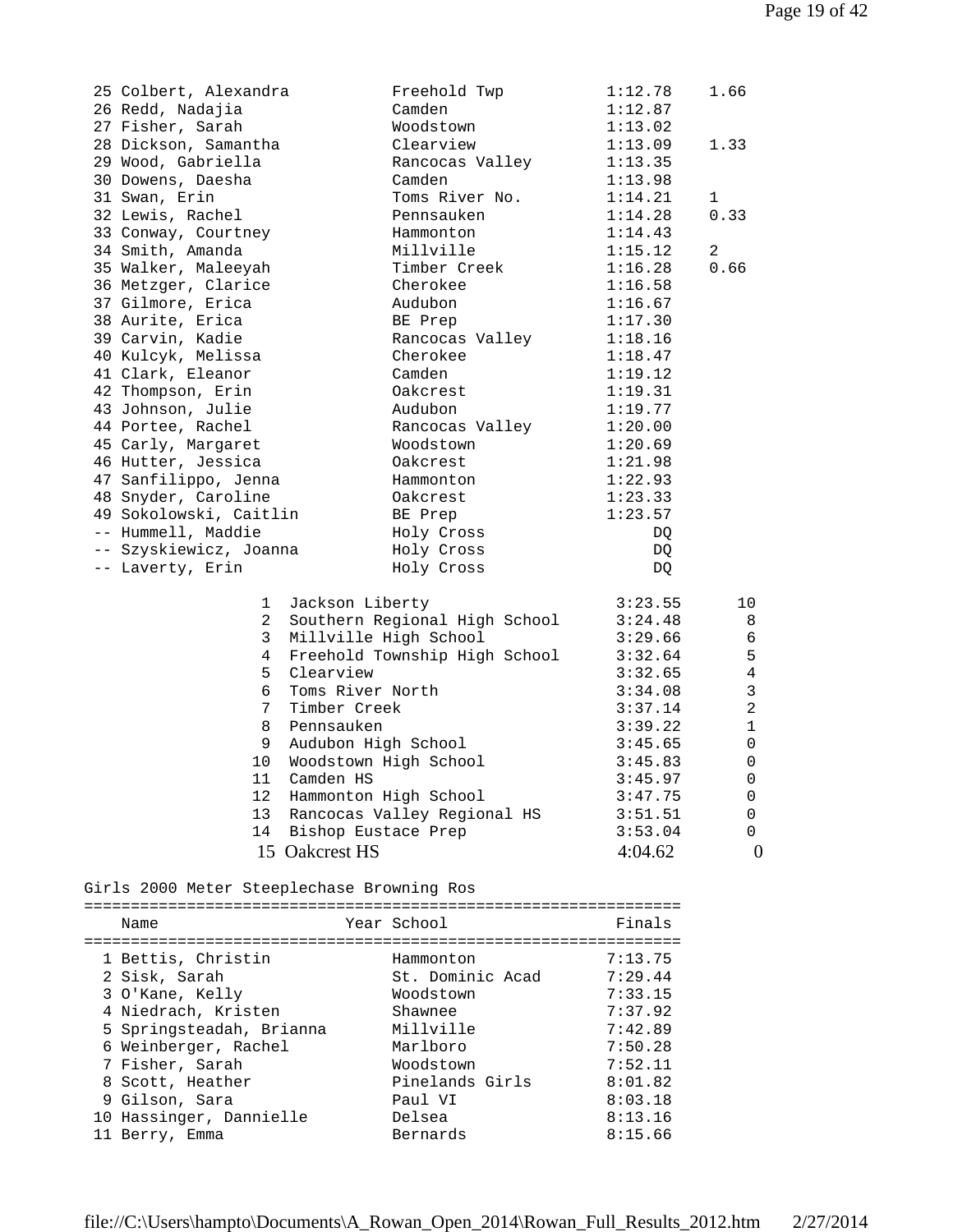| Place | Name | School | Finals | Points |
|---|---|---|---|---|
| 25 | Colbert, Alexandra | Freehold Twp | 1:12.78 | 1.66 |
| 26 | Redd, Nadajia | Camden | 1:12.87 | |
| 27 | Fisher, Sarah | Woodstown | 1:13.02 | |
| 28 | Dickson, Samantha | Clearview | 1:13.09 | 1.33 |
| 29 | Wood, Gabriella | Rancocas Valley | 1:13.35 | |
| 30 | Dowens, Daesha | Camden | 1:13.98 | |
| 31 | Swan, Erin | Toms River No. | 1:14.21 | 1 |
| 32 | Lewis, Rachel | Pennsauken | 1:14.28 | 0.33 |
| 33 | Conway, Courtney | Hammonton | 1:14.43 | |
| 34 | Smith, Amanda | Millville | 1:15.12 | 2 |
| 35 | Walker, Maleeyah | Timber Creek | 1:16.28 | 0.66 |
| 36 | Metzger, Clarice | Cherokee | 1:16.58 | |
| 37 | Gilmore, Erica | Audubon | 1:16.67 | |
| 38 | Aurite, Erica | BE Prep | 1:17.30 | |
| 39 | Carvin, Kadie | Rancocas Valley | 1:18.16 | |
| 40 | Kulcyk, Melissa | Cherokee | 1:18.47 | |
| 41 | Clark, Eleanor | Camden | 1:19.12 | |
| 42 | Thompson, Erin | Oakcrest | 1:19.31 | |
| 43 | Johnson, Julie | Audubon | 1:19.77 | |
| 44 | Portee, Rachel | Rancocas Valley | 1:20.00 | |
| 45 | Carly, Margaret | Woodstown | 1:20.69 | |
| 46 | Hutter, Jessica | Oakcrest | 1:21.98 | |
| 47 | Sanfilippo, Jenna | Hammonton | 1:22.93 | |
| 48 | Snyder, Caroline | Oakcrest | 1:23.33 | |
| 49 | Sokolowski, Caitlin | BE Prep | 1:23.57 | |
| -- | Hummell, Maddie | Holy Cross | DQ | |
| -- | Szyskiewicz, Joanna | Holy Cross | DQ | |
| -- | Laverty, Erin | Holy Cross | DQ | |

| Place | Team | Time | Points |
|---|---|---|---|
| 1 | Jackson Liberty | 3:23.55 | 10 |
| 2 | Southern Regional High School | 3:24.48 | 8 |
| 3 | Millville High School | 3:29.66 | 6 |
| 4 | Freehold Township High School | 3:32.64 | 5 |
| 5 | Clearview | 3:32.65 | 4 |
| 6 | Toms River North | 3:34.08 | 3 |
| 7 | Timber Creek | 3:37.14 | 2 |
| 8 | Pennsauken | 3:39.22 | 1 |
| 9 | Audubon High School | 3:45.65 | 0 |
| 10 | Woodstown High School | 3:45.83 | 0 |
| 11 | Camden HS | 3:45.97 | 0 |
| 12 | Hammonton High School | 3:47.75 | 0 |
| 13 | Rancocas Valley Regional HS | 3:51.51 | 0 |
| 14 | Bishop Eustace Prep | 3:53.04 | 0 |
| 15 | Oakcrest HS | 4:04.62 | 0 |

## Girls 2000 Meter Steeplechase Browning Ros

| | Name | Year School | Finals |
|---|---|---|---|
| 1 | Bettis, Christin | Hammonton | 7:13.75 |
| 2 | Sisk, Sarah | St. Dominic Acad | 7:29.44 |
| 3 | O'Kane, Kelly | Woodstown | 7:33.15 |
| 4 | Niedrach, Kristen | Shawnee | 7:37.92 |
| 5 | Springsteadah, Brianna | Millville | 7:42.89 |
| 6 | Weinberger, Rachel | Marlboro | 7:50.28 |
| 7 | Fisher, Sarah | Woodstown | 7:52.11 |
| 8 | Scott, Heather | Pinelands Girls | 8:01.82 |
| 9 | Gilson, Sara | Paul VI | 8:03.18 |
| 10 | Hassinger, Dannielle | Delsea | 8:13.16 |
| 11 | Berry, Emma | Bernards | 8:15.66 |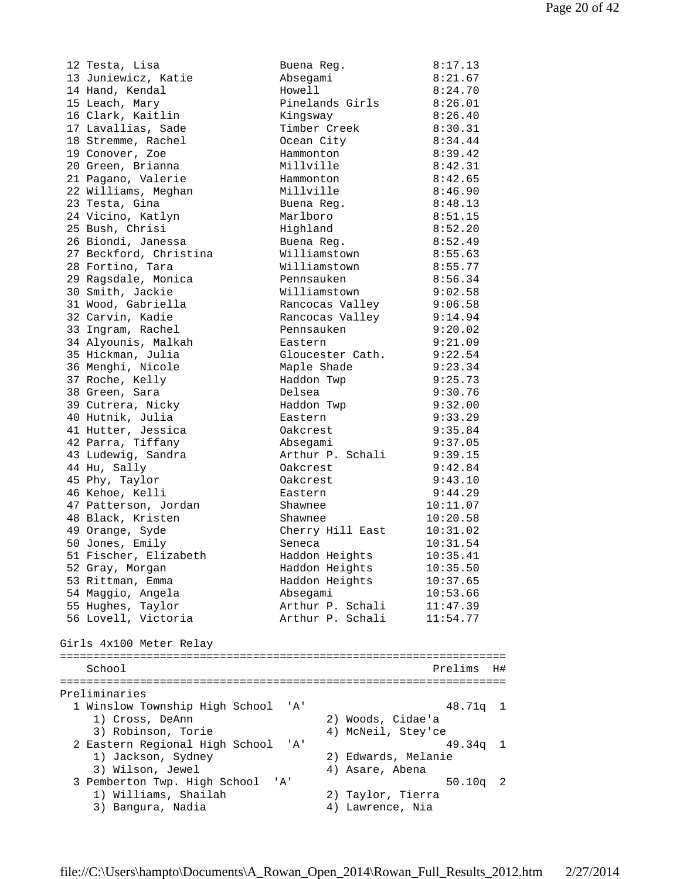| Place | Name | School | Time |
|---|---|---|---|
| 12 | Testa, Lisa | Buena Reg. | 8:17.13 |
| 13 | Juniewicz, Katie | Absegami | 8:21.67 |
| 14 | Hand, Kendal | Howell | 8:24.70 |
| 15 | Leach, Mary | Pinelands Girls | 8:26.01 |
| 16 | Clark, Kaitlin | Kingsway | 8:26.40 |
| 17 | Lavallias, Sade | Timber Creek | 8:30.31 |
| 18 | Stremme, Rachel | Ocean City | 8:34.44 |
| 19 | Conover, Zoe | Hammonton | 8:39.42 |
| 20 | Green, Brianna | Millville | 8:42.31 |
| 21 | Pagano, Valerie | Hammonton | 8:42.65 |
| 22 | Williams, Meghan | Millville | 8:46.90 |
| 23 | Testa, Gina | Buena Reg. | 8:48.13 |
| 24 | Vicino, Katlyn | Marlboro | 8:51.15 |
| 25 | Bush, Chrisi | Highland | 8:52.20 |
| 26 | Biondi, Janessa | Buena Reg. | 8:52.49 |
| 27 | Beckford, Christina | Williamstown | 8:55.63 |
| 28 | Fortino, Tara | Williamstown | 8:55.77 |
| 29 | Ragsdale, Monica | Pennsauken | 8:56.34 |
| 30 | Smith, Jackie | Williamstown | 9:02.58 |
| 31 | Wood, Gabriella | Rancocas Valley | 9:06.58 |
| 32 | Carvin, Kadie | Rancocas Valley | 9:14.94 |
| 33 | Ingram, Rachel | Pennsauken | 9:20.02 |
| 34 | Alyounis, Malkah | Eastern | 9:21.09 |
| 35 | Hickman, Julia | Gloucester Cath. | 9:22.54 |
| 36 | Menghi, Nicole | Maple Shade | 9:23.34 |
| 37 | Roche, Kelly | Haddon Twp | 9:25.73 |
| 38 | Green, Sara | Delsea | 9:30.76 |
| 39 | Cutrera, Nicky | Haddon Twp | 9:32.00 |
| 40 | Hutnik, Julia | Eastern | 9:33.29 |
| 41 | Hutter, Jessica | Oakcrest | 9:35.84 |
| 42 | Parra, Tiffany | Absegami | 9:37.05 |
| 43 | Ludewig, Sandra | Arthur P. Schali | 9:39.15 |
| 44 | Hu, Sally | Oakcrest | 9:42.84 |
| 45 | Phy, Taylor | Oakcrest | 9:43.10 |
| 46 | Kehoe, Kelli | Eastern | 9:44.29 |
| 47 | Patterson, Jordan | Shawnee | 10:11.07 |
| 48 | Black, Kristen | Shawnee | 10:20.58 |
| 49 | Orange, Syde | Cherry Hill East | 10:31.02 |
| 50 | Jones, Emily | Seneca | 10:31.54 |
| 51 | Fischer, Elizabeth | Haddon Heights | 10:35.41 |
| 52 | Gray, Morgan | Haddon Heights | 10:35.50 |
| 53 | Rittman, Emma | Haddon Heights | 10:37.65 |
| 54 | Maggio, Angela | Absegami | 10:53.66 |
| 55 | Hughes, Taylor | Arthur P. Schali | 11:47.39 |
| 56 | Lovell, Victoria | Arthur P. Schali | 11:54.77 |

## Girls 4x100 Meter Relay

| Place | School | Prelims | H# |
|---|---|---|---|
| **Preliminaries** | | | |
| 1 | Winslow Township High School 'A' | 48.71q | 1 |
| | 1) Cross, DeAnn; 2) Woods, Cidae'a; 3) Robinson, Torie; 4) McNeil, Stey'ce | | |
| 2 | Eastern Regional High School 'A' | 49.34q | 1 |
| | 1) Jackson, Sydney; 2) Edwards, Melanie; 3) Wilson, Jewel; 4) Asare, Abena | | |
| 3 | Pemberton Twp. High School 'A' | 50.10q | 2 |
| | 1) Williams, Shailah; 2) Taylor, Tierra; 3) Bangura, Nadia; 4) Lawrence, Nia | | |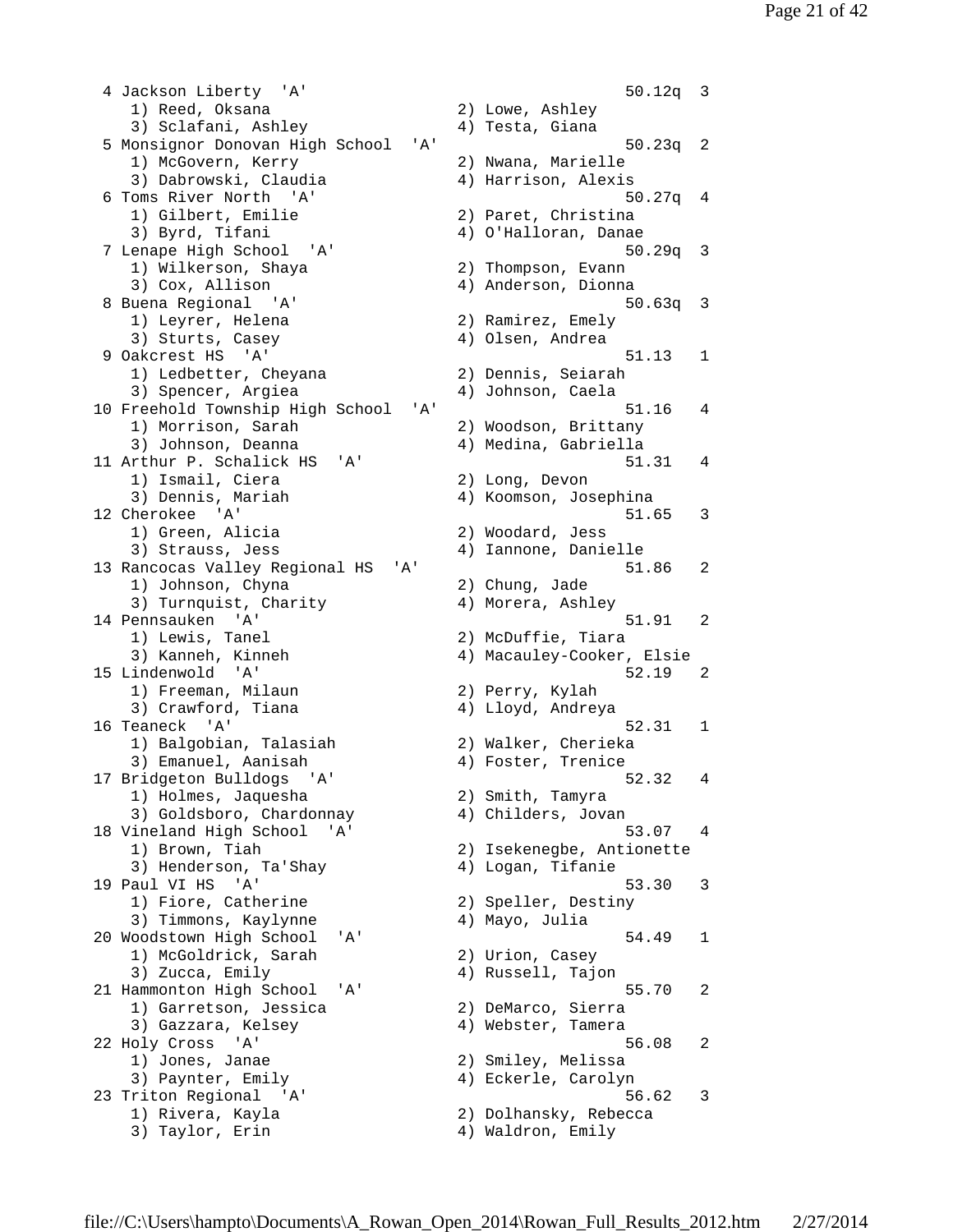```
  4 Jackson Liberty  'A'                                      50.12q  3
     1) Reed, Oksana                  2) Lowe, Ashley
     3) Sclafani, Ashley              4) Testa, Giana
  5 Monsignor Donovan High School  'A'                        50.23q  2
     1) McGovern, Kerry               2) Nwana, Marielle
     3) Dabrowski, Claudia            4) Harrison, Alexis
  6 Toms River North  'A'                                     50.27q  4
     1) Gilbert, Emilie               2) Paret, Christina
     3) Byrd, Tifani                  4) O'Halloran, Danae
  7 Lenape High School  'A'                                   50.29q  3
     1) Wilkerson, Shaya              2) Thompson, Evann
     3) Cox, Allison                  4) Anderson, Dionna
  8 Buena Regional  'A'                                       50.63q  3
     1) Leyrer, Helena                2) Ramirez, Emely
     3) Sturts, Casey                 4) Olsen, Andrea
  9 Oakcrest HS  'A'                                          51.13   1
     1) Ledbetter, Cheyana            2) Dennis, Seiarah
     3) Spencer, Argiea               4) Johnson, Caela
 10 Freehold Township High School  'A'                        51.16   4
     1) Morrison, Sarah               2) Woodson, Brittany
     3) Johnson, Deanna               4) Medina, Gabriella
 11 Arthur P. Schalick HS  'A'                                51.31   4
     1) Ismail, Ciera                 2) Long, Devon
     3) Dennis, Mariah                4) Koomson, Josephina
 12 Cherokee  'A'                                             51.65   3
     1) Green, Alicia                 2) Woodard, Jess
     3) Strauss, Jess                 4) Iannone, Danielle
 13 Rancocas Valley Regional HS  'A'                          51.86   2
     1) Johnson, Chyna                2) Chung, Jade
     3) Turnquist, Charity            4) Morera, Ashley
 14 Pennsauken  'A'                                           51.91   2
     1) Lewis, Tanel                  2) McDuffie, Tiara
     3) Kanneh, Kinneh                4) Macauley-Cooker, Elsie
 15 Lindenwold  'A'                                           52.19   2
     1) Freeman, Milaun               2) Perry, Kylah
     3) Crawford, Tiana               4) Lloyd, Andreya
 16 Teaneck  'A'                                              52.31   1
     1) Balgobian, Talasiah           2) Walker, Cherieka
     3) Emanuel, Aanisah              4) Foster, Trenice
 17 Bridgeton Bulldogs  'A'                                   52.32   4
     1) Holmes, Jaquesha              2) Smith, Tamyra
     3) Goldsboro, Chardonnay         4) Childers, Jovan
 18 Vineland High School  'A'                                 53.07   4
     1) Brown, Tiah                   2) Isekenegbe, Antionette
     3) Henderson, Ta'Shay            4) Logan, Tifanie
 19 Paul VI HS  'A'                                           53.30   3
     1) Fiore, Catherine              2) Speller, Destiny
     3) Timmons, Kaylynne             4) Mayo, Julia
 20 Woodstown High School  'A'                                54.49   1
     1) McGoldrick, Sarah             2) Urion, Casey
     3) Zucca, Emily                  4) Russell, Tajon
 21 Hammonton High School  'A'                                55.70   2
     1) Garretson, Jessica            2) DeMarco, Sierra
     3) Gazzara, Kelsey               4) Webster, Tamera
 22 Holy Cross  'A'                                           56.08   2
     1) Jones, Janae                  2) Smiley, Melissa
     3) Paynter, Emily                4) Eckerle, Carolyn
 23 Triton Regional  'A'                                      56.62   3
     1) Rivera, Kayla                 2) Dolhansky, Rebecca
     3) Taylor, Erin                  4) Waldron, Emily
```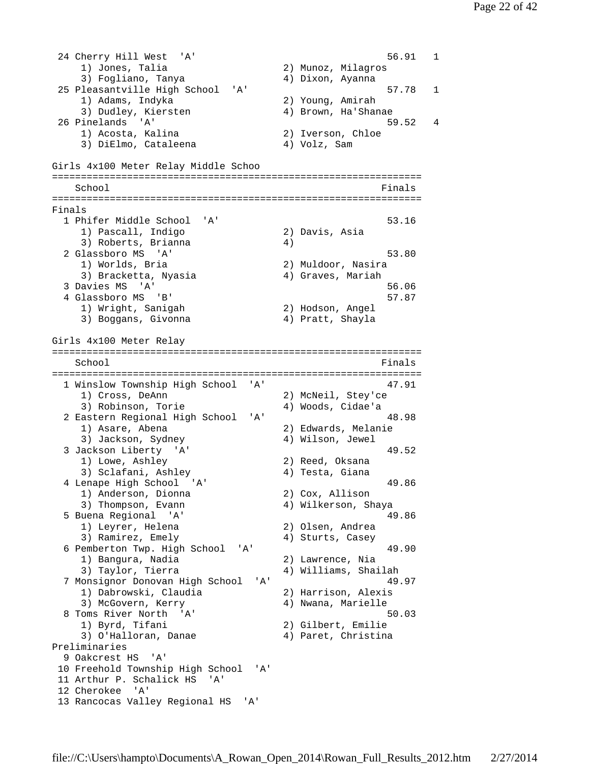```
 24 Cherry Hill West  'A'                                 56.91   1
     1) Jones, Talia                  2) Munoz, Milagros
     3) Fogliano, Tanya               4) Dixon, Ayanna
 25 Pleasantville High School  'A'                        57.78   1
     1) Adams, Indyka                 2) Young, Amirah
     3) Dudley, Kiersten              4) Brown, Ha'Shanae
 26 Pinelands  'A'                                        59.52   4
     1) Acosta, Kalina                2) Iverson, Chloe
     3) DiElmo, Cataleena             4) Volz, Sam

Girls 4x100 Meter Relay Middle Schoo
================================================================
    School                                               Finals
================================================================
Finals
  1 Phifer Middle School  'A'                             53.16
     1) Pascall, Indigo               2) Davis, Asia
     3) Roberts, Brianna              4)
  2 Glassboro MS  'A'                                     53.80
     1) Worlds, Bria                  2) Muldoor, Nasira
     3) Bracketta, Nyasia             4) Graves, Mariah
  3 Davies MS  'A'                                        56.06
  4 Glassboro MS  'B'                                     57.87
     1) Wright, Sanigah               2) Hodson, Angel
     3) Boggans, Givonna              4) Pratt, Shayla

Girls 4x100 Meter Relay
================================================================
    School                                               Finals
================================================================
  1 Winslow Township High School  'A'                     47.91
     1) Cross, DeAnn                  2) McNeil, Stey'ce
     3) Robinson, Torie               4) Woods, Cidae'a
  2 Eastern Regional High School  'A'                     48.98
     1) Asare, Abena                  2) Edwards, Melanie
     3) Jackson, Sydney               4) Wilson, Jewel
  3 Jackson Liberty  'A'                                  49.52
     1) Lowe, Ashley                  2) Reed, Oksana
     3) Sclafani, Ashley              4) Testa, Giana
  4 Lenape High School  'A'                               49.86
     1) Anderson, Dionna              2) Cox, Allison
     3) Thompson, Evann               4) Wilkerson, Shaya
  5 Buena Regional  'A'                                   49.86
     1) Leyrer, Helena                2) Olsen, Andrea
     3) Ramirez, Emely                4) Sturts, Casey
  6 Pemberton Twp. High School  'A'                       49.90
     1) Bangura, Nadia                2) Lawrence, Nia
     3) Taylor, Tierra                4) Williams, Shailah
  7 Monsignor Donovan High School  'A'                    49.97
     1) Dabrowski, Claudia            2) Harrison, Alexis
     3) McGovern, Kerry               4) Nwana, Marielle
  8 Toms River North  'A'                                 50.03
     1) Byrd, Tifani                  2) Gilbert, Emilie
     3) O'Halloran, Danae             4) Paret, Christina
Preliminaries
  9 Oakcrest HS  'A'
 10 Freehold Township High School  'A'
 11 Arthur P. Schalick HS  'A'
 12 Cherokee  'A'
 13 Rancocas Valley Regional HS  'A'
```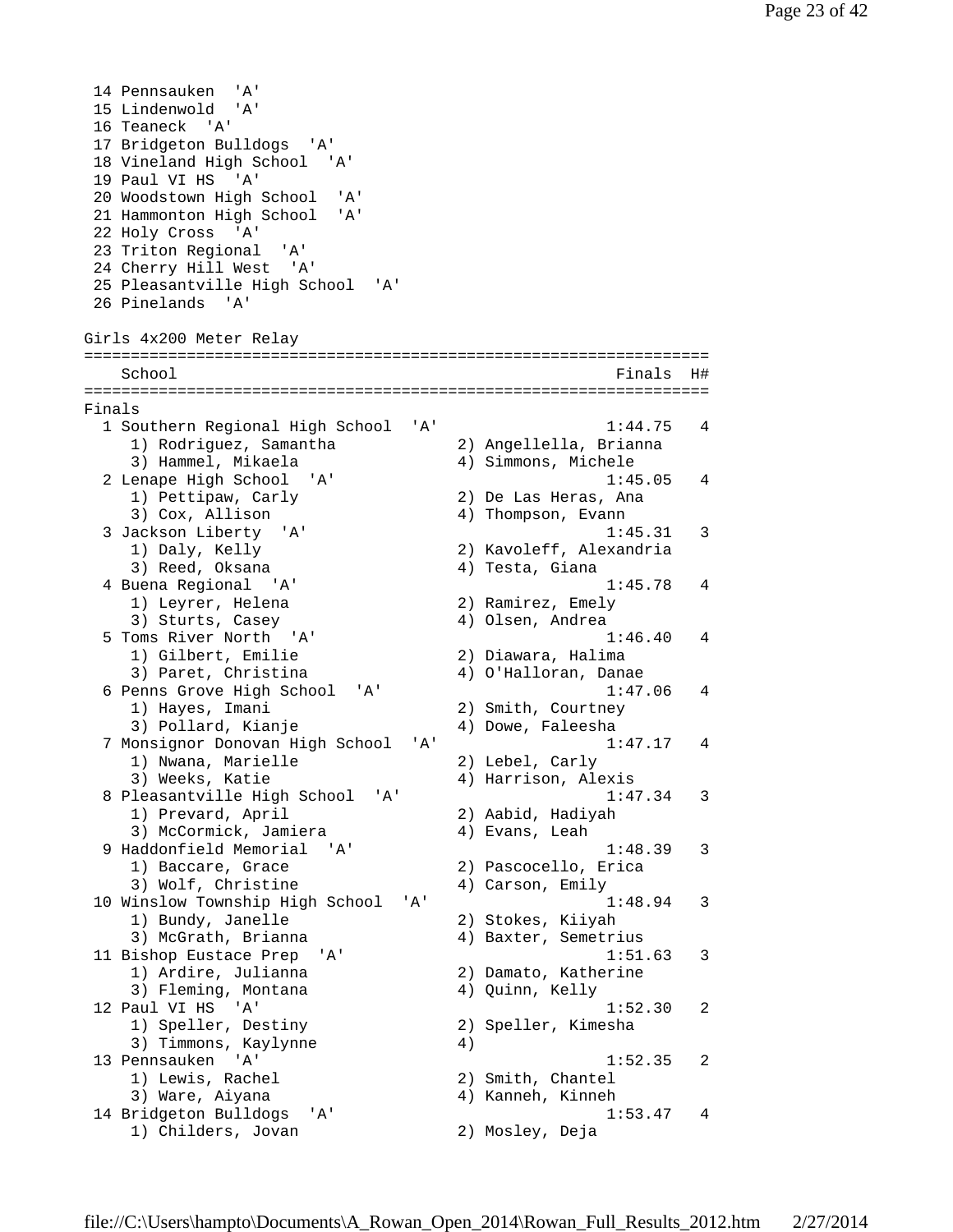```
 14 Pennsauken  'A'
 15 Lindenwold  'A'
 16 Teaneck  'A'
 17 Bridgeton Bulldogs  'A'
 18 Vineland High School  'A'
 19 Paul VI HS  'A'
 20 Woodstown High School  'A'
 21 Hammonton High School  'A'
 22 Holy Cross  'A'
 23 Triton Regional  'A'
 24 Cherry Hill West  'A'
 25 Pleasantville High School  'A'
 26 Pinelands  'A'
```

Girls 4x200 Meter Relay

```
===================================================================
    School                                            Finals  H#
===================================================================
Finals
  1 Southern Regional High School  'A'                1:44.75   4
     1) Rodriguez, Samantha          2) Angellella, Brianna
     3) Hammel, Mikaela              4) Simmons, Michele
  2 Lenape High School  'A'                           1:45.05   4
     1) Pettipaw, Carly              2) De Las Heras, Ana
     3) Cox, Allison                 4) Thompson, Evann
  3 Jackson Liberty  'A'                              1:45.31   3
     1) Daly, Kelly                  2) Kavoleff, Alexandria
     3) Reed, Oksana                 4) Testa, Giana
  4 Buena Regional  'A'                               1:45.78   4
     1) Leyrer, Helena               2) Ramirez, Emely
     3) Sturts, Casey                4) Olsen, Andrea
  5 Toms River North  'A'                             1:46.40   4
     1) Gilbert, Emilie              2) Diawara, Halima
     3) Paret, Christina             4) O'Halloran, Danae
  6 Penns Grove High School  'A'                      1:47.06   4
     1) Hayes, Imani                 2) Smith, Courtney
     3) Pollard, Kianje              4) Dowe, Faleesha
  7 Monsignor Donovan High School  'A'                1:47.17   4
     1) Nwana, Marielle              2) Lebel, Carly
     3) Weeks, Katie                 4) Harrison, Alexis
  8 Pleasantville High School  'A'                    1:47.34   3
     1) Prevard, April               2) Aabid, Hadiyah
     3) McCormick, Jamiera           4) Evans, Leah
  9 Haddonfield Memorial  'A'                         1:48.39   3
     1) Baccare, Grace               2) Pascocello, Erica
     3) Wolf, Christine              4) Carson, Emily
 10 Winslow Township High School  'A'                 1:48.94   3
     1) Bundy, Janelle               2) Stokes, Kiiyah
     3) McGrath, Brianna             4) Baxter, Semetrius
 11 Bishop Eustace Prep  'A'                          1:51.63   3
     1) Ardire, Julianna             2) Damato, Katherine
     3) Fleming, Montana             4) Quinn, Kelly
 12 Paul VI HS  'A'                                   1:52.30   2
     1) Speller, Destiny             2) Speller, Kimesha
     3) Timmons, Kaylynne            4)
 13 Pennsauken  'A'                                   1:52.35   2
     1) Lewis, Rachel                2) Smith, Chantel
     3) Ware, Aiyana                 4) Kanneh, Kinneh
 14 Bridgeton Bulldogs  'A'                           1:53.47   4
     1) Childers, Jovan              2) Mosley, Deja
```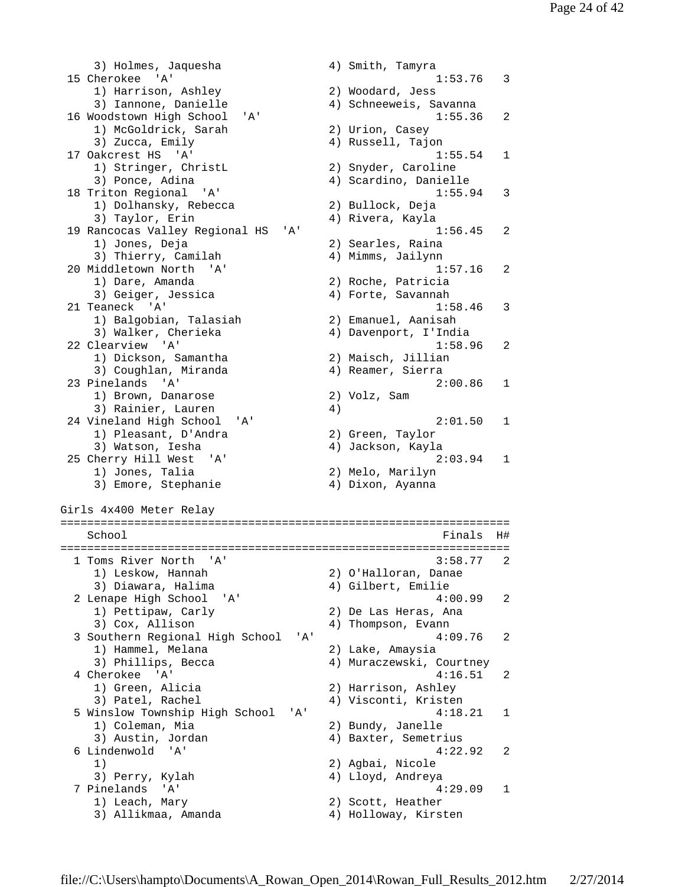```
    3) Holmes, Jaquesha              4) Smith, Tamyra
 15 Cherokee  'A'                                    1:53.76   3
    1) Harrison, Ashley              2) Woodard, Jess
    3) Iannone, Danielle             4) Schneeweis, Savanna
 16 Woodstown High School  'A'                       1:55.36   2
    1) McGoldrick, Sarah             2) Urion, Casey
    3) Zucca, Emily                  4) Russell, Tajon
 17 Oakcrest HS  'A'                                 1:55.54   1
    1) Stringer, ChristL             2) Snyder, Caroline
    3) Ponce, Adina                  4) Scardino, Danielle
 18 Triton Regional  'A'                             1:55.94   3
    1) Dolhansky, Rebecca            2) Bullock, Deja
    3) Taylor, Erin                  4) Rivera, Kayla
 19 Rancocas Valley Regional HS  'A'                 1:56.45   2
    1) Jones, Deja                   2) Searles, Raina
    3) Thierry, Camilah              4) Mimms, Jailynn
 20 Middletown North  'A'                            1:57.16   2
    1) Dare, Amanda                  2) Roche, Patricia
    3) Geiger, Jessica               4) Forte, Savannah
 21 Teaneck  'A'                                     1:58.46   3
    1) Balgobian, Talasiah           2) Emanuel, Aanisah
    3) Walker, Cherieka              4) Davenport, I'India
 22 Clearview  'A'                                   1:58.96   2
    1) Dickson, Samantha             2) Maisch, Jillian
    3) Coughlan, Miranda             4) Reamer, Sierra
 23 Pinelands  'A'                                   2:00.86   1
    1) Brown, Danarose               2) Volz, Sam
    3) Rainier, Lauren               4)
 24 Vineland High School  'A'                        2:01.50   1
    1) Pleasant, D'Andra             2) Green, Taylor
    3) Watson, Iesha                 4) Jackson, Kayla
 25 Cherry Hill West  'A'                            2:03.94   1
    1) Jones, Talia                  2) Melo, Marilyn
    3) Emore, Stephanie              4) Dixon, Ayanna

Girls 4x400 Meter Relay
===================================================================
    School                                           Finals  H#
===================================================================
  1 Toms River North  'A'                            3:58.77   2
    1) Leskow, Hannah                2) O'Halloran, Danae
    3) Diawara, Halima               4) Gilbert, Emilie
  2 Lenape High School  'A'                          4:00.99   2
    1) Pettipaw, Carly               2) De Las Heras, Ana
    3) Cox, Allison                  4) Thompson, Evann
  3 Southern Regional High School  'A'               4:09.76   2
    1) Hammel, Melana                2) Lake, Amaysia
    3) Phillips, Becca               4) Muraczewski, Courtney
  4 Cherokee  'A'                                    4:16.51   2
    1) Green, Alicia                 2) Harrison, Ashley
    3) Patel, Rachel                 4) Visconti, Kristen
  5 Winslow Township High School  'A'                4:18.21   1
    1) Coleman, Mia                  2) Bundy, Janelle
    3) Austin, Jordan                4) Baxter, Semetrius
  6 Lindenwold  'A'                                  4:22.92   2
    1)                               2) Agbai, Nicole
    3) Perry, Kylah                  4) Lloyd, Andreya
  7 Pinelands  'A'                                   4:29.09   1
    1) Leach, Mary                   2) Scott, Heather
    3) Allikmaa, Amanda              4) Holloway, Kirsten
```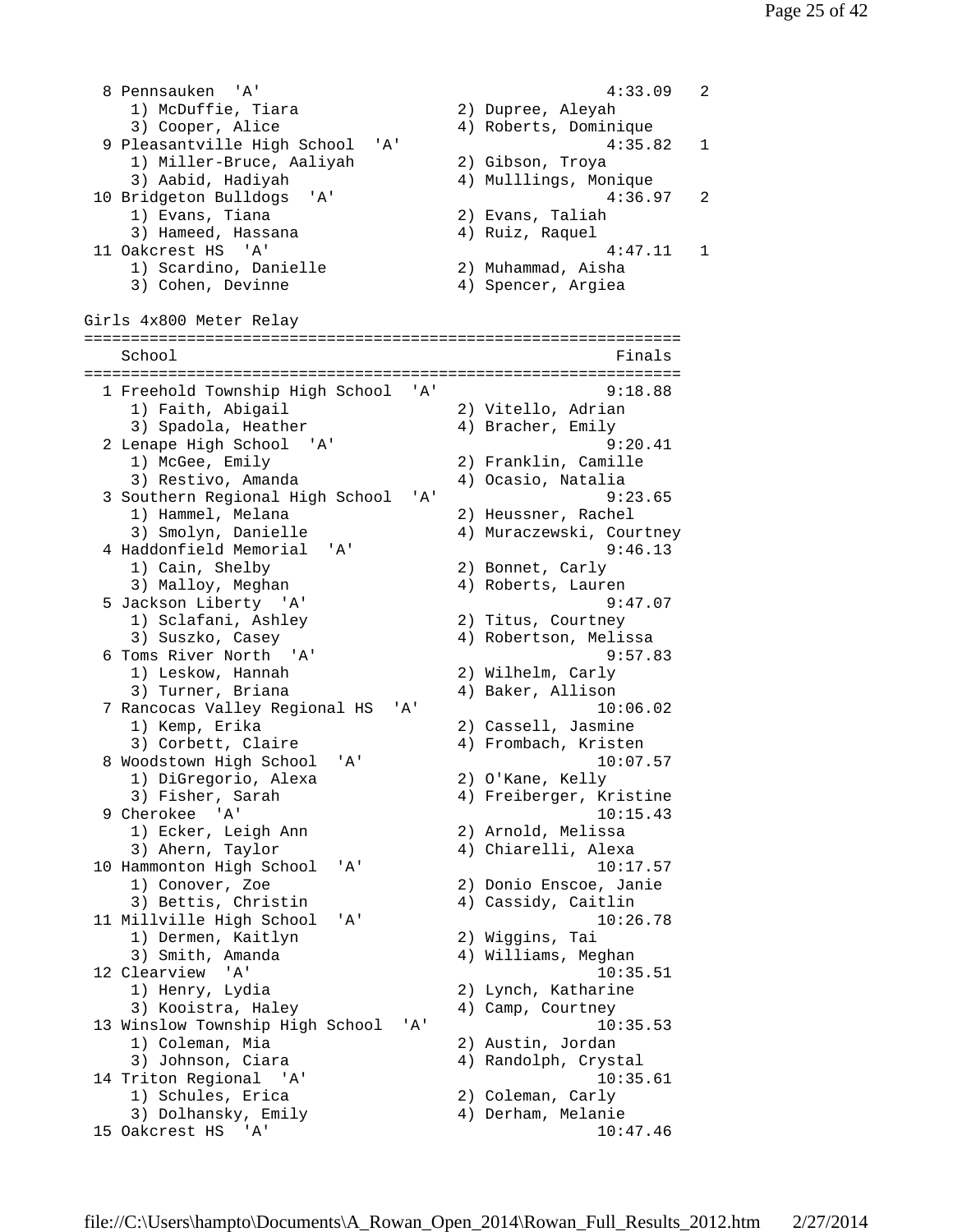```
  8 Pennsauken  'A'                                      4:33.09   2
     1) McDuffie, Tiara                2) Dupree, Aleyah
     3) Cooper, Alice                  4) Roberts, Dominique
  9 Pleasantville High School  'A'                       4:35.82   1
     1) Miller-Bruce, Aaliyah          2) Gibson, Troya
     3) Aabid, Hadiyah                 4) Mulllings, Monique
 10 Bridgeton Bulldogs  'A'                              4:36.97   2
     1) Evans, Tiana                   2) Evans, Taliah
     3) Hameed, Hassana                4) Ruiz, Raquel
 11 Oakcrest HS  'A'                                     4:47.11   1
     1) Scardino, Danielle             2) Muhammad, Aisha
     3) Cohen, Devinne                 4) Spencer, Argiea
```

Girls 4x800 Meter Relay

```
================================================================
    School                                                Finals
================================================================
  1 Freehold Township High School  'A'                   9:18.88
     1) Faith, Abigail                 2) Vitello, Adrian
     3) Spadola, Heather               4) Bracher, Emily
  2 Lenape High School  'A'                              9:20.41
     1) McGee, Emily                   2) Franklin, Camille
     3) Restivo, Amanda                4) Ocasio, Natalia
  3 Southern Regional High School  'A'                   9:23.65
     1) Hammel, Melana                 2) Heussner, Rachel
     3) Smolyn, Danielle               4) Muraczewski, Courtney
  4 Haddonfield Memorial  'A'                            9:46.13
     1) Cain, Shelby                   2) Bonnet, Carly
     3) Malloy, Meghan                 4) Roberts, Lauren
  5 Jackson Liberty  'A'                                 9:47.07
     1) Sclafani, Ashley               2) Titus, Courtney
     3) Suszko, Casey                  4) Robertson, Melissa
  6 Toms River North  'A'                                9:57.83
     1) Leskow, Hannah                 2) Wilhelm, Carly
     3) Turner, Briana                 4) Baker, Allison
  7 Rancocas Valley Regional HS  'A'                    10:06.02
     1) Kemp, Erika                    2) Cassell, Jasmine
     3) Corbett, Claire                4) Frombach, Kristen
  8 Woodstown High School  'A'                          10:07.57
     1) DiGregorio, Alexa              2) O'Kane, Kelly
     3) Fisher, Sarah                  4) Freiberger, Kristine
  9 Cherokee  'A'                                       10:15.43
     1) Ecker, Leigh Ann               2) Arnold, Melissa
     3) Ahern, Taylor                  4) Chiarelli, Alexa
 10 Hammonton High School  'A'                          10:17.57
     1) Conover, Zoe                   2) Donio Enscoe, Janie
     3) Bettis, Christin               4) Cassidy, Caitlin
 11 Millville High School  'A'                          10:26.78
     1) Dermen, Kaitlyn                2) Wiggins, Tai
     3) Smith, Amanda                  4) Williams, Meghan
 12 Clearview  'A'                                      10:35.51
     1) Henry, Lydia                   2) Lynch, Katharine
     3) Kooistra, Haley                4) Camp, Courtney
 13 Winslow Township High School  'A'                   10:35.53
     1) Coleman, Mia                   2) Austin, Jordan
     3) Johnson, Ciara                 4) Randolph, Crystal
 14 Triton Regional  'A'                                10:35.61
     1) Schules, Erica                 2) Coleman, Carly
     3) Dolhansky, Emily               4) Derham, Melanie
 15 Oakcrest HS  'A'                                    10:47.46
```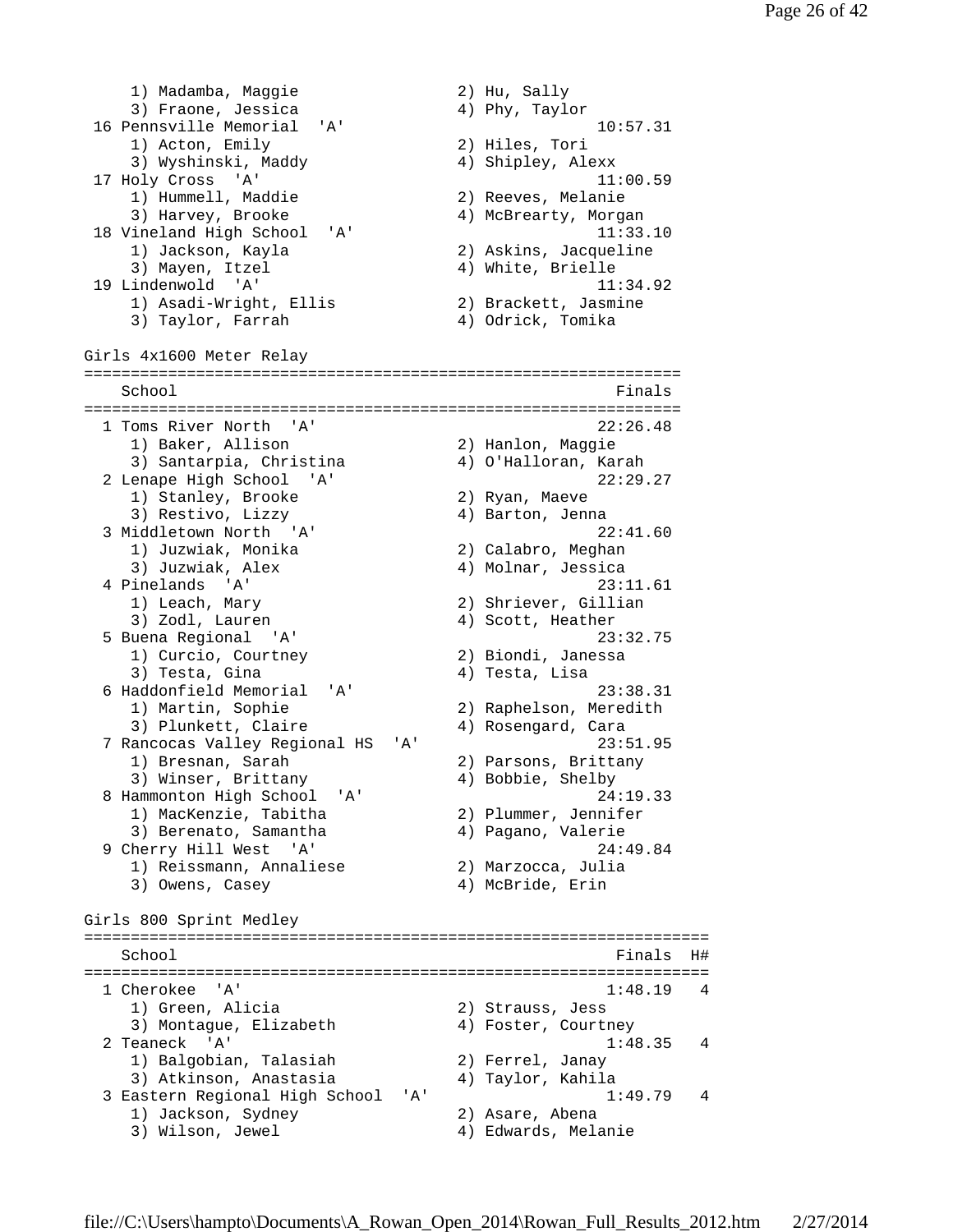1) Madamba, Maggie 2) Hu, Sally
3) Fraone, Jessica 4) Phy, Taylor

16 Pennsville Memorial 'A' 10:57.31
1) Acton, Emily 2) Hiles, Tori
3) Wyshinski, Maddy 4) Shipley, Alexx

17 Holy Cross 'A' 11:00.59
1) Hummell, Maddie 2) Reeves, Melanie
3) Harvey, Brooke 4) McBrearty, Morgan

18 Vineland High School 'A' 11:33.10
1) Jackson, Kayla 2) Askins, Jacqueline
3) Mayen, Itzel 4) White, Brielle

19 Lindenwold 'A' 11:34.92
1) Asadi-Wright, Ellis 2) Brackett, Jasmine
3) Taylor, Farrah 4) Odrick, Tomika

## Girls 4x1600 Meter Relay

| | School | Finals |
|---|---|---|
| 1 | Toms River North 'A' | 22:26.48 |
| | 1) Baker, Allison 2) Hanlon, Maggie 3) Santarpia, Christina 4) O'Halloran, Karah | |
| 2 | Lenape High School 'A' | 22:29.27 |
| | 1) Stanley, Brooke 2) Ryan, Maeve 3) Restivo, Lizzy 4) Barton, Jenna | |
| 3 | Middletown North 'A' | 22:41.60 |
| | 1) Juzwiak, Monika 2) Calabro, Meghan 3) Juzwiak, Alex 4) Molnar, Jessica | |
| 4 | Pinelands 'A' | 23:11.61 |
| | 1) Leach, Mary 2) Shriever, Gillian 3) Zodl, Lauren 4) Scott, Heather | |
| 5 | Buena Regional 'A' | 23:32.75 |
| | 1) Curcio, Courtney 2) Biondi, Janessa 3) Testa, Gina 4) Testa, Lisa | |
| 6 | Haddonfield Memorial 'A' | 23:38.31 |
| | 1) Martin, Sophie 2) Raphelson, Meredith 3) Plunkett, Claire 4) Rosengard, Cara | |
| 7 | Rancocas Valley Regional HS 'A' | 23:51.95 |
| | 1) Bresnan, Sarah 2) Parsons, Brittany 3) Winser, Brittany 4) Bobbie, Shelby | |
| 8 | Hammonton High School 'A' | 24:19.33 |
| | 1) MacKenzie, Tabitha 2) Plummer, Jennifer 3) Berenato, Samantha 4) Pagano, Valerie | |
| 9 | Cherry Hill West 'A' | 24:49.84 |
| | 1) Reissmann, Annaliese 2) Marzocca, Julia 3) Owens, Casey 4) McBride, Erin | |

## Girls 800 Sprint Medley

| | School | Finals | H# |
|---|---|---|---|
| 1 | Cherokee 'A' | 1:48.19 | 4 |
| | 1) Green, Alicia 2) Strauss, Jess 3) Montague, Elizabeth 4) Foster, Courtney | | |
| 2 | Teaneck 'A' | 1:48.35 | 4 |
| | 1) Balgobian, Talasiah 2) Ferrel, Janay 3) Atkinson, Anastasia 4) Taylor, Kahila | | |
| 3 | Eastern Regional High School 'A' | 1:49.79 | 4 |
| | 1) Jackson, Sydney 2) Asare, Abena 3) Wilson, Jewel 4) Edwards, Melanie | | |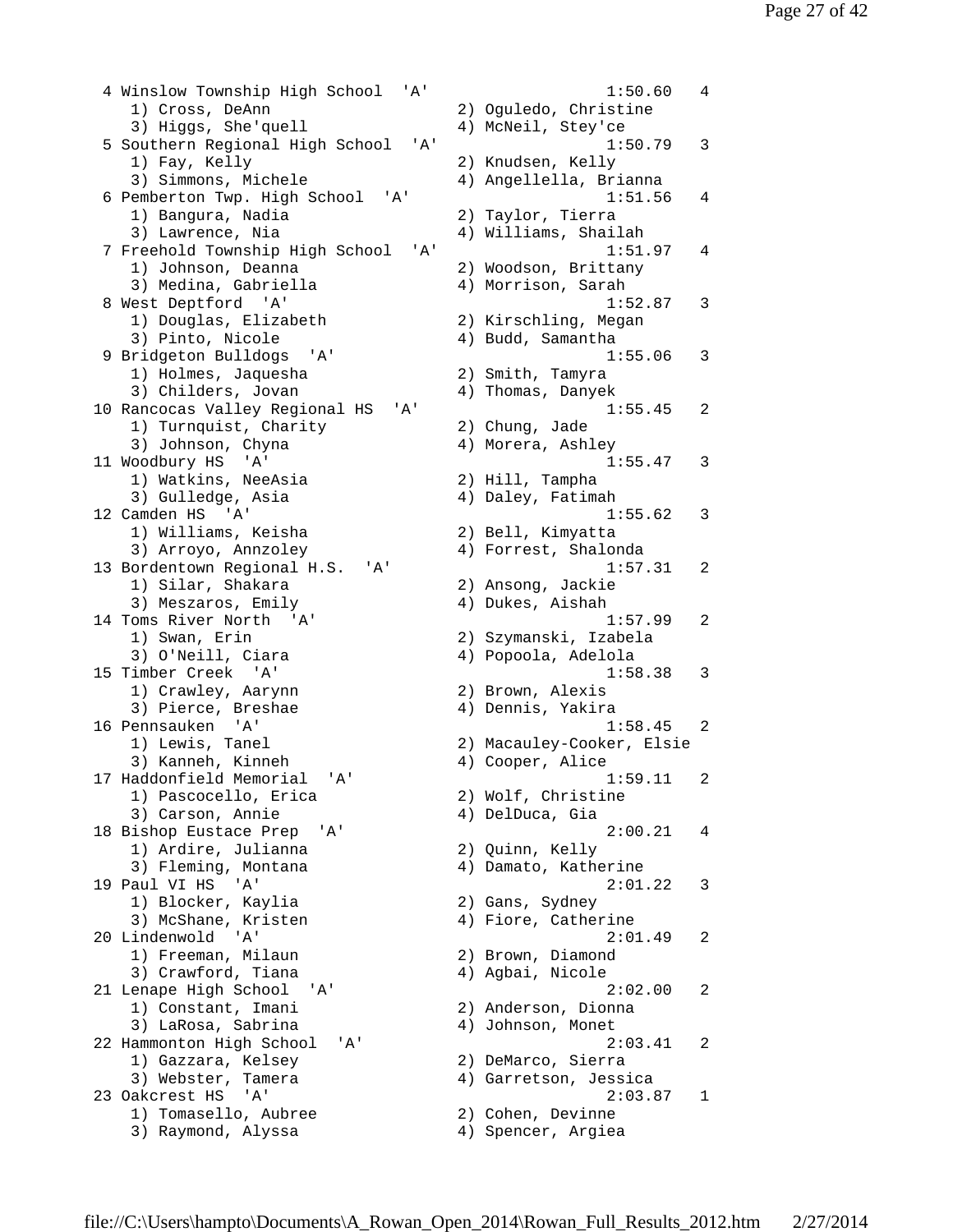```
  4 Winslow Township High School  'A'                   1:50.60   4
     1) Cross, DeAnn                   2) Oguledo, Christine
     3) Higgs, She'quell               4) McNeil, Stey'ce
  5 Southern Regional High School  'A'                  1:50.79   3
     1) Fay, Kelly                     2) Knudsen, Kelly
     3) Simmons, Michele               4) Angellella, Brianna
  6 Pemberton Twp. High School  'A'                     1:51.56   4
     1) Bangura, Nadia                 2) Taylor, Tierra
     3) Lawrence, Nia                  4) Williams, Shailah
  7 Freehold Township High School  'A'                  1:51.97   4
     1) Johnson, Deanna                2) Woodson, Brittany
     3) Medina, Gabriella              4) Morrison, Sarah
  8 West Deptford  'A'                                  1:52.87   3
     1) Douglas, Elizabeth             2) Kirschling, Megan
     3) Pinto, Nicole                  4) Budd, Samantha
  9 Bridgeton Bulldogs  'A'                             1:55.06   3
     1) Holmes, Jaquesha               2) Smith, Tamyra
     3) Childers, Jovan                4) Thomas, Danyek
 10 Rancocas Valley Regional HS  'A'                    1:55.45   2
     1) Turnquist, Charity             2) Chung, Jade
     3) Johnson, Chyna                 4) Morera, Ashley
 11 Woodbury HS  'A'                                    1:55.47   3
     1) Watkins, NeeAsia               2) Hill, Tampha
     3) Gulledge, Asia                 4) Daley, Fatimah
 12 Camden HS  'A'                                      1:55.62   3
     1) Williams, Keisha               2) Bell, Kimyatta
     3) Arroyo, Annzoley               4) Forrest, Shalonda
 13 Bordentown Regional H.S.  'A'                       1:57.31   2
     1) Silar, Shakara                 2) Ansong, Jackie
     3) Meszaros, Emily                4) Dukes, Aishah
 14 Toms River North  'A'                               1:57.99   2
     1) Swan, Erin                     2) Szymanski, Izabela
     3) O'Neill, Ciara                 4) Popoola, Adelola
 15 Timber Creek  'A'                                   1:58.38   3
     1) Crawley, Aarynn                2) Brown, Alexis
     3) Pierce, Breshae                4) Dennis, Yakira
 16 Pennsauken  'A'                                     1:58.45   2
     1) Lewis, Tanel                   2) Macauley-Cooker, Elsie
     3) Kanneh, Kinneh                 4) Cooper, Alice
 17 Haddonfield Memorial  'A'                           1:59.11   2
     1) Pascocello, Erica              2) Wolf, Christine
     3) Carson, Annie                  4) DelDuca, Gia
 18 Bishop Eustace Prep  'A'                            2:00.21   4
     1) Ardire, Julianna               2) Quinn, Kelly
     3) Fleming, Montana               4) Damato, Katherine
 19 Paul VI HS  'A'                                     2:01.22   3
     1) Blocker, Kaylia                2) Gans, Sydney
     3) McShane, Kristen               4) Fiore, Catherine
 20 Lindenwold  'A'                                     2:01.49   2
     1) Freeman, Milaun                2) Brown, Diamond
     3) Crawford, Tiana                4) Agbai, Nicole
 21 Lenape High School  'A'                             2:02.00   2
     1) Constant, Imani                2) Anderson, Dionna
     3) LaRosa, Sabrina                4) Johnson, Monet
 22 Hammonton High School  'A'                          2:03.41   2
     1) Gazzara, Kelsey                2) DeMarco, Sierra
     3) Webster, Tamera                4) Garretson, Jessica
 23 Oakcrest HS  'A'                                    2:03.87   1
     1) Tomasello, Aubree              2) Cohen, Devinne
     3) Raymond, Alyssa                4) Spencer, Argiea
```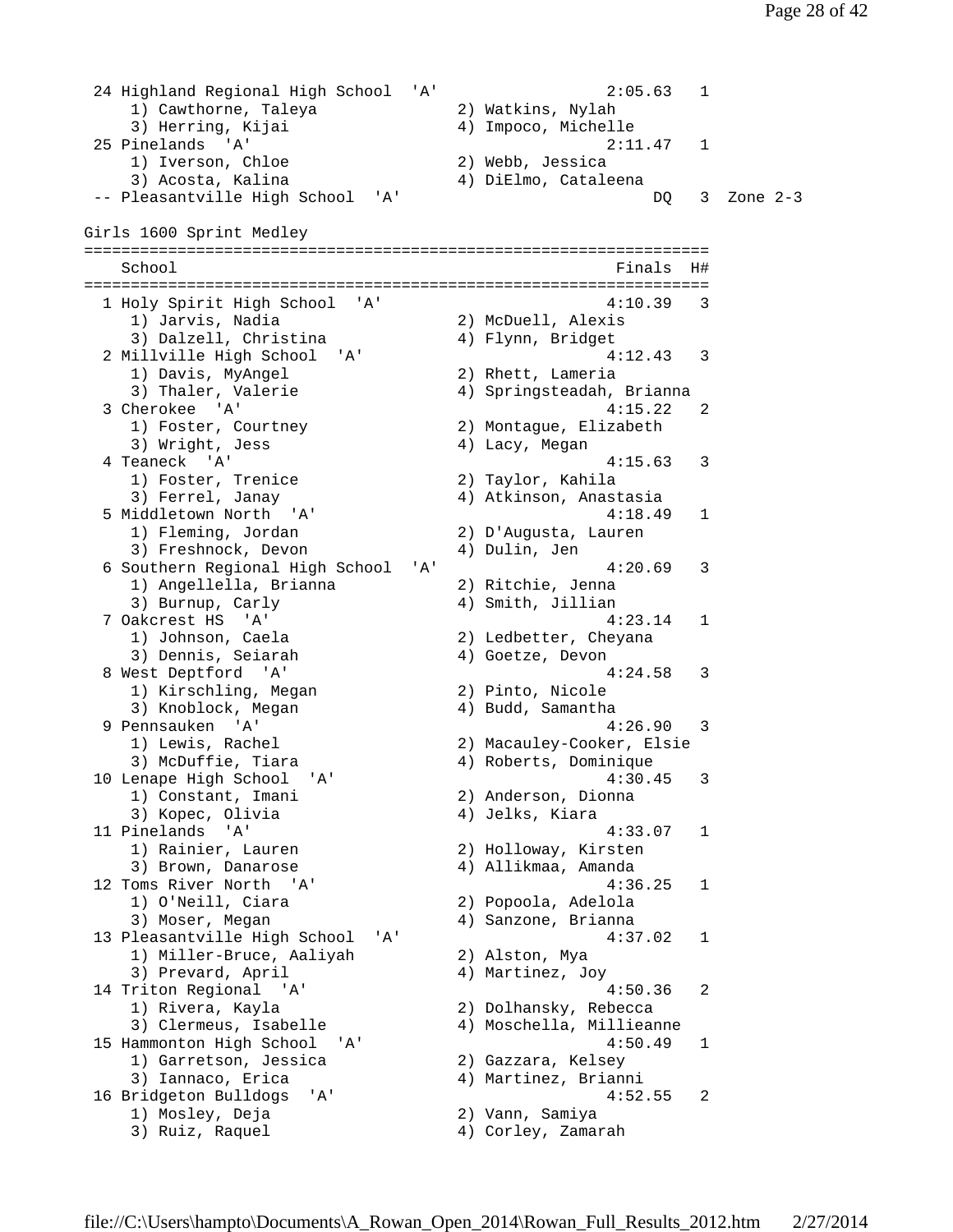```
 24 Highland Regional High School  'A'                 2:05.63   1
    1) Cawthorne, Taleya             2) Watkins, Nylah
    3) Herring, Kijai                4) Impoco, Michelle
 25 Pinelands  'A'                                     2:11.47   1
    1) Iverson, Chloe                2) Webb, Jessica
    3) Acosta, Kalina                4) DiElmo, Cataleena
 -- Pleasantville High School  'A'                          DQ   3  Zone 2-3
```

Girls 1600 Sprint Medley

```
=================================================================
   School                                               Finals  H#
=================================================================
  1 Holy Spirit High School  'A'                       4:10.39   3
     1) Jarvis, Nadia                2) McDuell, Alexis
     3) Dalzell, Christina           4) Flynn, Bridget
  2 Millville High School  'A'                         4:12.43   3
     1) Davis, MyAngel               2) Rhett, Lameria
     3) Thaler, Valerie              4) Springsteadah, Brianna
  3 Cherokee  'A'                                      4:15.22   2
     1) Foster, Courtney             2) Montague, Elizabeth
     3) Wright, Jess                 4) Lacy, Megan
  4 Teaneck  'A'                                       4:15.63   3
     1) Foster, Trenice              2) Taylor, Kahila
     3) Ferrel, Janay                4) Atkinson, Anastasia
  5 Middletown North  'A'                              4:18.49   1
     1) Fleming, Jordan              2) D'Augusta, Lauren
     3) Freshnock, Devon             4) Dulin, Jen
  6 Southern Regional High School  'A'                 4:20.69   3
     1) Angellella, Brianna          2) Ritchie, Jenna
     3) Burnup, Carly                4) Smith, Jillian
  7 Oakcrest HS  'A'                                   4:23.14   1
     1) Johnson, Caela               2) Ledbetter, Cheyana
     3) Dennis, Seiarah              4) Goetze, Devon
  8 West Deptford  'A'                                 4:24.58   3
     1) Kirschling, Megan            2) Pinto, Nicole
     3) Knoblock, Megan              4) Budd, Samantha
  9 Pennsauken  'A'                                    4:26.90   3
     1) Lewis, Rachel                2) Macauley-Cooker, Elsie
     3) McDuffie, Tiara              4) Roberts, Dominique
 10 Lenape High School  'A'                            4:30.45   3
     1) Constant, Imani              2) Anderson, Dionna
     3) Kopec, Olivia                4) Jelks, Kiara
 11 Pinelands  'A'                                     4:33.07   1
     1) Rainier, Lauren              2) Holloway, Kirsten
     3) Brown, Danarose              4) Allikmaa, Amanda
 12 Toms River North  'A'                              4:36.25   1
     1) O'Neill, Ciara               2) Popoola, Adelola
     3) Moser, Megan                 4) Sanzone, Brianna
 13 Pleasantville High School  'A'                     4:37.02   1
     1) Miller-Bruce, Aaliyah        2) Alston, Mya
     3) Prevard, April               4) Martinez, Joy
 14 Triton Regional  'A'                               4:50.36   2
     1) Rivera, Kayla                2) Dolhansky, Rebecca
     3) Clermeus, Isabelle           4) Moschella, Millieanne
 15 Hammonton High School  'A'                         4:50.49   1
     1) Garretson, Jessica           2) Gazzara, Kelsey
     3) Iannaco, Erica               4) Martinez, Brianni
 16 Bridgeton Bulldogs  'A'                            4:52.55   2
     1) Mosley, Deja                 2) Vann, Samiya
     3) Ruiz, Raquel                 4) Corley, Zamarah
```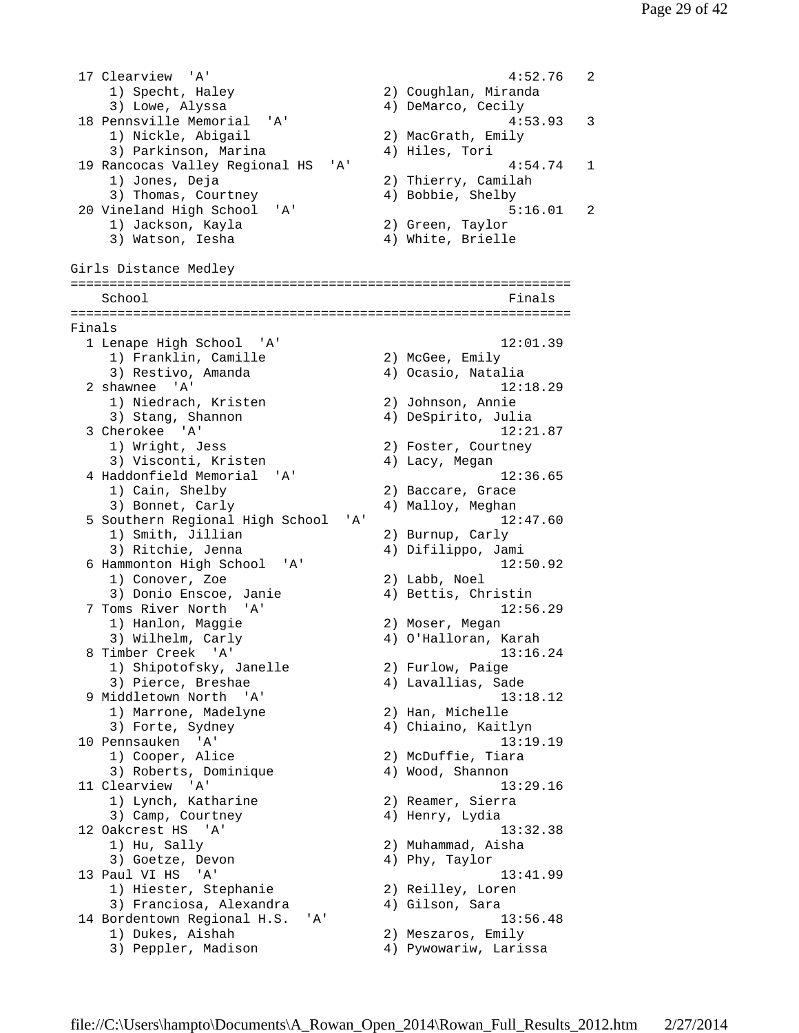```
 17 Clearview  'A'                                     4:52.76   2
     1) Specht, Haley                2) Coughlan, Miranda
     3) Lowe, Alyssa                 4) DeMarco, Cecily
 18 Pennsville Memorial  'A'                           4:53.93   3
     1) Nickle, Abigail              2) MacGrath, Emily
     3) Parkinson, Marina            4) Hiles, Tori
 19 Rancocas Valley Regional HS  'A'                   4:54.74   1
     1) Jones, Deja                  2) Thierry, Camilah
     3) Thomas, Courtney             4) Bobbie, Shelby
 20 Vineland High School  'A'                          5:16.01   2
     1) Jackson, Kayla               2) Green, Taylor
     3) Watson, Iesha                4) White, Brielle

Girls Distance Medley
================================================================
    School                                               Finals
================================================================
Finals
  1 Lenape High School  'A'                            12:01.39
     1) Franklin, Camille            2) McGee, Emily
     3) Restivo, Amanda              4) Ocasio, Natalia
  2 shawnee  'A'                                       12:18.29
     1) Niedrach, Kristen            2) Johnson, Annie
     3) Stang, Shannon               4) DeSpirito, Julia
  3 Cherokee  'A'                                      12:21.87
     1) Wright, Jess                 2) Foster, Courtney
     3) Visconti, Kristen            4) Lacy, Megan
  4 Haddonfield Memorial  'A'                          12:36.65
     1) Cain, Shelby                 2) Baccare, Grace
     3) Bonnet, Carly                4) Malloy, Meghan
  5 Southern Regional High School  'A'                 12:47.60
     1) Smith, Jillian               2) Burnup, Carly
     3) Ritchie, Jenna               4) Difilippo, Jami
  6 Hammonton High School  'A'                         12:50.92
     1) Conover, Zoe                 2) Labb, Noel
     3) Donio Enscoe, Janie          4) Bettis, Christin
  7 Toms River North  'A'                              12:56.29
     1) Hanlon, Maggie               2) Moser, Megan
     3) Wilhelm, Carly               4) O'Halloran, Karah
  8 Timber Creek  'A'                                  13:16.24
     1) Shipotofsky, Janelle         2) Furlow, Paige
     3) Pierce, Breshae              4) Lavallias, Sade
  9 Middletown North  'A'                              13:18.12
     1) Marrone, Madelyne            2) Han, Michelle
     3) Forte, Sydney                4) Chiaino, Kaitlyn
 10 Pennsauken  'A'                                    13:19.19
     1) Cooper, Alice                2) McDuffie, Tiara
     3) Roberts, Dominique           4) Wood, Shannon
 11 Clearview  'A'                                     13:29.16
     1) Lynch, Katharine             2) Reamer, Sierra
     3) Camp, Courtney               4) Henry, Lydia
 12 Oakcrest HS  'A'                                   13:32.38
     1) Hu, Sally                    2) Muhammad, Aisha
     3) Goetze, Devon                4) Phy, Taylor
 13 Paul VI HS  'A'                                    13:41.99
     1) Hiester, Stephanie           2) Reilley, Loren
     3) Franciosa, Alexandra         4) Gilson, Sara
 14 Bordentown Regional H.S.  'A'                      13:56.48
     1) Dukes, Aishah                2) Meszaros, Emily
     3) Peppler, Madison             4) Pywowariw, Larissa
```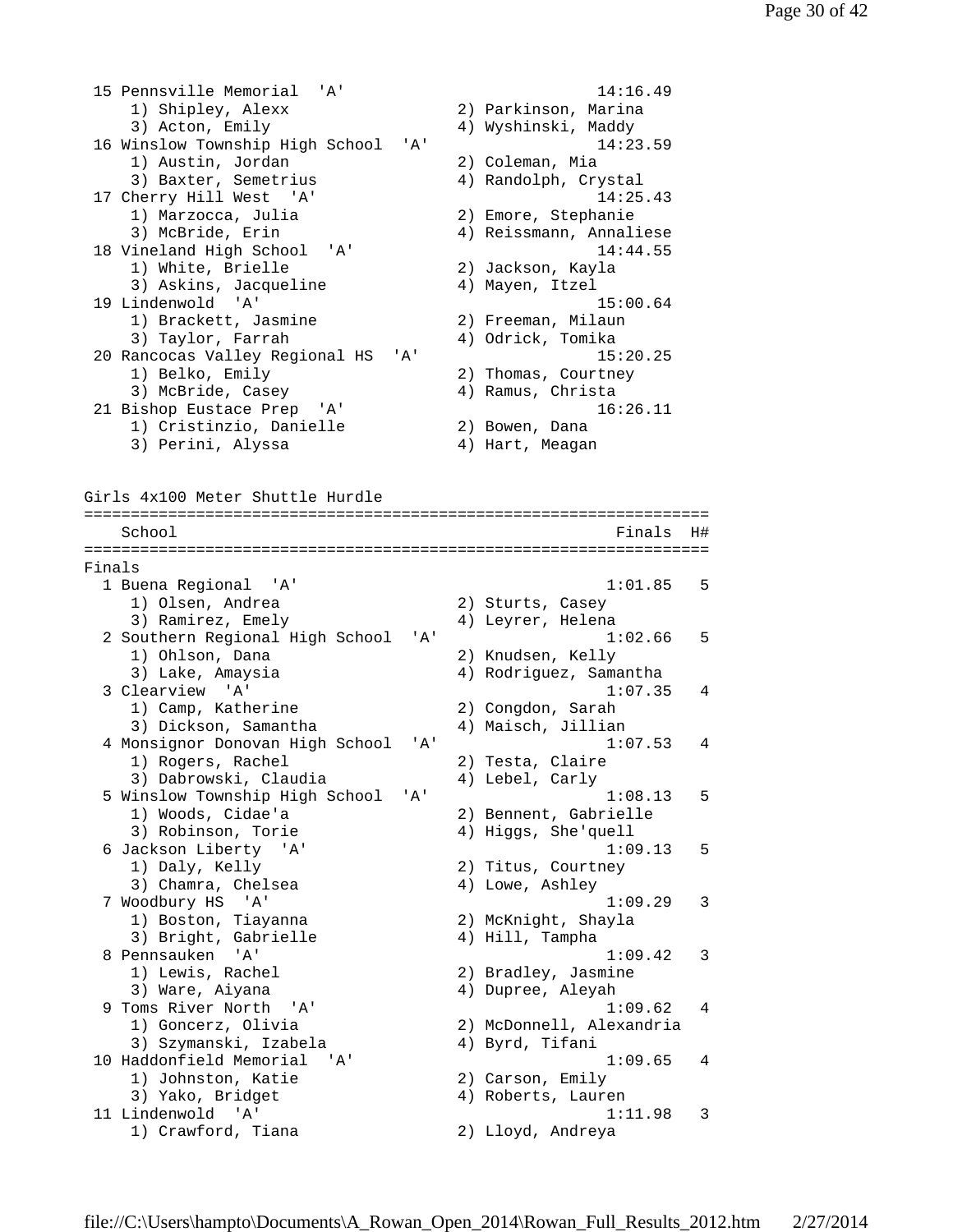```
 15 Pennsville Memorial  'A'                            14:16.49
    1) Shipley, Alexx                 2) Parkinson, Marina
    3) Acton, Emily                   4) Wyshinski, Maddy
 16 Winslow Township High School  'A'                   14:23.59
    1) Austin, Jordan                 2) Coleman, Mia
    3) Baxter, Semetrius              4) Randolph, Crystal
 17 Cherry Hill West  'A'                               14:25.43
    1) Marzocca, Julia                2) Emore, Stephanie
    3) McBride, Erin                  4) Reissmann, Annaliese
 18 Vineland High School  'A'                           14:44.55
    1) White, Brielle                 2) Jackson, Kayla
    3) Askins, Jacqueline             4) Mayen, Itzel
 19 Lindenwold  'A'                                     15:00.64
    1) Brackett, Jasmine              2) Freeman, Milaun
    3) Taylor, Farrah                 4) Odrick, Tomika
 20 Rancocas Valley Regional HS  'A'                    15:20.25
    1) Belko, Emily                   2) Thomas, Courtney
    3) McBride, Casey                 4) Ramus, Christa
 21 Bishop Eustace Prep  'A'                            16:26.11
    1) Cristinzio, Danielle           2) Bowen, Dana
    3) Perini, Alyssa                 4) Hart, Meagan


Girls 4x100 Meter Shuttle Hurdle
===================================================================
   School                                               Finals  H#
===================================================================
Finals
  1 Buena Regional  'A'                                1:01.85   5
     1) Olsen, Andrea                 2) Sturts, Casey
     3) Ramirez, Emely                4) Leyrer, Helena
  2 Southern Regional High School  'A'                 1:02.66   5
     1) Ohlson, Dana                  2) Knudsen, Kelly
     3) Lake, Amaysia                 4) Rodriguez, Samantha
  3 Clearview  'A'                                     1:07.35   4
     1) Camp, Katherine               2) Congdon, Sarah
     3) Dickson, Samantha             4) Maisch, Jillian
  4 Monsignor Donovan High School  'A'                 1:07.53   4
     1) Rogers, Rachel                2) Testa, Claire
     3) Dabrowski, Claudia            4) Lebel, Carly
  5 Winslow Township High School  'A'                  1:08.13   5
     1) Woods, Cidae'a                2) Bennent, Gabrielle
     3) Robinson, Torie               4) Higgs, She'quell
  6 Jackson Liberty  'A'                               1:09.13   5
     1) Daly, Kelly                   2) Titus, Courtney
     3) Chamra, Chelsea               4) Lowe, Ashley
  7 Woodbury HS  'A'                                   1:09.29   3
     1) Boston, Tiayanna              2) McKnight, Shayla
     3) Bright, Gabrielle             4) Hill, Tampha
  8 Pennsauken  'A'                                    1:09.42   3
     1) Lewis, Rachel                 2) Bradley, Jasmine
     3) Ware, Aiyana                  4) Dupree, Aleyah
  9 Toms River North  'A'                              1:09.62   4
     1) Goncerz, Olivia               2) McDonnell, Alexandria
     3) Szymanski, Izabela            4) Byrd, Tifani
 10 Haddonfield Memorial  'A'                          1:09.65   4
     1) Johnston, Katie               2) Carson, Emily
     3) Yako, Bridget                 4) Roberts, Lauren
 11 Lindenwold  'A'                                    1:11.98   3
     1) Crawford, Tiana               2) Lloyd, Andreya
```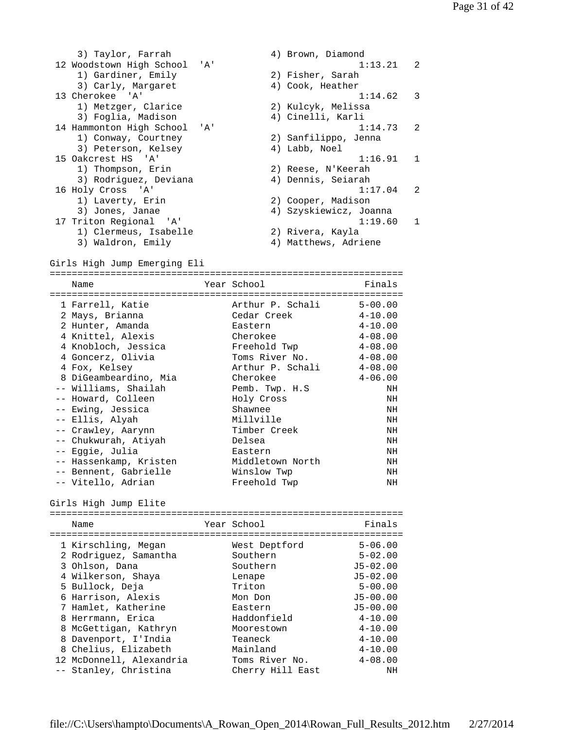| | | | |
|---|---|---|---|
| 3) Taylor, Farrah | 4) Brown, Diamond | | |
| 12 Woodstown High School 'A' | | 1:13.21 | 2 |
| 1) Gardiner, Emily | 2) Fisher, Sarah | | |
| 3) Carly, Margaret | 4) Cook, Heather | | |
| 13 Cherokee 'A' | | 1:14.62 | 3 |
| 1) Metzger, Clarice | 2) Kulcyk, Melissa | | |
| 3) Foglia, Madison | 4) Cinelli, Karli | | |
| 14 Hammonton High School 'A' | | 1:14.73 | 2 |
| 1) Conway, Courtney | 2) Sanfilippo, Jenna | | |
| 3) Peterson, Kelsey | 4) Labb, Noel | | |
| 15 Oakcrest HS 'A' | | 1:16.91 | 1 |
| 1) Thompson, Erin | 2) Reese, N'Keerah | | |
| 3) Rodriguez, Deviana | 4) Dennis, Seiarah | | |
| 16 Holy Cross 'A' | | 1:17.04 | 2 |
| 1) Laverty, Erin | 2) Cooper, Madison | | |
| 3) Jones, Janae | 4) Szyskiewicz, Joanna | | |
| 17 Triton Regional 'A' | | 1:19.60 | 1 |
| 1) Clermeus, Isabelle | 2) Rivera, Kayla | | |
| 3) Waldron, Emily | 4) Matthews, Adriene | | |

## Girls High Jump Emerging Eli

| | Name | Year | School | Finals |
|---|---|---|---|---|
| 1 | Farrell, Katie | | Arthur P. Schali | 5-00.00 |
| 2 | Mays, Brianna | | Cedar Creek | 4-10.00 |
| 2 | Hunter, Amanda | | Eastern | 4-10.00 |
| 4 | Knittel, Alexis | | Cherokee | 4-08.00 |
| 4 | Knobloch, Jessica | | Freehold Twp | 4-08.00 |
| 4 | Goncerz, Olivia | | Toms River No. | 4-08.00 |
| 4 | Fox, Kelsey | | Arthur P. Schali | 4-08.00 |
| 8 | DiGeambeardino, Mia | | Cherokee | 4-06.00 |
| -- | Williams, Shailah | | Pemb. Twp. H.S | NH |
| -- | Howard, Colleen | | Holy Cross | NH |
| -- | Ewing, Jessica | | Shawnee | NH |
| -- | Ellis, Alyah | | Millville | NH |
| -- | Crawley, Aarynn | | Timber Creek | NH |
| -- | Chukwurah, Atiyah | | Delsea | NH |
| -- | Eggie, Julia | | Eastern | NH |
| -- | Hassenkamp, Kristen | | Middletown North | NH |
| -- | Bennent, Gabrielle | | Winslow Twp | NH |
| -- | Vitello, Adrian | | Freehold Twp | NH |

## Girls High Jump Elite

| | Name | Year | School | Finals |
|---|---|---|---|---|
| 1 | Kirschling, Megan | | West Deptford | 5-06.00 |
| 2 | Rodriguez, Samantha | | Southern | 5-02.00 |
| 3 | Ohlson, Dana | | Southern | J5-02.00 |
| 4 | Wilkerson, Shaya | | Lenape | J5-02.00 |
| 5 | Bullock, Deja | | Triton | 5-00.00 |
| 6 | Harrison, Alexis | | Mon Don | J5-00.00 |
| 7 | Hamlet, Katherine | | Eastern | J5-00.00 |
| 8 | Herrmann, Erica | | Haddonfield | 4-10.00 |
| 8 | McGettigan, Kathryn | | Moorestown | 4-10.00 |
| 8 | Davenport, I'India | | Teaneck | 4-10.00 |
| 8 | Chelius, Elizabeth | | Mainland | 4-10.00 |
| 12 | McDonnell, Alexandria | | Toms River No. | 4-08.00 |
| -- | Stanley, Christina | | Cherry Hill East | NH |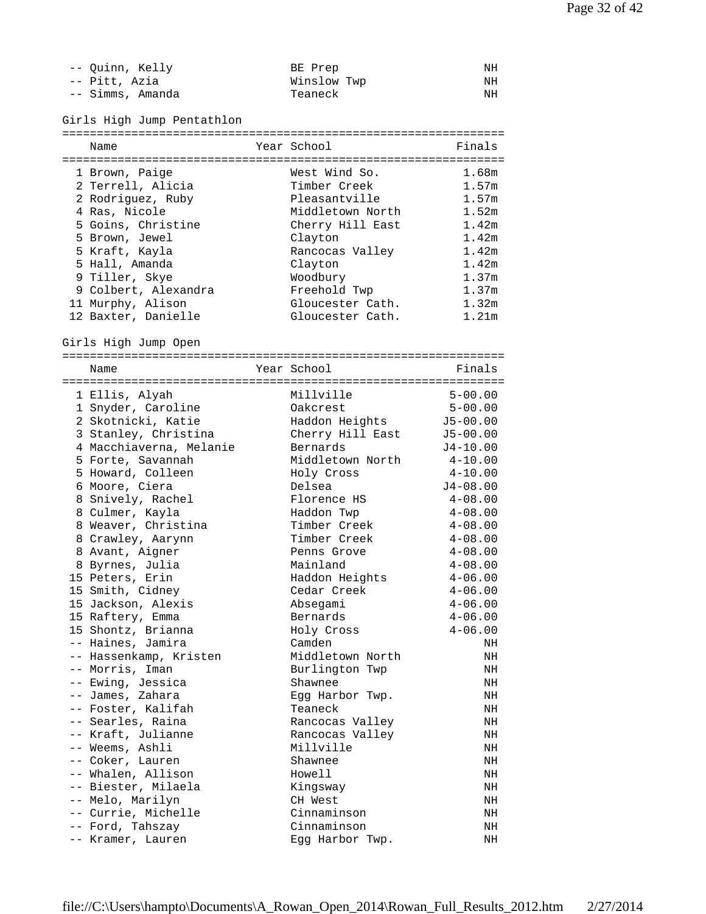| Place | Name | Year | School | Finals |
|---|---|---|---|---|
| -- | Quinn, Kelly | | BE Prep | NH |
| -- | Pitt, Azia | | Winslow Twp | NH |
| -- | Simms, Amanda | | Teaneck | NH |

## Girls High Jump Pentathlon

| Place | Name | Year | School | Finals |
|---|---|---|---|---|
| 1 | Brown, Paige | | West Wind So. | 1.68m |
| 2 | Terrell, Alicia | | Timber Creek | 1.57m |
| 2 | Rodriguez, Ruby | | Pleasantville | 1.57m |
| 4 | Ras, Nicole | | Middletown North | 1.52m |
| 5 | Goins, Christine | | Cherry Hill East | 1.42m |
| 5 | Brown, Jewel | | Clayton | 1.42m |
| 5 | Kraft, Kayla | | Rancocas Valley | 1.42m |
| 5 | Hall, Amanda | | Clayton | 1.42m |
| 9 | Tiller, Skye | | Woodbury | 1.37m |
| 9 | Colbert, Alexandra | | Freehold Twp | 1.37m |
| 11 | Murphy, Alison | | Gloucester Cath. | 1.32m |
| 12 | Baxter, Danielle | | Gloucester Cath. | 1.21m |

## Girls High Jump Open

| Place | Name | Year | School | Finals |
|---|---|---|---|---|
| 1 | Ellis, Alyah | | Millville | 5-00.00 |
| 1 | Snyder, Caroline | | Oakcrest | 5-00.00 |
| 2 | Skotnicki, Katie | | Haddon Heights | J5-00.00 |
| 3 | Stanley, Christina | | Cherry Hill East | J5-00.00 |
| 4 | Macchiaverna, Melanie | | Bernards | J4-10.00 |
| 5 | Forte, Savannah | | Middletown North | 4-10.00 |
| 5 | Howard, Colleen | | Holy Cross | 4-10.00 |
| 6 | Moore, Ciera | | Delsea | J4-08.00 |
| 8 | Snively, Rachel | | Florence HS | 4-08.00 |
| 8 | Culmer, Kayla | | Haddon Twp | 4-08.00 |
| 8 | Weaver, Christina | | Timber Creek | 4-08.00 |
| 8 | Crawley, Aarynn | | Timber Creek | 4-08.00 |
| 8 | Avant, Aigner | | Penns Grove | 4-08.00 |
| 8 | Byrnes, Julia | | Mainland | 4-08.00 |
| 15 | Peters, Erin | | Haddon Heights | 4-06.00 |
| 15 | Smith, Cidney | | Cedar Creek | 4-06.00 |
| 15 | Jackson, Alexis | | Absegami | 4-06.00 |
| 15 | Raftery, Emma | | Bernards | 4-06.00 |
| 15 | Shontz, Brianna | | Holy Cross | 4-06.00 |
| -- | Haines, Jamira | | Camden | NH |
| -- | Hassenkamp, Kristen | | Middletown North | NH |
| -- | Morris, Iman | | Burlington Twp | NH |
| -- | Ewing, Jessica | | Shawnee | NH |
| -- | James, Zahara | | Egg Harbor Twp. | NH |
| -- | Foster, Kalifah | | Teaneck | NH |
| -- | Searles, Raina | | Rancocas Valley | NH |
| -- | Kraft, Julianne | | Rancocas Valley | NH |
| -- | Weems, Ashli | | Millville | NH |
| -- | Coker, Lauren | | Shawnee | NH |
| -- | Whalen, Allison | | Howell | NH |
| -- | Biester, Milaela | | Kingsway | NH |
| -- | Melo, Marilyn | | CH West | NH |
| -- | Currie, Michelle | | Cinnaminson | NH |
| -- | Ford, Tahszay | | Cinnaminson | NH |
| -- | Kramer, Lauren | | Egg Harbor Twp. | NH |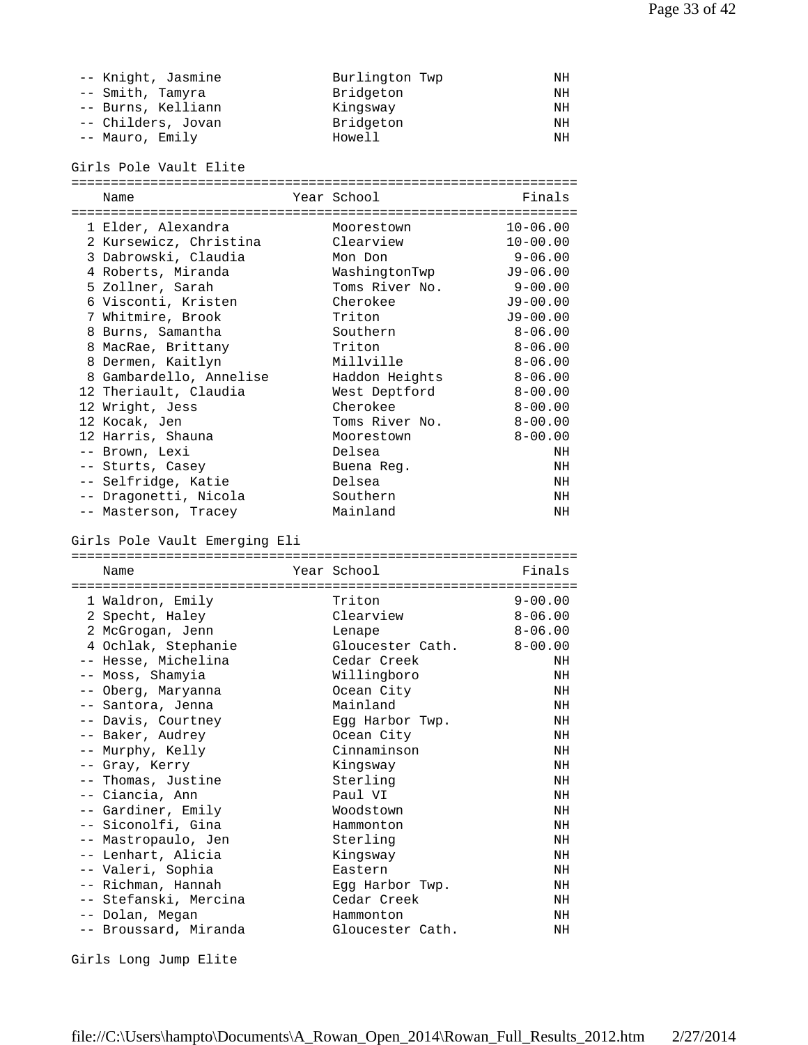| Place | Name | Year | School | Finals |
|---|---|---|---|---|
| -- | Knight, Jasmine | | Burlington Twp | NH |
| -- | Smith, Tamyra | | Bridgeton | NH |
| -- | Burns, Kelliann | | Kingsway | NH |
| -- | Childers, Jovan | | Bridgeton | NH |
| -- | Mauro, Emily | | Howell | NH |

Girls Pole Vault Elite

| Place | Name | Year | School | Finals |
|---|---|---|---|---|
| 1 | Elder, Alexandra | | Moorestown | 10-06.00 |
| 2 | Kursewicz, Christina | | Clearview | 10-00.00 |
| 3 | Dabrowski, Claudia | | Mon Don | 9-06.00 |
| 4 | Roberts, Miranda | | WashingtonTwp | J9-06.00 |
| 5 | Zollner, Sarah | | Toms River No. | 9-00.00 |
| 6 | Visconti, Kristen | | Cherokee | J9-00.00 |
| 7 | Whitmire, Brook | | Triton | J9-00.00 |
| 8 | Burns, Samantha | | Southern | 8-06.00 |
| 8 | MacRae, Brittany | | Triton | 8-06.00 |
| 8 | Dermen, Kaitlyn | | Millville | 8-06.00 |
| 8 | Gambardello, Annelise | | Haddon Heights | 8-06.00 |
| 12 | Theriault, Claudia | | West Deptford | 8-00.00 |
| 12 | Wright, Jess | | Cherokee | 8-00.00 |
| 12 | Kocak, Jen | | Toms River No. | 8-00.00 |
| 12 | Harris, Shauna | | Moorestown | 8-00.00 |
| -- | Brown, Lexi | | Delsea | NH |
| -- | Sturts, Casey | | Buena Reg. | NH |
| -- | Selfridge, Katie | | Delsea | NH |
| -- | Dragonetti, Nicola | | Southern | NH |
| -- | Masterson, Tracey | | Mainland | NH |

Girls Pole Vault Emerging Eli

| Place | Name | Year | School | Finals |
|---|---|---|---|---|
| 1 | Waldron, Emily | | Triton | 9-00.00 |
| 2 | Specht, Haley | | Clearview | 8-06.00 |
| 2 | McGrogan, Jenn | | Lenape | 8-06.00 |
| 4 | Ochlak, Stephanie | | Gloucester Cath. | 8-00.00 |
| -- | Hesse, Michelina | | Cedar Creek | NH |
| -- | Moss, Shamyia | | Willingboro | NH |
| -- | Oberg, Maryanna | | Ocean City | NH |
| -- | Santora, Jenna | | Mainland | NH |
| -- | Davis, Courtney | | Egg Harbor Twp. | NH |
| -- | Baker, Audrey | | Ocean City | NH |
| -- | Murphy, Kelly | | Cinnaminson | NH |
| -- | Gray, Kerry | | Kingsway | NH |
| -- | Thomas, Justine | | Sterling | NH |
| -- | Ciancia, Ann | | Paul VI | NH |
| -- | Gardiner, Emily | | Woodstown | NH |
| -- | Siconolfi, Gina | | Hammonton | NH |
| -- | Mastropaulo, Jen | | Sterling | NH |
| -- | Lenhart, Alicia | | Kingsway | NH |
| -- | Valeri, Sophia | | Eastern | NH |
| -- | Richman, Hannah | | Egg Harbor Twp. | NH |
| -- | Stefanski, Mercina | | Cedar Creek | NH |
| -- | Dolan, Megan | | Hammonton | NH |
| -- | Broussard, Miranda | | Gloucester Cath. | NH |

Girls Long Jump Elite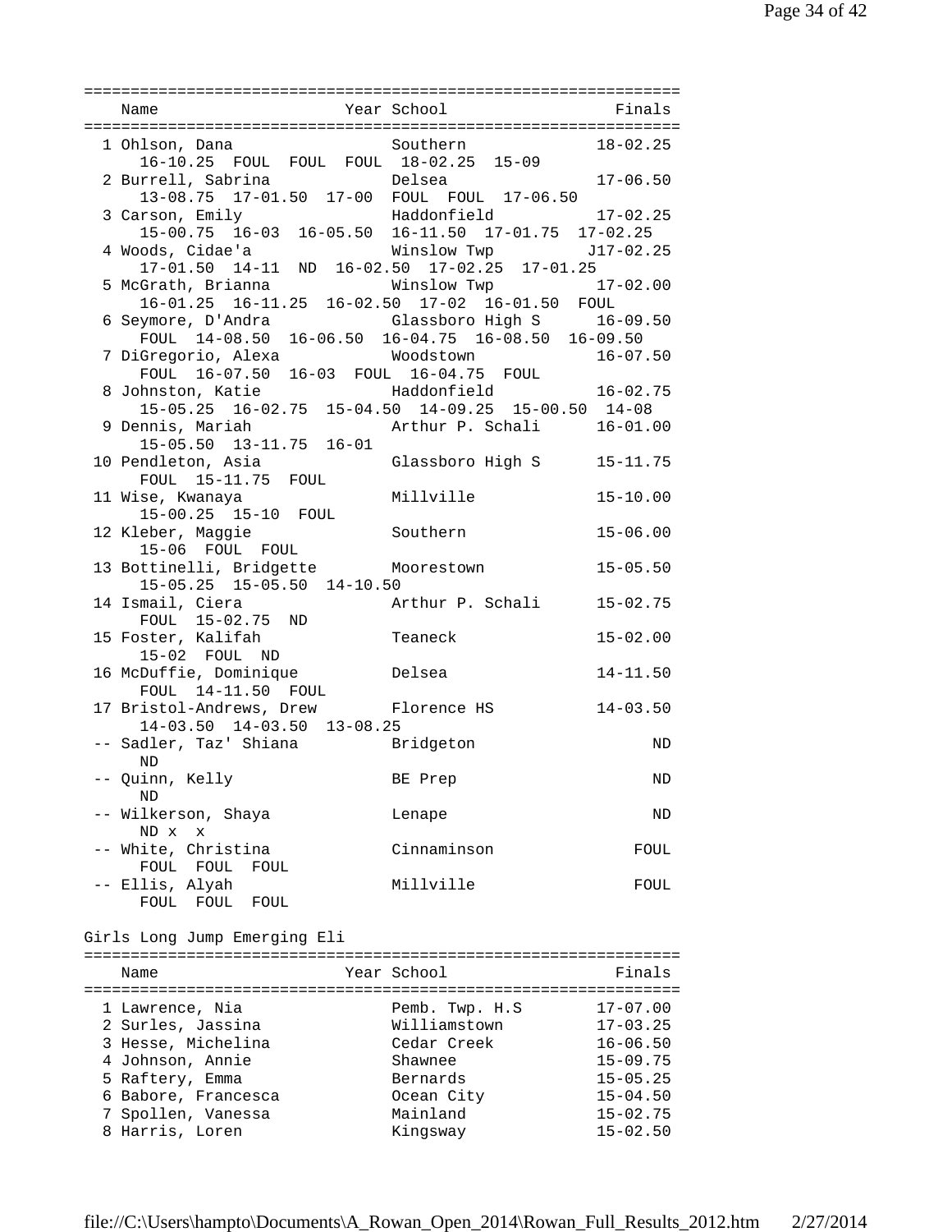| Place | Name | Year | School | Finals |
|---|---|---|---|---|
| 1 | Ohlson, Dana | | Southern | 18-02.25 |
| | 16-10.25 FOUL FOUL FOUL 18-02.25 15-09 | | | |
| 2 | Burrell, Sabrina | | Delsea | 17-06.50 |
| | 13-08.75 17-01.50 17-00 FOUL FOUL 17-06.50 | | | |
| 3 | Carson, Emily | | Haddonfield | 17-02.25 |
| | 15-00.75 16-03 16-05.50 16-11.50 17-01.75 17-02.25 | | | |
| 4 | Woods, Cidae'a | | Winslow Twp | J17-02.25 |
| | 17-01.50 14-11 ND 16-02.50 17-02.25 17-01.25 | | | |
| 5 | McGrath, Brianna | | Winslow Twp | 17-02.00 |
| | 16-01.25 16-11.25 16-02.50 17-02 16-01.50 FOUL | | | |
| 6 | Seymore, D'Andra | | Glassboro High S | 16-09.50 |
| | FOUL 14-08.50 16-06.50 16-04.75 16-08.50 16-09.50 | | | |
| 7 | DiGregorio, Alexa | | Woodstown | 16-07.50 |
| | FOUL 16-07.50 16-03 FOUL 16-04.75 FOUL | | | |
| 8 | Johnston, Katie | | Haddonfield | 16-02.75 |
| | 15-05.25 16-02.75 15-04.50 14-09.25 15-00.50 14-08 | | | |
| 9 | Dennis, Mariah | | Arthur P. Schali | 16-01.00 |
| | 15-05.50 13-11.75 16-01 | | | |
| 10 | Pendleton, Asia | | Glassboro High S | 15-11.75 |
| | FOUL 15-11.75 FOUL | | | |
| 11 | Wise, Kwanaya | | Millville | 15-10.00 |
| | 15-00.25 15-10 FOUL | | | |
| 12 | Kleber, Maggie | | Southern | 15-06.00 |
| | 15-06 FOUL FOUL | | | |
| 13 | Bottinelli, Bridgette | | Moorestown | 15-05.50 |
| | 15-05.25 15-05.50 14-10.50 | | | |
| 14 | Ismail, Ciera | | Arthur P. Schali | 15-02.75 |
| | FOUL 15-02.75 ND | | | |
| 15 | Foster, Kalifah | | Teaneck | 15-02.00 |
| | 15-02 FOUL ND | | | |
| 16 | McDuffie, Dominique | | Delsea | 14-11.50 |
| | FOUL 14-11.50 FOUL | | | |
| 17 | Bristol-Andrews, Drew | | Florence HS | 14-03.50 |
| | 14-03.50 14-03.50 13-08.25 | | | |
| -- | Sadler, Taz' Shiana | | Bridgeton | ND |
| | ND | | | |
| -- | Quinn, Kelly | | BE Prep | ND |
| | ND | | | |
| -- | Wilkerson, Shaya | | Lenape | ND |
| | ND x x | | | |
| -- | White, Christina | | Cinnaminson | FOUL |
| | FOUL FOUL FOUL | | | |
| -- | Ellis, Alyah | | Millville | FOUL |
| | FOUL FOUL FOUL | | | |

Girls Long Jump Emerging Eli

| Place | Name | Year | School | Finals |
|---|---|---|---|---|
| 1 | Lawrence, Nia | | Pemb. Twp. H.S | 17-07.00 |
| 2 | Surles, Jassina | | Williamstown | 17-03.25 |
| 3 | Hesse, Michelina | | Cedar Creek | 16-06.50 |
| 4 | Johnson, Annie | | Shawnee | 15-09.75 |
| 5 | Raftery, Emma | | Bernards | 15-05.25 |
| 6 | Babore, Francesca | | Ocean City | 15-04.50 |
| 7 | Spollen, Vanessa | | Mainland | 15-02.75 |
| 8 | Harris, Loren | | Kingsway | 15-02.50 |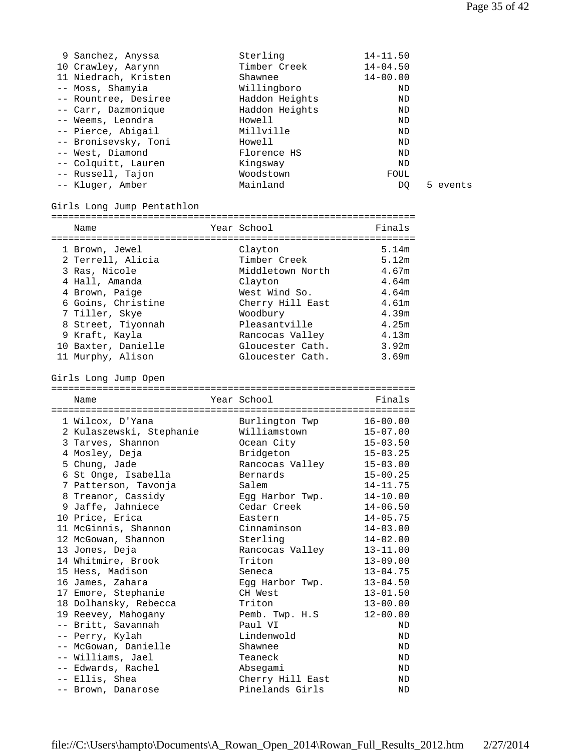| Place | Name | Year | School | Finals | |
|---|---|---|---|---|---|
| 9 | Sanchez, Anyssa | | Sterling | 14-11.50 | |
| 10 | Crawley, Aarynn | | Timber Creek | 14-04.50 | |
| 11 | Niedrach, Kristen | | Shawnee | 14-00.00 | |
| -- | Moss, Shamyia | | Willingboro | ND | |
| -- | Rountree, Desiree | | Haddon Heights | ND | |
| -- | Carr, Dazmonique | | Haddon Heights | ND | |
| -- | Weems, Leondra | | Howell | ND | |
| -- | Pierce, Abigail | | Millville | ND | |
| -- | Bronisevsky, Toni | | Howell | ND | |
| -- | West, Diamond | | Florence HS | ND | |
| -- | Colquitt, Lauren | | Kingsway | ND | |
| -- | Russell, Tajon | | Woodstown | FOUL | |
| -- | Kluger, Amber | | Mainland | DQ | 5 events |

## Girls Long Jump Pentathlon

| Place | Name | Year | School | Finals |
|---|---|---|---|---|
| 1 | Brown, Jewel | | Clayton | 5.14m |
| 2 | Terrell, Alicia | | Timber Creek | 5.12m |
| 3 | Ras, Nicole | | Middletown North | 4.67m |
| 4 | Hall, Amanda | | Clayton | 4.64m |
| 4 | Brown, Paige | | West Wind So. | 4.64m |
| 6 | Goins, Christine | | Cherry Hill East | 4.61m |
| 7 | Tiller, Skye | | Woodbury | 4.39m |
| 8 | Street, Tiyonnah | | Pleasantville | 4.25m |
| 9 | Kraft, Kayla | | Rancocas Valley | 4.13m |
| 10 | Baxter, Danielle | | Gloucester Cath. | 3.92m |
| 11 | Murphy, Alison | | Gloucester Cath. | 3.69m |

## Girls Long Jump Open

| Place | Name | Year | School | Finals |
|---|---|---|---|---|
| 1 | Wilcox, D'Yana | | Burlington Twp | 16-00.00 |
| 2 | Kulaszewski, Stephanie | | Williamstown | 15-07.00 |
| 3 | Tarves, Shannon | | Ocean City | 15-03.50 |
| 4 | Mosley, Deja | | Bridgeton | 15-03.25 |
| 5 | Chung, Jade | | Rancocas Valley | 15-03.00 |
| 6 | St Onge, Isabella | | Bernards | 15-00.25 |
| 7 | Patterson, Tavonja | | Salem | 14-11.75 |
| 8 | Treanor, Cassidy | | Egg Harbor Twp. | 14-10.00 |
| 9 | Jaffe, Jahniece | | Cedar Creek | 14-06.50 |
| 10 | Price, Erica | | Eastern | 14-05.75 |
| 11 | McGinnis, Shannon | | Cinnaminson | 14-03.00 |
| 12 | McGowan, Shannon | | Sterling | 14-02.00 |
| 13 | Jones, Deja | | Rancocas Valley | 13-11.00 |
| 14 | Whitmire, Brook | | Triton | 13-09.00 |
| 15 | Hess, Madison | | Seneca | 13-04.75 |
| 16 | James, Zahara | | Egg Harbor Twp. | 13-04.50 |
| 17 | Emore, Stephanie | | CH West | 13-01.50 |
| 18 | Dolhansky, Rebecca | | Triton | 13-00.00 |
| 19 | Reevey, Mahogany | | Pemb. Twp. H.S | 12-00.00 |
| -- | Britt, Savannah | | Paul VI | ND |
| -- | Perry, Kylah | | Lindenwold | ND |
| -- | McGowan, Danielle | | Shawnee | ND |
| -- | Williams, Jael | | Teaneck | ND |
| -- | Edwards, Rachel | | Absegami | ND |
| -- | Ellis, Shea | | Cherry Hill East | ND |
| -- | Brown, Danarose | | Pinelands Girls | ND |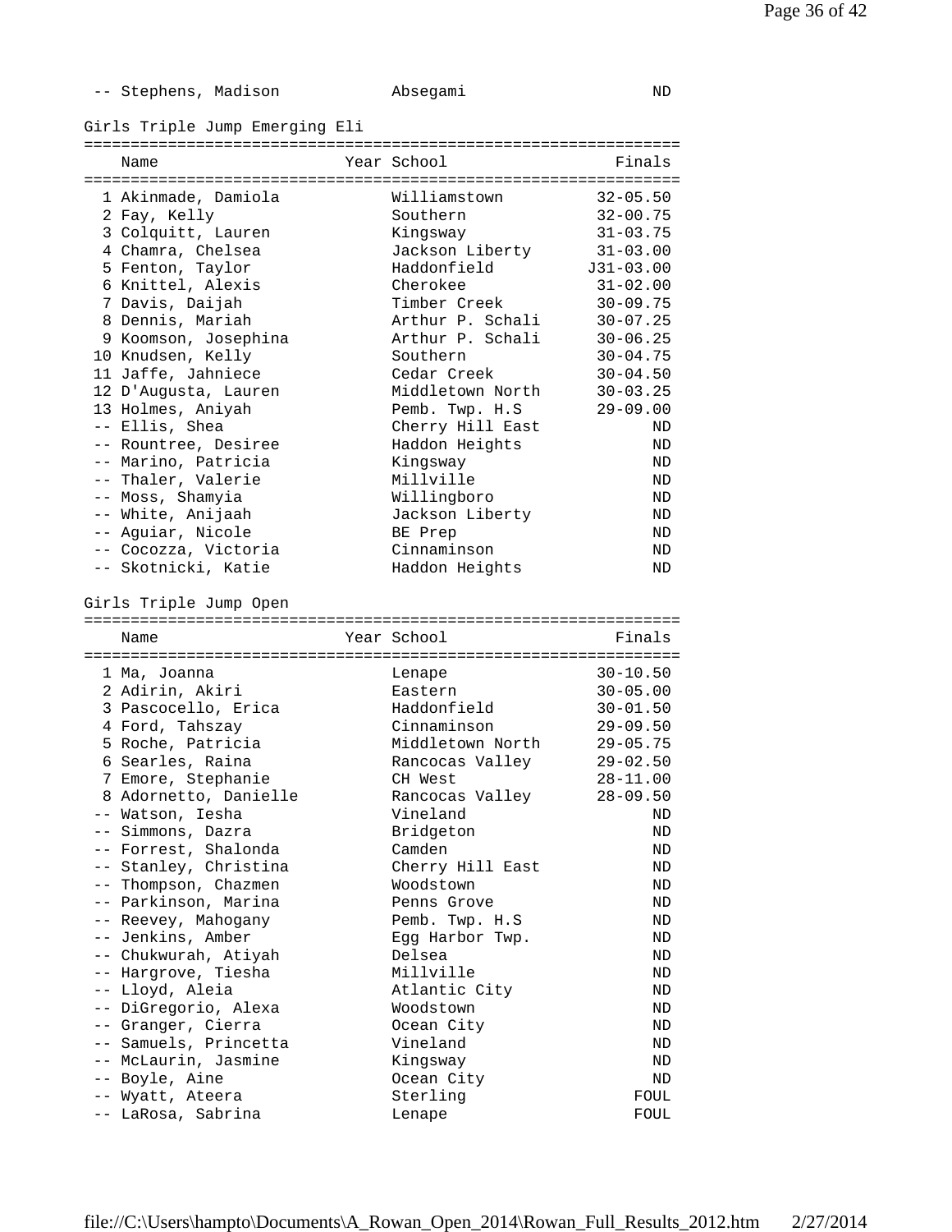| Place | Name | Year | School | Finals |
|---|---|---|---|---|
| -- | Stephens, Madison | | Absegami | ND |

## Girls Triple Jump Emerging Eli

| Place | Name | Year | School | Finals |
|---|---|---|---|---|
| 1 | Akinmade, Damiola | | Williamstown | 32-05.50 |
| 2 | Fay, Kelly | | Southern | 32-00.75 |
| 3 | Colquitt, Lauren | | Kingsway | 31-03.75 |
| 4 | Chamra, Chelsea | | Jackson Liberty | 31-03.00 |
| 5 | Fenton, Taylor | | Haddonfield | J31-03.00 |
| 6 | Knittel, Alexis | | Cherokee | 31-02.00 |
| 7 | Davis, Daijah | | Timber Creek | 30-09.75 |
| 8 | Dennis, Mariah | | Arthur P. Schali | 30-07.25 |
| 9 | Koomson, Josephina | | Arthur P. Schali | 30-06.25 |
| 10 | Knudsen, Kelly | | Southern | 30-04.75 |
| 11 | Jaffe, Jahniece | | Cedar Creek | 30-04.50 |
| 12 | D'Augusta, Lauren | | Middletown North | 30-03.25 |
| 13 | Holmes, Aniyah | | Pemb. Twp. H.S | 29-09.00 |
| -- | Ellis, Shea | | Cherry Hill East | ND |
| -- | Rountree, Desiree | | Haddon Heights | ND |
| -- | Marino, Patricia | | Kingsway | ND |
| -- | Thaler, Valerie | | Millville | ND |
| -- | Moss, Shamyia | | Willingboro | ND |
| -- | White, Anijaah | | Jackson Liberty | ND |
| -- | Aguiar, Nicole | | BE Prep | ND |
| -- | Cocozza, Victoria | | Cinnaminson | ND |
| -- | Skotnicki, Katie | | Haddon Heights | ND |

## Girls Triple Jump Open

| Place | Name | Year | School | Finals |
|---|---|---|---|---|
| 1 | Ma, Joanna | | Lenape | 30-10.50 |
| 2 | Adirin, Akiri | | Eastern | 30-05.00 |
| 3 | Pascocello, Erica | | Haddonfield | 30-01.50 |
| 4 | Ford, Tahszay | | Cinnaminson | 29-09.50 |
| 5 | Roche, Patricia | | Middletown North | 29-05.75 |
| 6 | Searles, Raina | | Rancocas Valley | 29-02.50 |
| 7 | Emore, Stephanie | | CH West | 28-11.00 |
| 8 | Adornetto, Danielle | | Rancocas Valley | 28-09.50 |
| -- | Watson, Iesha | | Vineland | ND |
| -- | Simmons, Dazra | | Bridgeton | ND |
| -- | Forrest, Shalonda | | Camden | ND |
| -- | Stanley, Christina | | Cherry Hill East | ND |
| -- | Thompson, Chazmen | | Woodstown | ND |
| -- | Parkinson, Marina | | Penns Grove | ND |
| -- | Reevey, Mahogany | | Pemb. Twp. H.S | ND |
| -- | Jenkins, Amber | | Egg Harbor Twp. | ND |
| -- | Chukwurah, Atiyah | | Delsea | ND |
| -- | Hargrove, Tiesha | | Millville | ND |
| -- | Lloyd, Aleia | | Atlantic City | ND |
| -- | DiGregorio, Alexa | | Woodstown | ND |
| -- | Granger, Cierra | | Ocean City | ND |
| -- | Samuels, Princetta | | Vineland | ND |
| -- | McLaurin, Jasmine | | Kingsway | ND |
| -- | Boyle, Aine | | Ocean City | ND |
| -- | Wyatt, Ateera | | Sterling | FOUL |
| -- | LaRosa, Sabrina | | Lenape | FOUL |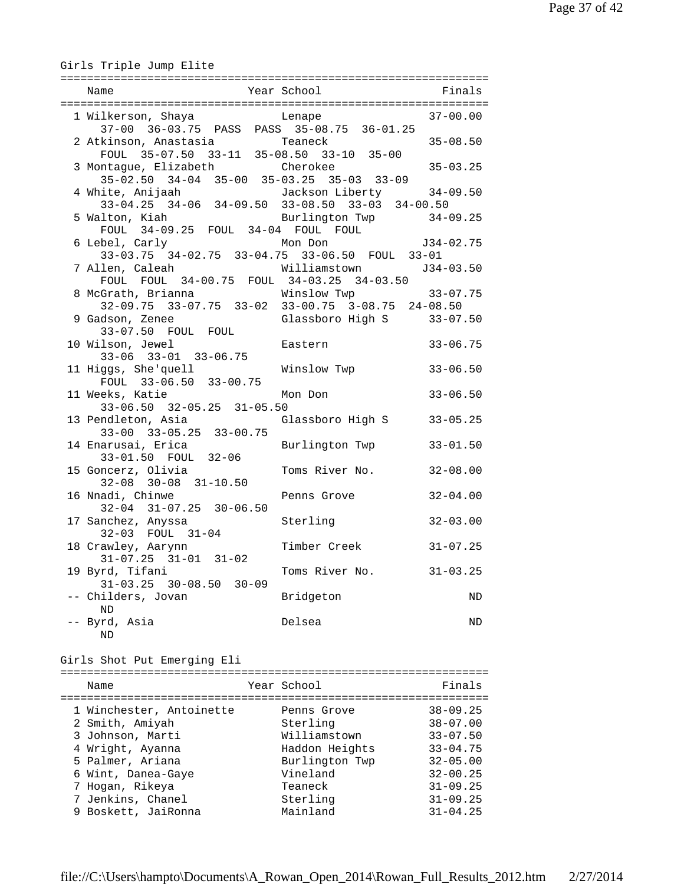## Girls Triple Jump Elite

| Place | Name | Year | School | Finals |
|---|---|---|---|---|
| 1 | Wilkerson, Shaya | | Lenape | 37-00.00 |
| | 37-00 36-03.75 PASS PASS 35-08.75 36-01.25 | | | |
| 2 | Atkinson, Anastasia | | Teaneck | 35-08.50 |
| | FOUL 35-07.50 33-11 35-08.50 33-10 35-00 | | | |
| 3 | Montague, Elizabeth | | Cherokee | 35-03.25 |
| | 35-02.50 34-04 35-00 35-03.25 35-03 33-09 | | | |
| 4 | White, Anijaah | | Jackson Liberty | 34-09.50 |
| | 33-04.25 34-06 34-09.50 33-08.50 33-03 34-00.50 | | | |
| 5 | Walton, Kiah | | Burlington Twp | 34-09.25 |
| | FOUL 34-09.25 FOUL 34-04 FOUL FOUL | | | |
| 6 | Lebel, Carly | | Mon Don | J34-02.75 |
| | 33-03.75 34-02.75 33-04.75 33-06.50 FOUL 33-01 | | | |
| 7 | Allen, Caleah | | Williamstown | J34-03.50 |
| | FOUL FOUL 34-00.75 FOUL 34-03.25 34-03.50 | | | |
| 8 | McGrath, Brianna | | Winslow Twp | 33-07.75 |
| | 32-09.75 33-07.75 33-02 33-00.75 3-08.75 24-08.50 | | | |
| 9 | Gadson, Zenee | | Glassboro High S | 33-07.50 |
| | 33-07.50 FOUL FOUL | | | |
| 10 | Wilson, Jewel | | Eastern | 33-06.75 |
| | 33-06 33-01 33-06.75 | | | |
| 11 | Higgs, She'quell | | Winslow Twp | 33-06.50 |
| | FOUL 33-06.50 33-00.75 | | | |
| 11 | Weeks, Katie | | Mon Don | 33-06.50 |
| | 33-06.50 32-05.25 31-05.50 | | | |
| 13 | Pendleton, Asia | | Glassboro High S | 33-05.25 |
| | 33-00 33-05.25 33-00.75 | | | |
| 14 | Enarusai, Erica | | Burlington Twp | 33-01.50 |
| | 33-01.50 FOUL 32-06 | | | |
| 15 | Goncerz, Olivia | | Toms River No. | 32-08.00 |
| | 32-08 30-08 31-10.50 | | | |
| 16 | Nnadi, Chinwe | | Penns Grove | 32-04.00 |
| | 32-04 31-07.25 30-06.50 | | | |
| 17 | Sanchez, Anyssa | | Sterling | 32-03.00 |
| | 32-03 FOUL 31-04 | | | |
| 18 | Crawley, Aarynn | | Timber Creek | 31-07.25 |
| | 31-07.25 31-01 31-02 | | | |
| 19 | Byrd, Tifani | | Toms River No. | 31-03.25 |
| | 31-03.25 30-08.50 30-09 | | | |
| -- | Childers, Jovan | | Bridgeton | ND |
| | ND | | | |
| -- | Byrd, Asia | | Delsea | ND |
| | ND | | | |

## Girls Shot Put Emerging Eli

| Place | Name | Year | School | Finals |
|---|---|---|---|---|
| 1 | Winchester, Antoinette | | Penns Grove | 38-09.25 |
| 2 | Smith, Amiyah | | Sterling | 38-07.00 |
| 3 | Johnson, Marti | | Williamstown | 33-07.50 |
| 4 | Wright, Ayanna | | Haddon Heights | 33-04.75 |
| 5 | Palmer, Ariana | | Burlington Twp | 32-05.00 |
| 6 | Wint, Danea-Gaye | | Vineland | 32-00.25 |
| 7 | Hogan, Rikeya | | Teaneck | 31-09.25 |
| 7 | Jenkins, Chanel | | Sterling | 31-09.25 |
| 9 | Boskett, JaiRonna | | Mainland | 31-04.25 |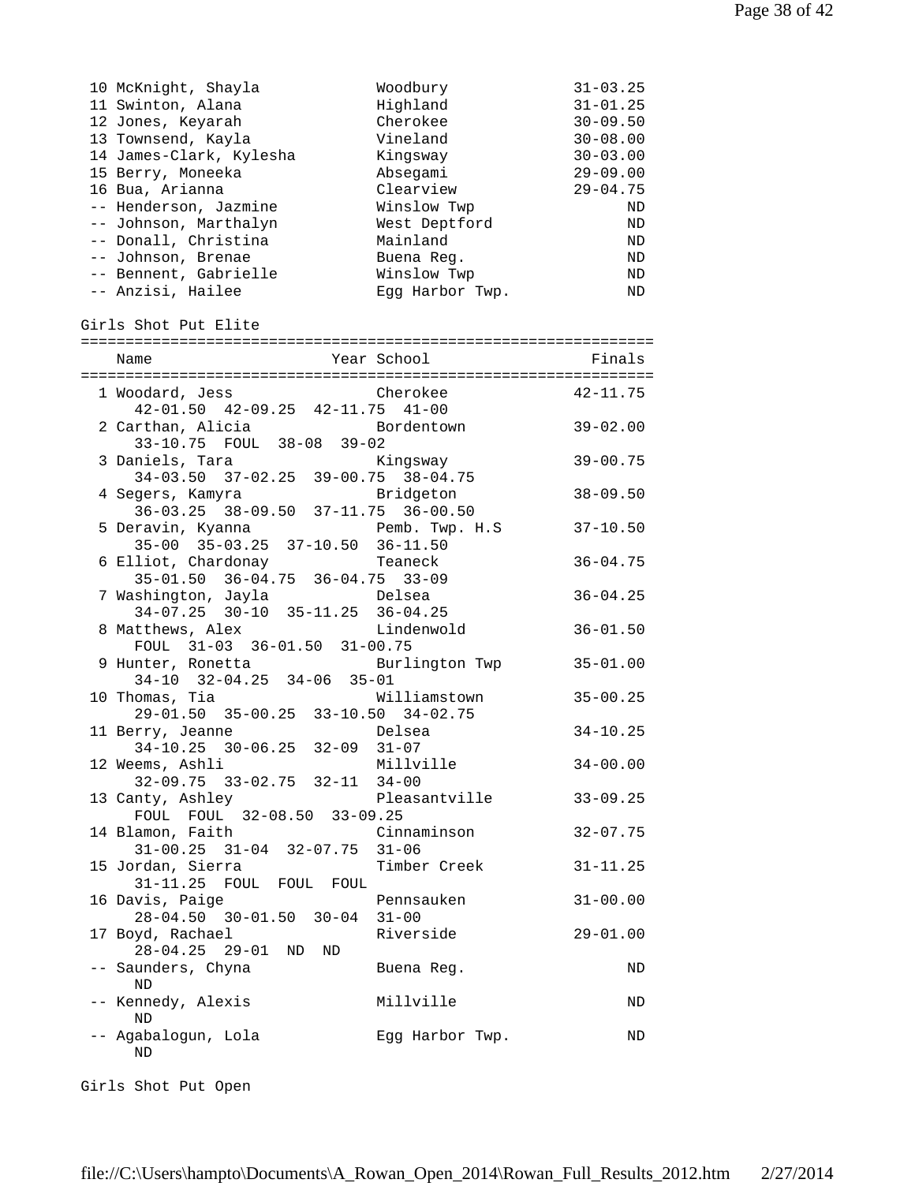| Place | Name | School | Finals |
|---|---|---|---|
| 10 | McKnight, Shayla | Woodbury | 31-03.25 |
| 11 | Swinton, Alana | Highland | 31-01.25 |
| 12 | Jones, Keyarah | Cherokee | 30-09.50 |
| 13 | Townsend, Kayla | Vineland | 30-08.00 |
| 14 | James-Clark, Kylesha | Kingsway | 30-03.00 |
| 15 | Berry, Moneeka | Absegami | 29-09.00 |
| 16 | Bua, Arianna | Clearview | 29-04.75 |
| -- | Henderson, Jazmine | Winslow Twp | ND |
| -- | Johnson, Marthalyn | West Deptford | ND |
| -- | Donall, Christina | Mainland | ND |
| -- | Johnson, Brenae | Buena Reg. | ND |
| -- | Bennent, Gabrielle | Winslow Twp | ND |
| -- | Anzisi, Hailee | Egg Harbor Twp. | ND |

## Girls Shot Put Elite

| Place | Name | Year | School | Finals | Attempts |
|---|---|---|---|---|---|
| 1 | Woodard, Jess | | Cherokee | 42-11.75 | 42-01.50 42-09.25 42-11.75 41-00 |
| 2 | Carthan, Alicia | | Bordentown | 39-02.00 | 33-10.75 FOUL 38-08 39-02 |
| 3 | Daniels, Tara | | Kingsway | 39-00.75 | 34-03.50 37-02.25 39-00.75 38-04.75 |
| 4 | Segers, Kamyra | | Bridgeton | 38-09.50 | 36-03.25 38-09.50 37-11.75 36-00.50 |
| 5 | Deravin, Kyanna | | Pemb. Twp. H.S | 37-10.50 | 35-00 35-03.25 37-10.50 36-11.50 |
| 6 | Elliot, Chardonay | | Teaneck | 36-04.75 | 35-01.50 36-04.75 36-04.75 33-09 |
| 7 | Washington, Jayla | | Delsea | 36-04.25 | 34-07.25 30-10 35-11.25 36-04.25 |
| 8 | Matthews, Alex | | Lindenwold | 36-01.50 | FOUL 31-03 36-01.50 31-00.75 |
| 9 | Hunter, Ronetta | | Burlington Twp | 35-01.00 | 34-10 32-04.25 34-06 35-01 |
| 10 | Thomas, Tia | | Williamstown | 35-00.25 | 29-01.50 35-00.25 33-10.50 34-02.75 |
| 11 | Berry, Jeanne | | Delsea | 34-10.25 | 34-10.25 30-06.25 32-09 31-07 |
| 12 | Weems, Ashli | | Millville | 34-00.00 | 32-09.75 33-02.75 32-11 34-00 |
| 13 | Canty, Ashley | | Pleasantville | 33-09.25 | FOUL FOUL 32-08.50 33-09.25 |
| 14 | Blamon, Faith | | Cinnaminson | 32-07.75 | 31-00.25 31-04 32-07.75 31-06 |
| 15 | Jordan, Sierra | | Timber Creek | 31-11.25 | 31-11.25 FOUL FOUL FOUL |
| 16 | Davis, Paige | | Pennsauken | 31-00.00 | 28-04.50 30-01.50 30-04 31-00 |
| 17 | Boyd, Rachael | | Riverside | 29-01.00 | 28-04.25 29-01 ND ND |
| -- | Saunders, Chyna | | Buena Reg. | ND | ND |
| -- | Kennedy, Alexis | | Millville | ND | ND |
| -- | Agabalogun, Lola | | Egg Harbor Twp. | ND | ND |

## Girls Shot Put Open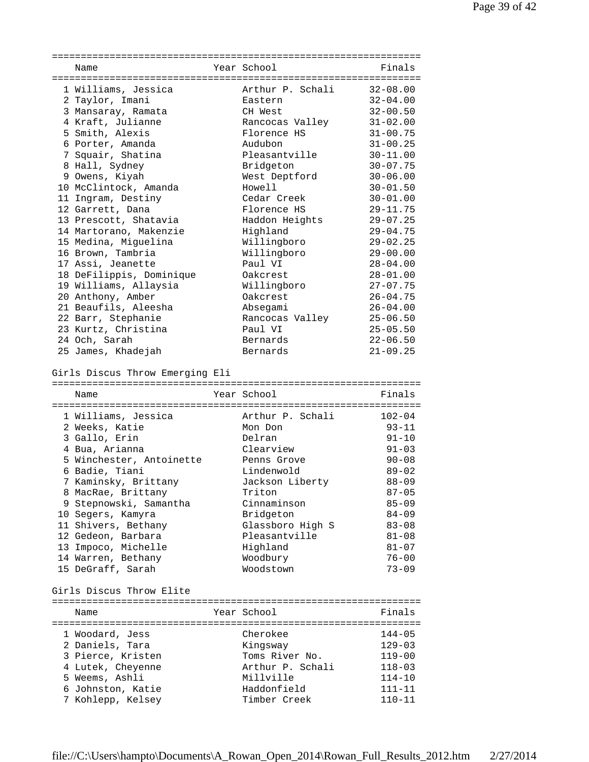| Name | Year | School | Finals |
|---|---|---|---|
| 1 Williams, Jessica | | Arthur P. Schali | 32-08.00 |
| 2 Taylor, Imani | | Eastern | 32-04.00 |
| 3 Mansaray, Ramata | | CH West | 32-00.50 |
| 4 Kraft, Julianne | | Rancocas Valley | 31-02.00 |
| 5 Smith, Alexis | | Florence HS | 31-00.75 |
| 6 Porter, Amanda | | Audubon | 31-00.25 |
| 7 Squair, Shatina | | Pleasantville | 30-11.00 |
| 8 Hall, Sydney | | Bridgeton | 30-07.75 |
| 9 Owens, Kiyah | | West Deptford | 30-06.00 |
| 10 McClintock, Amanda | | Howell | 30-01.50 |
| 11 Ingram, Destiny | | Cedar Creek | 30-01.00 |
| 12 Garrett, Dana | | Florence HS | 29-11.75 |
| 13 Prescott, Shatavia | | Haddon Heights | 29-07.25 |
| 14 Martorano, Makenzie | | Highland | 29-04.75 |
| 15 Medina, Miguelina | | Willingboro | 29-02.25 |
| 16 Brown, Tambria | | Willingboro | 29-00.00 |
| 17 Assi, Jeanette | | Paul VI | 28-04.00 |
| 18 DeFilippis, Dominique | | Oakcrest | 28-01.00 |
| 19 Williams, Allaysia | | Willingboro | 27-07.75 |
| 20 Anthony, Amber | | Oakcrest | 26-04.75 |
| 21 Beaufils, Aleesha | | Absegami | 26-04.00 |
| 22 Barr, Stephanie | | Rancocas Valley | 25-06.50 |
| 23 Kurtz, Christina | | Paul VI | 25-05.50 |
| 24 Och, Sarah | | Bernards | 22-06.50 |
| 25 James, Khadejah | | Bernards | 21-09.25 |

Girls Discus Throw Emerging Eli

| Name | Year | School | Finals |
|---|---|---|---|
| 1 Williams, Jessica | | Arthur P. Schali | 102-04 |
| 2 Weeks, Katie | | Mon Don | 93-11 |
| 3 Gallo, Erin | | Delran | 91-10 |
| 4 Bua, Arianna | | Clearview | 91-03 |
| 5 Winchester, Antoinette | | Penns Grove | 90-08 |
| 6 Badie, Tiani | | Lindenwold | 89-02 |
| 7 Kaminsky, Brittany | | Jackson Liberty | 88-09 |
| 8 MacRae, Brittany | | Triton | 87-05 |
| 9 Stepnowski, Samantha | | Cinnaminson | 85-09 |
| 10 Segers, Kamyra | | Bridgeton | 84-09 |
| 11 Shivers, Bethany | | Glassboro High S | 83-08 |
| 12 Gedeon, Barbara | | Pleasantville | 81-08 |
| 13 Impoco, Michelle | | Highland | 81-07 |
| 14 Warren, Bethany | | Woodbury | 76-00 |
| 15 DeGraff, Sarah | | Woodstown | 73-09 |

Girls Discus Throw Elite

| Name | Year | School | Finals |
|---|---|---|---|
| 1 Woodard, Jess | | Cherokee | 144-05 |
| 2 Daniels, Tara | | Kingsway | 129-03 |
| 3 Pierce, Kristen | | Toms River No. | 119-00 |
| 4 Lutek, Cheyenne | | Arthur P. Schali | 118-03 |
| 5 Weems, Ashli | | Millville | 114-10 |
| 6 Johnston, Katie | | Haddonfield | 111-11 |
| 7 Kohlepp, Kelsey | | Timber Creek | 110-11 |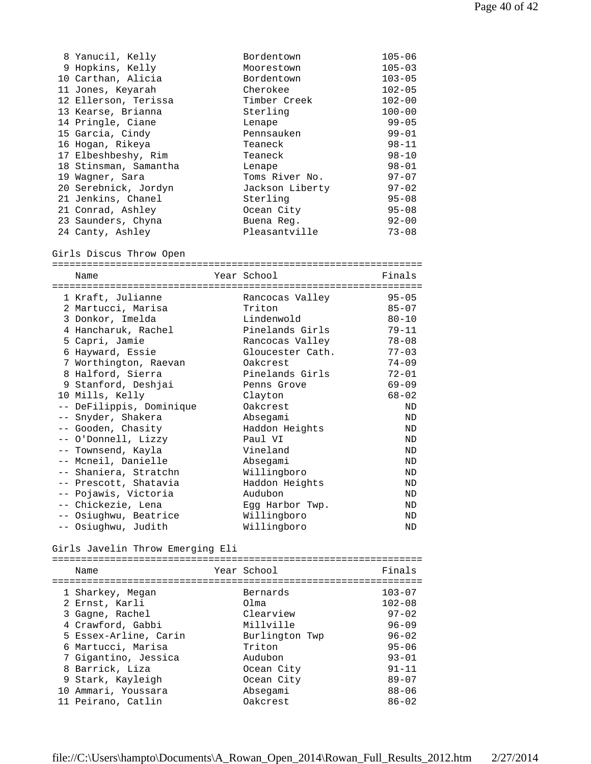| Place | Name | Year | School | Finals |
|---|---|---|---|---|
| 8 | Yanucil, Kelly | | Bordentown | 105-06 |
| 9 | Hopkins, Kelly | | Moorestown | 105-03 |
| 10 | Carthan, Alicia | | Bordentown | 103-05 |
| 11 | Jones, Keyarah | | Cherokee | 102-05 |
| 12 | Ellerson, Terissa | | Timber Creek | 102-00 |
| 13 | Kearse, Brianna | | Sterling | 100-00 |
| 14 | Pringle, Ciane | | Lenape | 99-05 |
| 15 | Garcia, Cindy | | Pennsauken | 99-01 |
| 16 | Hogan, Rikeya | | Teaneck | 98-11 |
| 17 | Elbeshbeshy, Rim | | Teaneck | 98-10 |
| 18 | Stinsman, Samantha | | Lenape | 98-01 |
| 19 | Wagner, Sara | | Toms River No. | 97-07 |
| 20 | Serebnick, Jordyn | | Jackson Liberty | 97-02 |
| 21 | Jenkins, Chanel | | Sterling | 95-08 |
| 21 | Conrad, Ashley | | Ocean City | 95-08 |
| 23 | Saunders, Chyna | | Buena Reg. | 92-00 |
| 24 | Canty, Ashley | | Pleasantville | 73-08 |

## Girls Discus Throw Open

| Place | Name | Year | School | Finals |
|---|---|---|---|---|
| 1 | Kraft, Julianne | | Rancocas Valley | 95-05 |
| 2 | Martucci, Marisa | | Triton | 85-07 |
| 3 | Donkor, Imelda | | Lindenwold | 80-10 |
| 4 | Hancharuk, Rachel | | Pinelands Girls | 79-11 |
| 5 | Capri, Jamie | | Rancocas Valley | 78-08 |
| 6 | Hayward, Essie | | Gloucester Cath. | 77-03 |
| 7 | Worthington, Raevan | | Oakcrest | 74-09 |
| 8 | Halford, Sierra | | Pinelands Girls | 72-01 |
| 9 | Stanford, Deshjai | | Penns Grove | 69-09 |
| 10 | Mills, Kelly | | Clayton | 68-02 |
| -- | DeFilippis, Dominique | | Oakcrest | ND |
| -- | Snyder, Shakera | | Absegami | ND |
| -- | Gooden, Chasity | | Haddon Heights | ND |
| -- | O'Donnell, Lizzy | | Paul VI | ND |
| -- | Townsend, Kayla | | Vineland | ND |
| -- | Mcneil, Danielle | | Absegami | ND |
| -- | Shaniera, Stratchn | | Willingboro | ND |
| -- | Prescott, Shatavia | | Haddon Heights | ND |
| -- | Pojawis, Victoria | | Audubon | ND |
| -- | Chickezie, Lena | | Egg Harbor Twp. | ND |
| -- | Osiughwu, Beatrice | | Willingboro | ND |
| -- | Osiughwu, Judith | | Willingboro | ND |

## Girls Javelin Throw Emerging Eli

| Place | Name | Year | School | Finals |
|---|---|---|---|---|
| 1 | Sharkey, Megan | | Bernards | 103-07 |
| 2 | Ernst, Karli | | Olma | 102-08 |
| 3 | Gagne, Rachel | | Clearview | 97-02 |
| 4 | Crawford, Gabbi | | Millville | 96-09 |
| 5 | Essex-Arline, Carin | | Burlington Twp | 96-02 |
| 6 | Martucci, Marisa | | Triton | 95-06 |
| 7 | Gigantino, Jessica | | Audubon | 93-01 |
| 8 | Barrick, Liza | | Ocean City | 91-11 |
| 9 | Stark, Kayleigh | | Ocean City | 89-07 |
| 10 | Ammari, Youssara | | Absegami | 88-06 |
| 11 | Peirano, Catlin | | Oakcrest | 86-02 |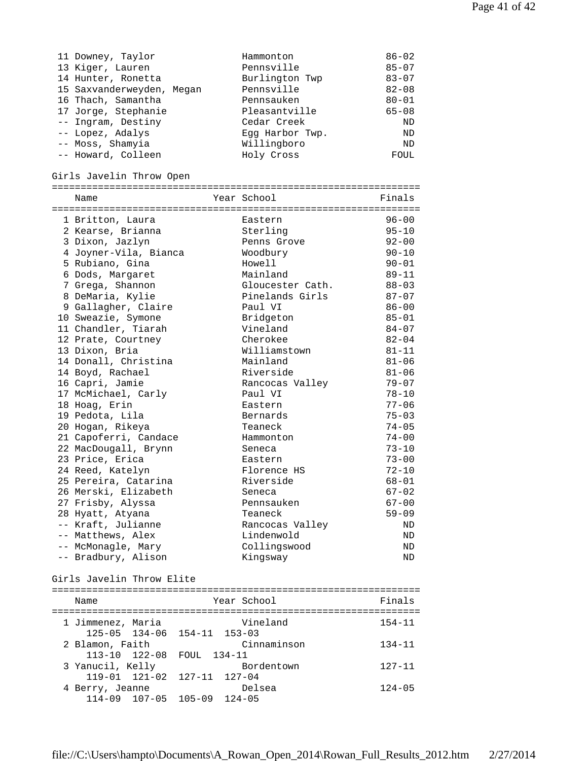| Place | Name | Year | School | Finals |
|---|---|---|---|---|
| 11 | Downey, Taylor | | Hammonton | 86-02 |
| 13 | Kiger, Lauren | | Pennsville | 85-07 |
| 14 | Hunter, Ronetta | | Burlington Twp | 83-07 |
| 15 | Saxvanderweyden, Megan | | Pennsville | 82-08 |
| 16 | Thach, Samantha | | Pennsauken | 80-01 |
| 17 | Jorge, Stephanie | | Pleasantville | 65-08 |
| -- | Ingram, Destiny | | Cedar Creek | ND |
| -- | Lopez, Adalys | | Egg Harbor Twp. | ND |
| -- | Moss, Shamyia | | Willingboro | ND |
| -- | Howard, Colleen | | Holy Cross | FOUL |

## Girls Javelin Throw Open

| Place | Name | Year | School | Finals |
|---|---|---|---|---|
| 1 | Britton, Laura | | Eastern | 96-00 |
| 2 | Kearse, Brianna | | Sterling | 95-10 |
| 3 | Dixon, Jazlyn | | Penns Grove | 92-00 |
| 4 | Joyner-Vila, Bianca | | Woodbury | 90-10 |
| 5 | Rubiano, Gina | | Howell | 90-01 |
| 6 | Dods, Margaret | | Mainland | 89-11 |
| 7 | Grega, Shannon | | Gloucester Cath. | 88-03 |
| 8 | DeMaria, Kylie | | Pinelands Girls | 87-07 |
| 9 | Gallagher, Claire | | Paul VI | 86-00 |
| 10 | Sweazie, Symone | | Bridgeton | 85-01 |
| 11 | Chandler, Tiarah | | Vineland | 84-07 |
| 12 | Prate, Courtney | | Cherokee | 82-04 |
| 13 | Dixon, Bria | | Williamstown | 81-11 |
| 14 | Donall, Christina | | Mainland | 81-06 |
| 14 | Boyd, Rachael | | Riverside | 81-06 |
| 16 | Capri, Jamie | | Rancocas Valley | 79-07 |
| 17 | McMichael, Carly | | Paul VI | 78-10 |
| 18 | Hoag, Erin | | Eastern | 77-06 |
| 19 | Pedota, Lila | | Bernards | 75-03 |
| 20 | Hogan, Rikeya | | Teaneck | 74-05 |
| 21 | Capoferri, Candace | | Hammonton | 74-00 |
| 22 | MacDougall, Brynn | | Seneca | 73-10 |
| 23 | Price, Erica | | Eastern | 73-00 |
| 24 | Reed, Katelyn | | Florence HS | 72-10 |
| 25 | Pereira, Catarina | | Riverside | 68-01 |
| 26 | Merski, Elizabeth | | Seneca | 67-02 |
| 27 | Frisby, Alyssa | | Pennsauken | 67-00 |
| 28 | Hyatt, Atyana | | Teaneck | 59-09 |
| -- | Kraft, Julianne | | Rancocas Valley | ND |
| -- | Matthews, Alex | | Lindenwold | ND |
| -- | McMonagle, Mary | | Collingswood | ND |
| -- | Bradbury, Alison | | Kingsway | ND |

## Girls Javelin Throw Elite

| Place | Name | Year | School | Finals |
|---|---|---|---|---|
| 1 | Jimmenez, Maria | | Vineland | 154-11 |
| | 125-05 134-06 154-11 153-03 | | | |
| 2 | Blamon, Faith | | Cinnaminson | 134-11 |
| | 113-10 122-08 FOUL 134-11 | | | |
| 3 | Yanucil, Kelly | | Bordentown | 127-11 |
| | 119-01 121-02 127-11 127-04 | | | |
| 4 | Berry, Jeanne | | Delsea | 124-05 |
| | 114-09 107-05 105-09 124-05 | | | |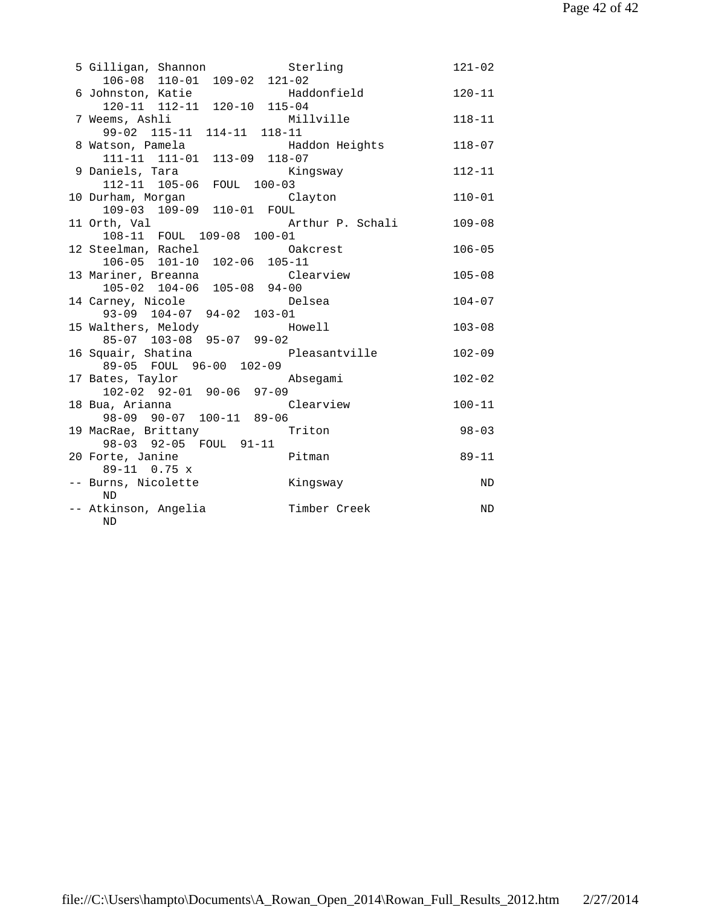```
  5 Gilligan, Shannon           Sterling                121-02
     106-08  110-01  109-02  121-02
  6 Johnston, Katie             Haddonfield             120-11
     120-11  112-11  120-10  115-04
  7 Weems, Ashli                Millville               118-11
     99-02  115-11  114-11  118-11
  8 Watson, Pamela              Haddon Heights          118-07
     111-11  111-01  113-09  118-07
  9 Daniels, Tara               Kingsway                112-11
     112-11  105-06  FOUL  100-03
 10 Durham, Morgan              Clayton                 110-01
     109-03  109-09  110-01  FOUL
 11 Orth, Val                   Arthur P. Schali        109-08
     108-11  FOUL  109-08  100-01
 12 Steelman, Rachel            Oakcrest                106-05
     106-05  101-10  102-06  105-11
 13 Mariner, Breanna            Clearview               105-08
     105-02  104-06  105-08  94-00
 14 Carney, Nicole              Delsea                  104-07
     93-09  104-07  94-02  103-01
 15 Walthers, Melody            Howell                  103-08
     85-07  103-08  95-07  99-02
 16 Squair, Shatina             Pleasantville           102-09
     89-05  FOUL  96-00  102-09
 17 Bates, Taylor               Absegami                102-02
     102-02  92-01  90-06  97-09
 18 Bua, Arianna                Clearview               100-11
     98-09  90-07  100-11  89-06
 19 MacRae, Brittany            Triton                   98-03
     98-03  92-05  FOUL  91-11
 20 Forte, Janine               Pitman                   89-11
     89-11  0.75 x
 -- Burns, Nicolette            Kingsway                    ND
     ND
 -- Atkinson, Angelia           Timber Creek                ND
     ND
```